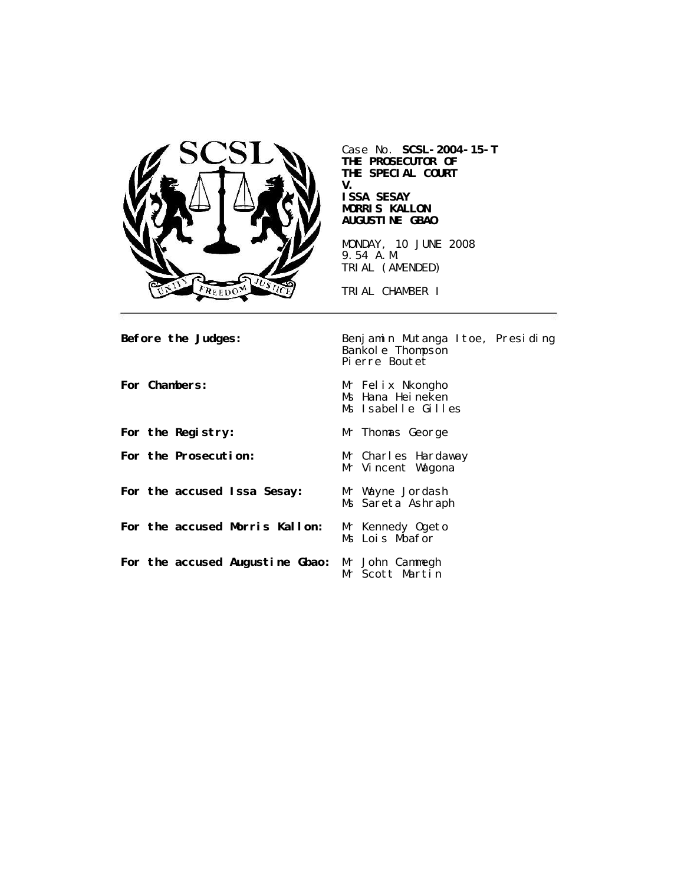Case No. **SCSL-2004-15-T**
**THE PROSECUTOR OF THE SPECIAL COURT**
**V.**
**ISSA SESAY**
**MORRIS KALLON**
**AUGUSTINE GBAO**

MONDAY, 10 JUNE 2008
9.54 A.M.
TRIAL (AMENDED)

TRIAL CHAMBER I

---

**Before the Judges:** Benjamin Mutanga Itoe, Presiding
Bankole Thompson
Pierre Boutet

**For Chambers:** Mr Felix Nkongho
Ms Hana Heineken
Ms Isabelle Gilles

**For the Registry:** Mr Thomas George

**For the Prosecution:** Mr Charles Hardaway
Mr Vincent Wagona

**For the accused Issa Sesay:** Mr Wayne Jordash
Ms Sareta Ashraph

**For the accused Morris Kallon:** Mr Kennedy Ogeto
Ms Lois Mbafor

**For the accused Augustine Gbao:** Mr John Cammegh
Mr Scott Martin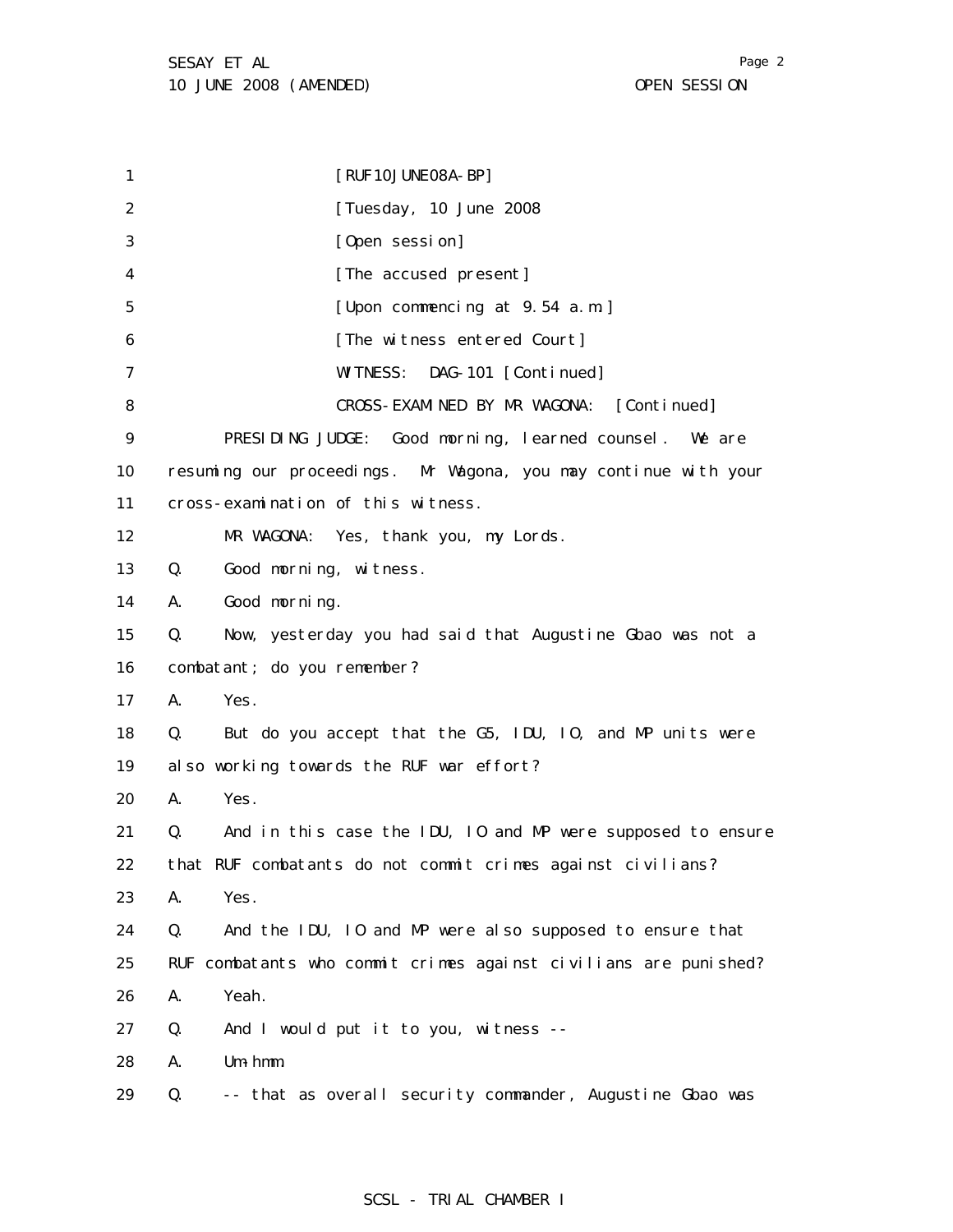[RUF10JUNE08A-BP]

[Tuesday, 10 June 2008]

[Open session]

[The accused present]

[Upon commencing at 9.54 a.m.]

[The witness entered Court]

WITNESS: DAG-101 [Continued]

CROSS-EXAMINED BY MR WAGONA: [Continued]

PRESIDING JUDGE: Good morning, learned counsel. We are resuming our proceedings. Mr Wagona, you may continue with your cross-examination of this witness.

MR WAGONA: Yes, thank you, my Lords.

Q. Good morning, witness.

A. Good morning.

Q. Now, yesterday you had said that Augustine Gbao was not a combatant; do you remember?

A. Yes.

Q. But do you accept that the G5, IDU, IO, and MP units were also working towards the RUF war effort?

A. Yes.

Q. And in this case the IDU, IO and MP were supposed to ensure that RUF combatants do not commit crimes against civilians?

A. Yes.

Q. And the IDU, IO and MP were also supposed to ensure that RUF combatants who commit crimes against civilians are punished?

A. Yeah.

Q. And I would put it to you, witness --

A. Um-hmm.

Q. -- that as overall security commander, Augustine Gbao was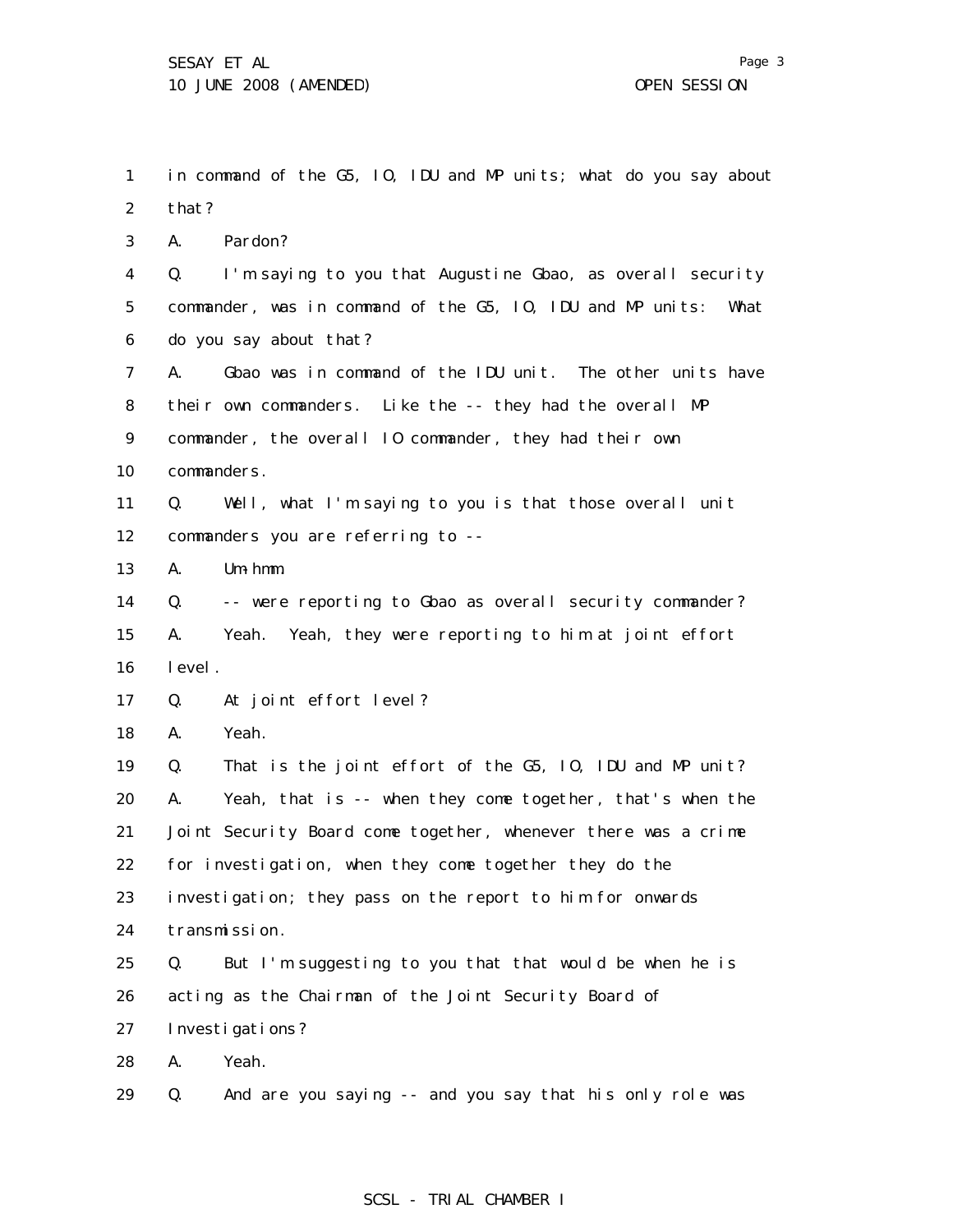in command of the G5, IO, IDU and MP units; what do you say about that?

A. Pardon?

Q. I'm saying to you that Augustine Gbao, as overall security commander, was in command of the G5, IO, IDU and MP units: What do you say about that?

A. Gbao was in command of the IDU unit. The other units have their own commanders. Like the -- they had the overall MP commander, the overall IO commander, they had their own commanders.

Q. Well, what I'm saying to you is that those overall unit commanders you are referring to --

A. Um-hmm.

Q. -- were reporting to Gbao as overall security commander?

A. Yeah. Yeah, they were reporting to him at joint effort level.

Q. At joint effort level?

A. Yeah.

Q. That is the joint effort of the G5, IO, IDU and MP unit?

A. Yeah, that is -- when they come together, that's when the Joint Security Board come together, whenever there was a crime for investigation, when they come together they do the investigation; they pass on the report to him for onwards transmission.

Q. But I'm suggesting to you that that would be when he is acting as the Chairman of the Joint Security Board of Investigations?

A. Yeah.

Q. And are you saying -- and you say that his only role was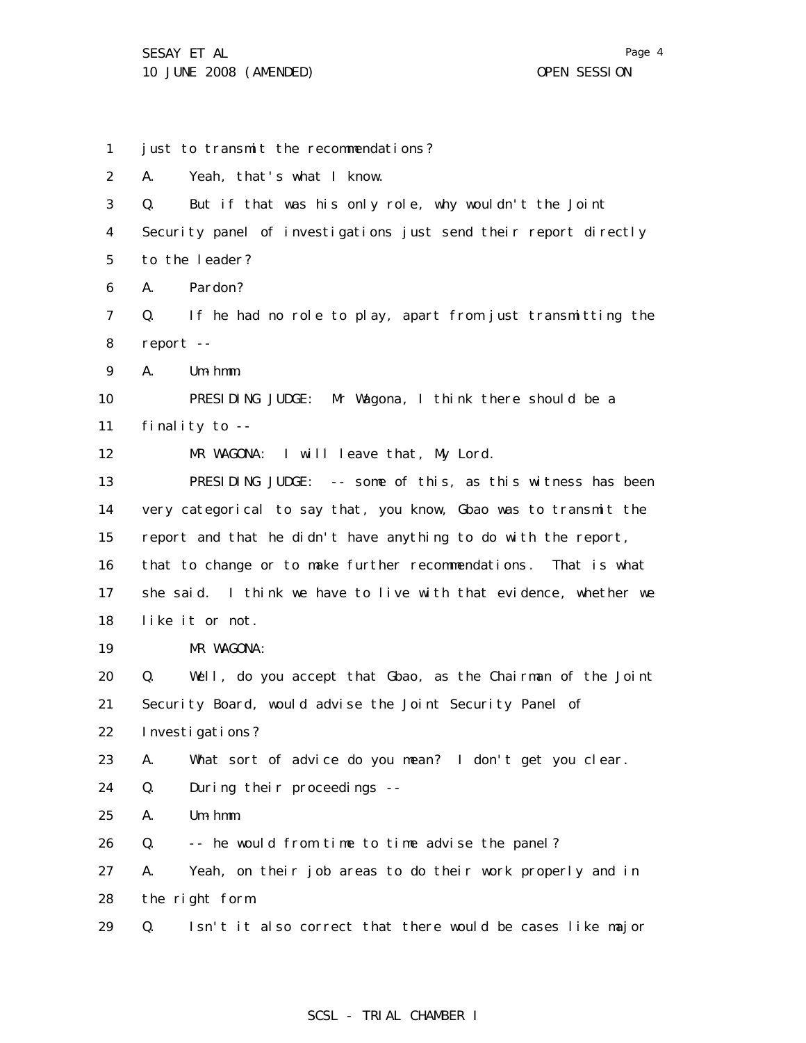1 just to transmit the recommendations?

2 A. Yeah, that's what I know.

3 Q. But if that was his only role, why wouldn't the Joint

4 Security panel of investigations just send their report directly

5 to the leader?

6 A. Pardon?

7 Q. If he had no role to play, apart from just transmitting the

8 report --

9 A. Um-hmm.

10 PRESIDING JUDGE: Mr Wagona, I think there should be a

11 finality to --

12 MR WAGONA: I will leave that, My Lord.

13 PRESIDING JUDGE: -- some of this, as this witness has been

14 very categorical to say that, you know, Gbao was to transmit the

15 report and that he didn't have anything to do with the report,

16 that to change or to make further recommendations. That is what

17 she said. I think we have to live with that evidence, whether we

18 like it or not.

19 MR WAGONA:

20 Q. Well, do you accept that Gbao, as the Chairman of the Joint

21 Security Board, would advise the Joint Security Panel of

22 Investigations?

23 A. What sort of advice do you mean? I don't get you clear.

24 Q. During their proceedings --

25 A. Um-hmm.

26 Q. -- he would from time to time advise the panel?

27 A. Yeah, on their job areas to do their work properly and in

28 the right form.

29 Q. Isn't it also correct that there would be cases like major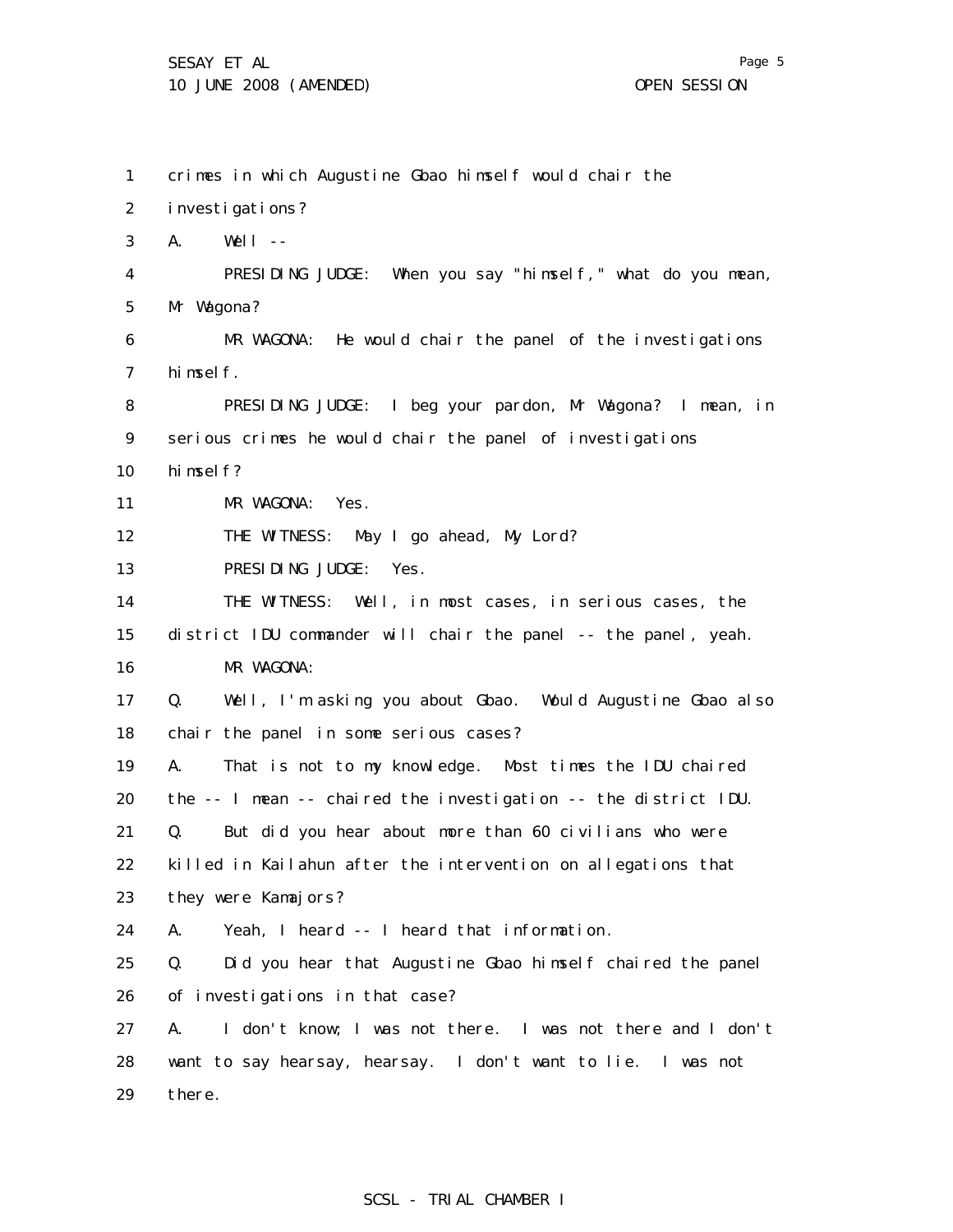crimes in which Augustine Gbao himself would chair the investigations?

A. Well --

PRESIDING JUDGE: When you say "himself," what do you mean, Mr Wagona?

MR WAGONA: He would chair the panel of the investigations himself.

PRESIDING JUDGE: I beg your pardon, Mr Wagona? I mean, in serious crimes he would chair the panel of investigations himself?

MR WAGONA: Yes.

THE WITNESS: May I go ahead, My Lord?

PRESIDING JUDGE: Yes.

THE WITNESS: Well, in most cases, in serious cases, the district IDU commander will chair the panel -- the panel, yeah.

MR WAGONA:

Q. Well, I'm asking you about Gbao. Would Augustine Gbao also chair the panel in some serious cases?

A. That is not to my knowledge. Most times the IDU chaired the -- I mean -- chaired the investigation -- the district IDU.

Q. But did you hear about more than 60 civilians who were killed in Kailahun after the intervention on allegations that they were Kamajors?

A. Yeah, I heard -- I heard that information.

Q. Did you hear that Augustine Gbao himself chaired the panel of investigations in that case?

A. I don't know; I was not there. I was not there and I don't want to say hearsay, hearsay. I don't want to lie. I was not there.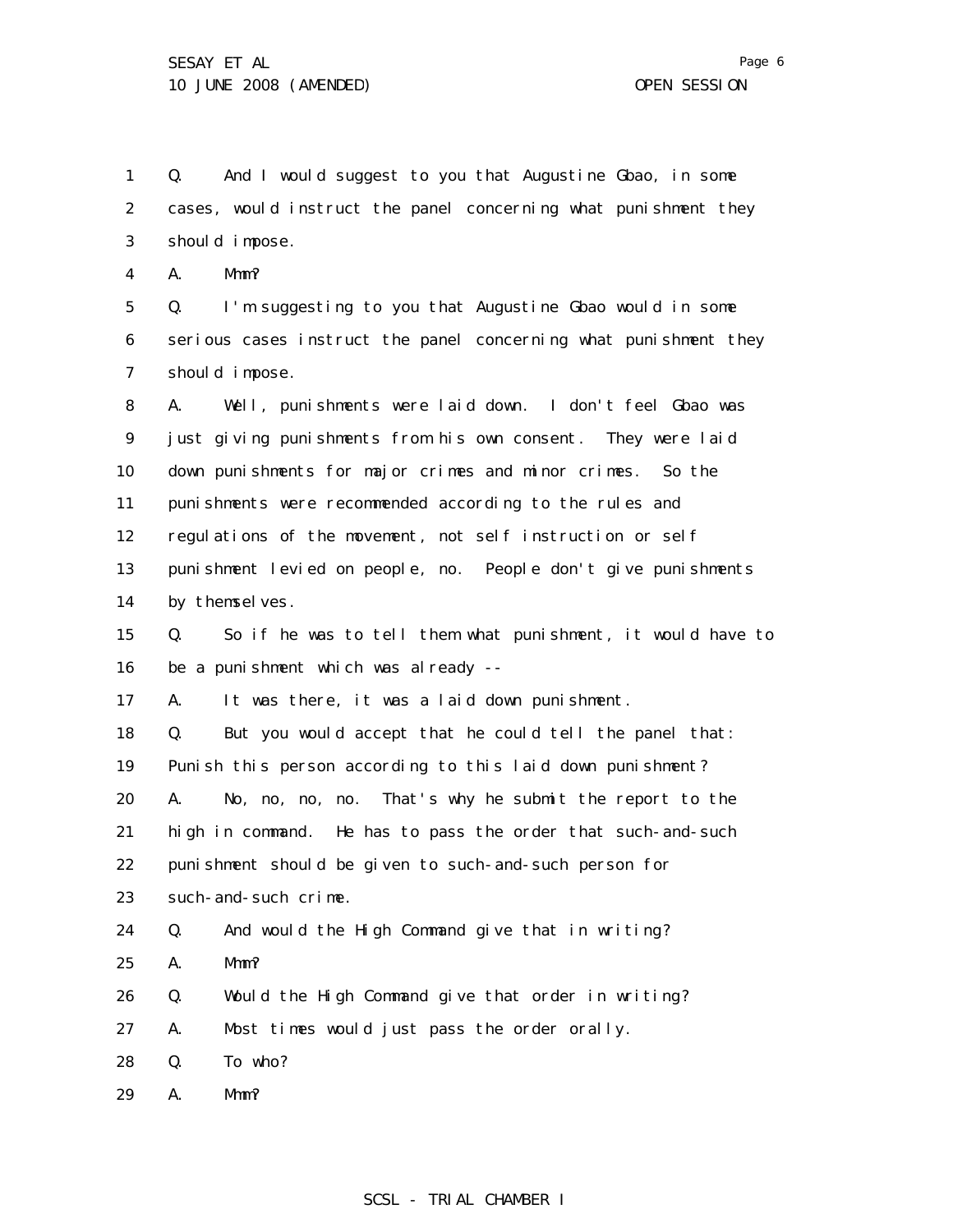Q. And I would suggest to you that Augustine Gbao, in some cases, would instruct the panel concerning what punishment they should impose.

A. Mmm?

Q. I'm suggesting to you that Augustine Gbao would in some serious cases instruct the panel concerning what punishment they should impose.

A. Well, punishments were laid down. I don't feel Gbao was just giving punishments from his own consent. They were laid down punishments for major crimes and minor crimes. So the punishments were recommended according to the rules and regulations of the movement, not self instruction or self punishment levied on people, no. People don't give punishments by themselves.

Q. So if he was to tell them what punishment, it would have to be a punishment which was already --

A. It was there, it was a laid down punishment.

Q. But you would accept that he could tell the panel that: Punish this person according to this laid down punishment?

A. No, no, no, no. That's why he submit the report to the high in command. He has to pass the order that such-and-such punishment should be given to such-and-such person for such-and-such crime.

Q. And would the High Command give that in writing?

A. Mmm?

Q. Would the High Command give that order in writing?

A. Most times would just pass the order orally.

Q. To who?

A. Mmm?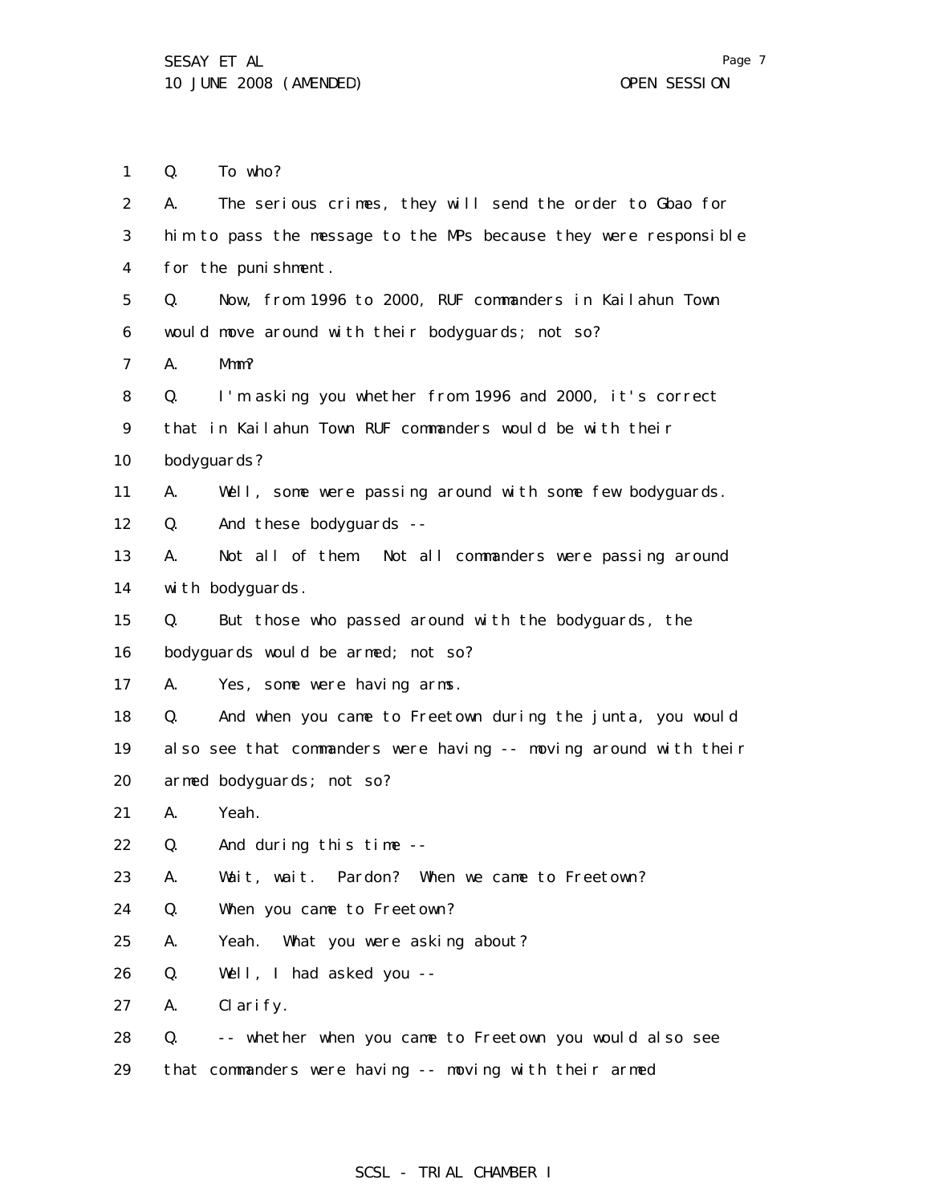1 Q. To who?

2 A. The serious crimes, they will send the order to Gbao for

3 him to pass the message to the MPs because they were responsible

4 for the punishment.

5 Q. Now, from 1996 to 2000, RUF commanders in Kailahun Town

6 would move around with their bodyguards; not so?

7 A. Mmm?

8 Q. I'm asking you whether from 1996 and 2000, it's correct

9 that in Kailahun Town RUF commanders would be with their

10 bodyguards?

11 A. Well, some were passing around with some few bodyguards.

12 Q. And these bodyguards --

13 A. Not all of them. Not all commanders were passing around

14 with bodyguards.

15 Q. But those who passed around with the bodyguards, the

16 bodyguards would be armed; not so?

17 A. Yes, some were having arms.

18 Q. And when you came to Freetown during the junta, you would

19 also see that commanders were having -- moving around with their

20 armed bodyguards; not so?

21 A. Yeah.

22 Q. And during this time --

23 A. Wait, wait. Pardon? When we came to Freetown?

24 Q. When you came to Freetown?

25 A. Yeah. What you were asking about?

26 Q. Well, I had asked you --

27 A. Clarify.

28 Q. -- whether when you came to Freetown you would also see

29 that commanders were having -- moving with their armed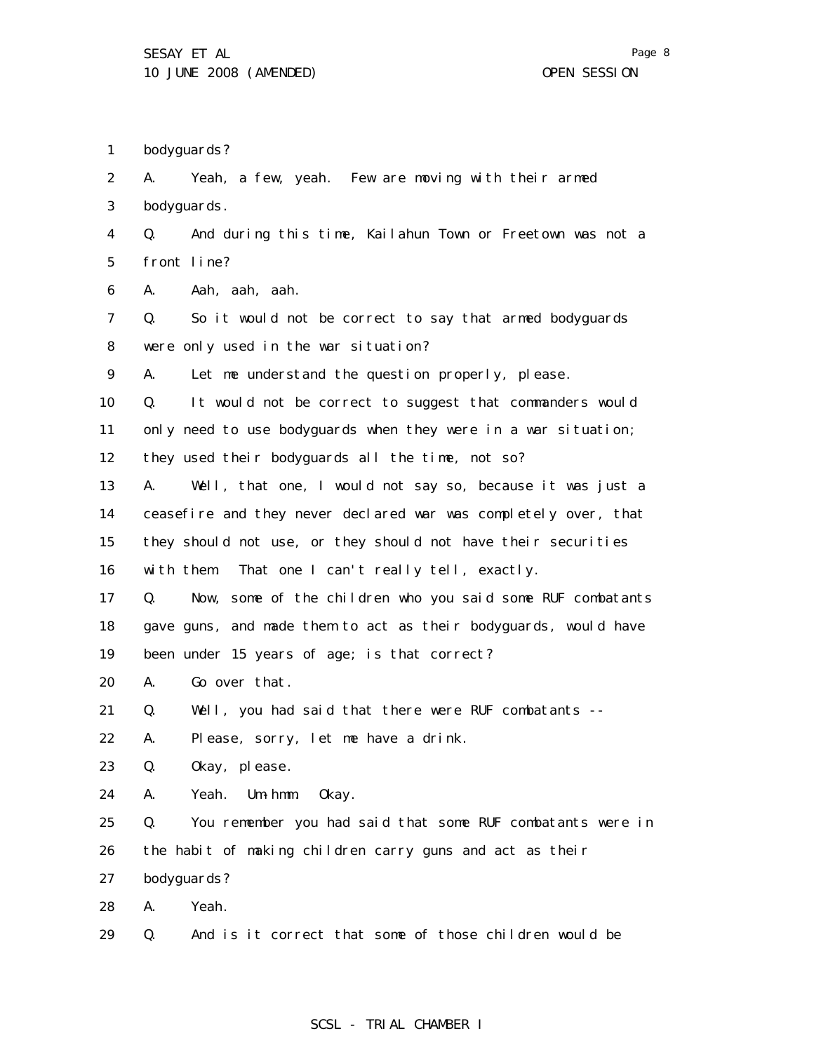bodyguards?

A. Yeah, a few, yeah. Few are moving with their armed bodyguards.

Q. And during this time, Kailahun Town or Freetown was not a front line?

A. Aah, aah, aah.

Q. So it would not be correct to say that armed bodyguards were only used in the war situation?

A. Let me understand the question properly, please.

Q. It would not be correct to suggest that commanders would only need to use bodyguards when they were in a war situation; they used their bodyguards all the time, not so?

A. Well, that one, I would not say so, because it was just a ceasefire and they never declared war was completely over, that they should not use, or they should not have their securities with them. That one I can't really tell, exactly.

Q. Now, some of the children who you said some RUF combatants gave guns, and made them to act as their bodyguards, would have been under 15 years of age; is that correct?

A. Go over that.

Q. Well, you had said that there were RUF combatants --

A. Please, sorry, let me have a drink.

Q. Okay, please.

A. Yeah. Um-hmm. Okay.

Q. You remember you had said that some RUF combatants were in the habit of making children carry guns and act as their bodyguards?

A. Yeah.

Q. And is it correct that some of those children would be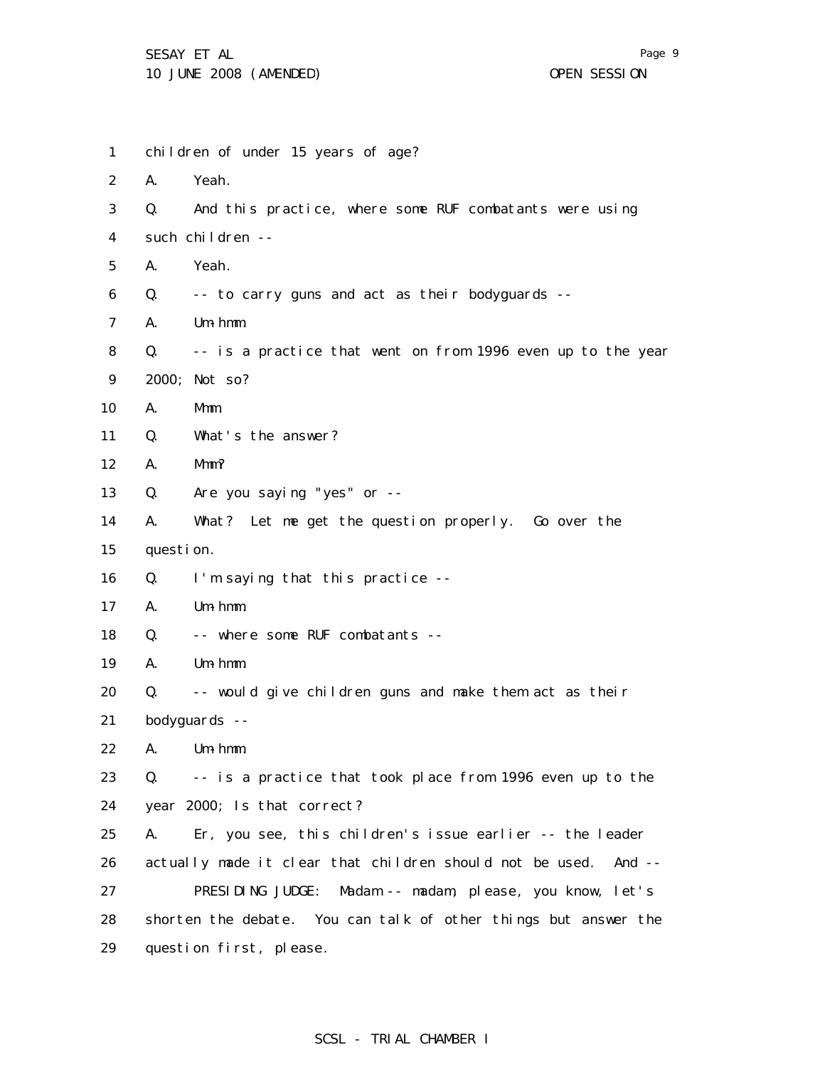children of under 15 years of age?

A. Yeah.

Q. And this practice, where some RUF combatants were using such children --

A. Yeah.

Q. -- to carry guns and act as their bodyguards --

A. Um-hmm.

Q. -- is a practice that went on from 1996 even up to the year 2000; Not so?

A. Mmm.

Q. What's the answer?

A. Mmm?

Q. Are you saying "yes" or --

A. What? Let me get the question properly. Go over the question.

Q. I'm saying that this practice --

A. Um-hmm.

Q. -- where some RUF combatants --

A. Um-hmm.

Q. -- would give children guns and make them act as their bodyguards --

A. Um-hmm.

Q. -- is a practice that took place from 1996 even up to the year 2000; Is that correct?

A. Er, you see, this children's issue earlier -- the leader actually made it clear that children should not be used. And --

PRESIDING JUDGE: Madam -- madam, please, you know, let's shorten the debate. You can talk of other things but answer the question first, please.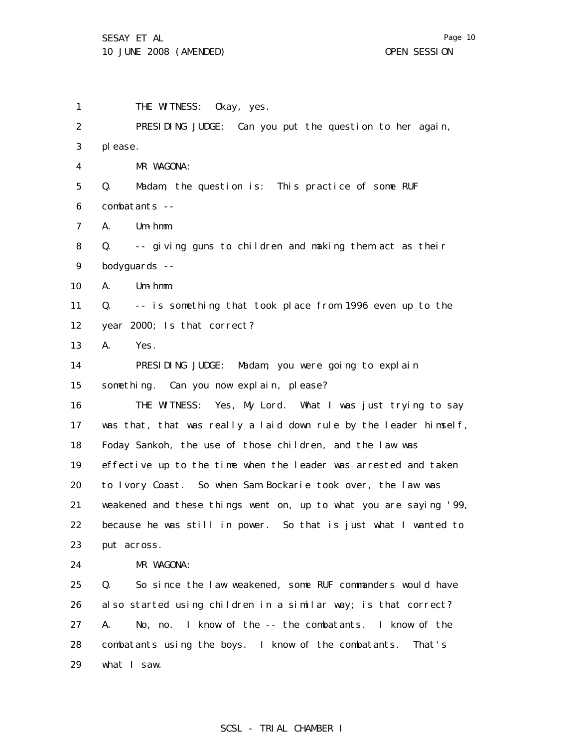1 THE WITNESS: Okay, yes.

2 PRESIDING JUDGE: Can you put the question to her again,

3 please.

4 MR WAGONA:

5 Q. Madam, the question is: This practice of some RUF

6 combatants --

7 A. Um-hmm.

8 Q. -- giving guns to children and making them act as their

9 bodyguards --

10 A. Um-hmm.

11 Q. -- is something that took place from 1996 even up to the

12 year 2000; Is that correct?

13 A. Yes.

14 PRESIDING JUDGE: Madam, you were going to explain

15 something. Can you now explain, please?

16 THE WITNESS: Yes, My Lord. What I was just trying to say

17 was that, that was really a laid down rule by the leader himself,

18 Foday Sankoh, the use of those children, and the law was

19 effective up to the time when the leader was arrested and taken

20 to Ivory Coast. So when Sam Bockarie took over, the law was

21 weakened and these things went on, up to what you are saying '99,

22 because he was still in power. So that is just what I wanted to

23 put across.

24 MR WAGONA:

25 Q. So since the law weakened, some RUF commanders would have

26 also started using children in a similar way; is that correct?

27 A. No, no. I know of the -- the combatants. I know of the

28 combatants using the boys. I know of the combatants. That's

29 what I saw.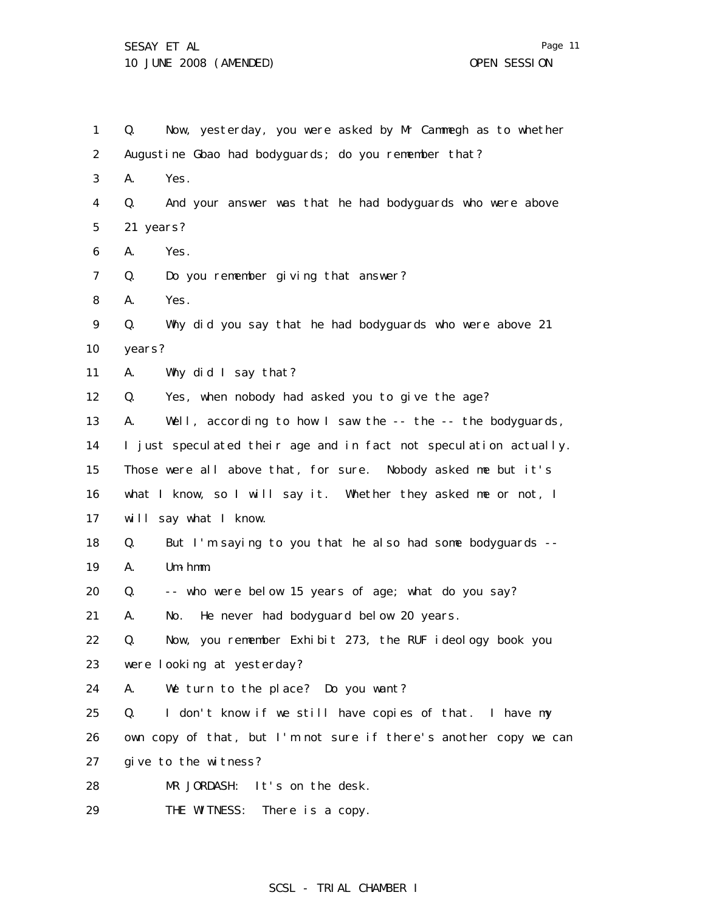1 Q. Now, yesterday, you were asked by Mr Cammegh as to whether
2 Augustine Gbao had bodyguards; do you remember that?
3 A. Yes.
4 Q. And your answer was that he had bodyguards who were above
5 21 years?
6 A. Yes.
7 Q. Do you remember giving that answer?
8 A. Yes.
9 Q. Why did you say that he had bodyguards who were above 21
10 years?
11 A. Why did I say that?
12 Q. Yes, when nobody had asked you to give the age?
13 A. Well, according to how I saw the -- the -- the bodyguards,
14 I just speculated their age and in fact not speculation actually.
15 Those were all above that, for sure. Nobody asked me but it's
16 what I know, so I will say it. Whether they asked me or not, I
17 will say what I know.
18 Q. But I'm saying to you that he also had some bodyguards --
19 A. Um-hmm.
20 Q. -- who were below 15 years of age; what do you say?
21 A. No. He never had bodyguard below 20 years.
22 Q. Now, you remember Exhibit 273, the RUF ideology book you
23 were looking at yesterday?
24 A. We turn to the place? Do you want?
25 Q. I don't know if we still have copies of that. I have my
26 own copy of that, but I'm not sure if there's another copy we can
27 give to the witness?
28 MR JORDASH: It's on the desk.
29 THE WITNESS: There is a copy.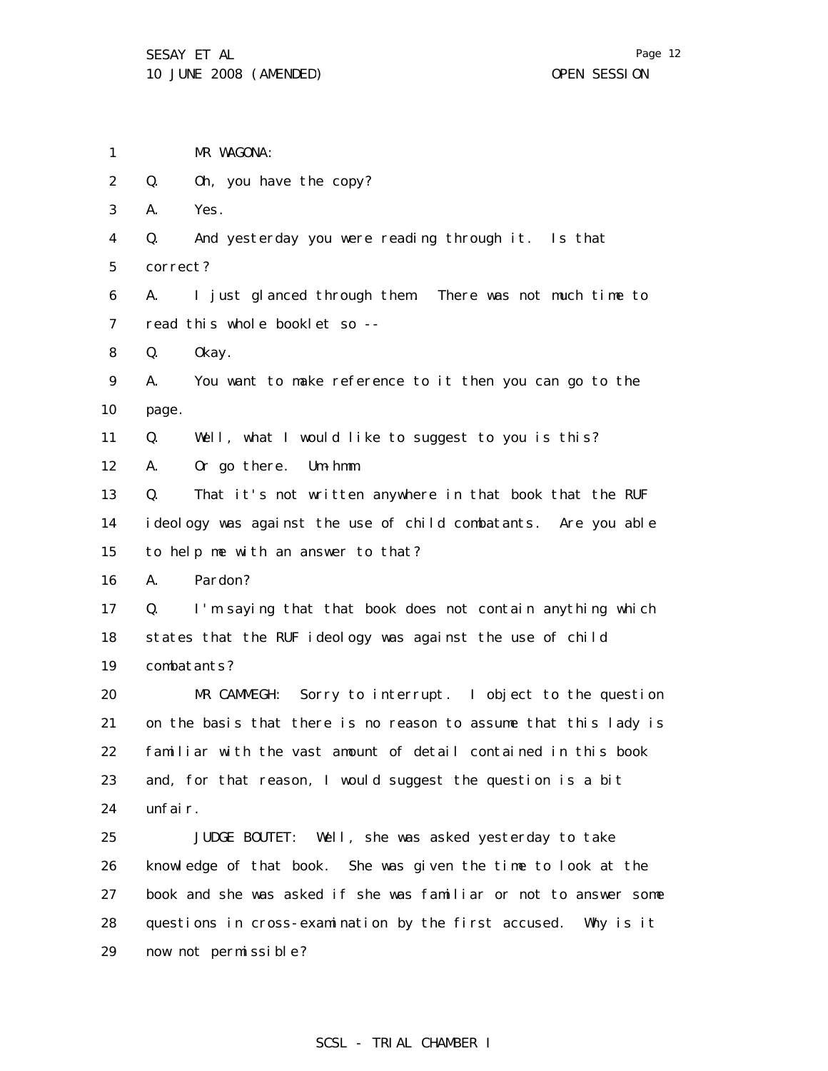MR WAGONA:

Q. Oh, you have the copy?

A. Yes.

Q. And yesterday you were reading through it. Is that correct?

A. I just glanced through them. There was not much time to read this whole booklet so --

Q. Okay.

A. You want to make reference to it then you can go to the page.

Q. Well, what I would like to suggest to you is this?

A. Or go there. Um-hmm.

Q. That it's not written anywhere in that book that the RUF ideology was against the use of child combatants. Are you able to help me with an answer to that?

A. Pardon?

Q. I'm saying that that book does not contain anything which states that the RUF ideology was against the use of child combatants?

MR CAMMEGH: Sorry to interrupt. I object to the question on the basis that there is no reason to assume that this lady is familiar with the vast amount of detail contained in this book and, for that reason, I would suggest the question is a bit unfair.

JUDGE BOUTET: Well, she was asked yesterday to take knowledge of that book. She was given the time to look at the book and she was asked if she was familiar or not to answer some questions in cross-examination by the first accused. Why is it now not permissible?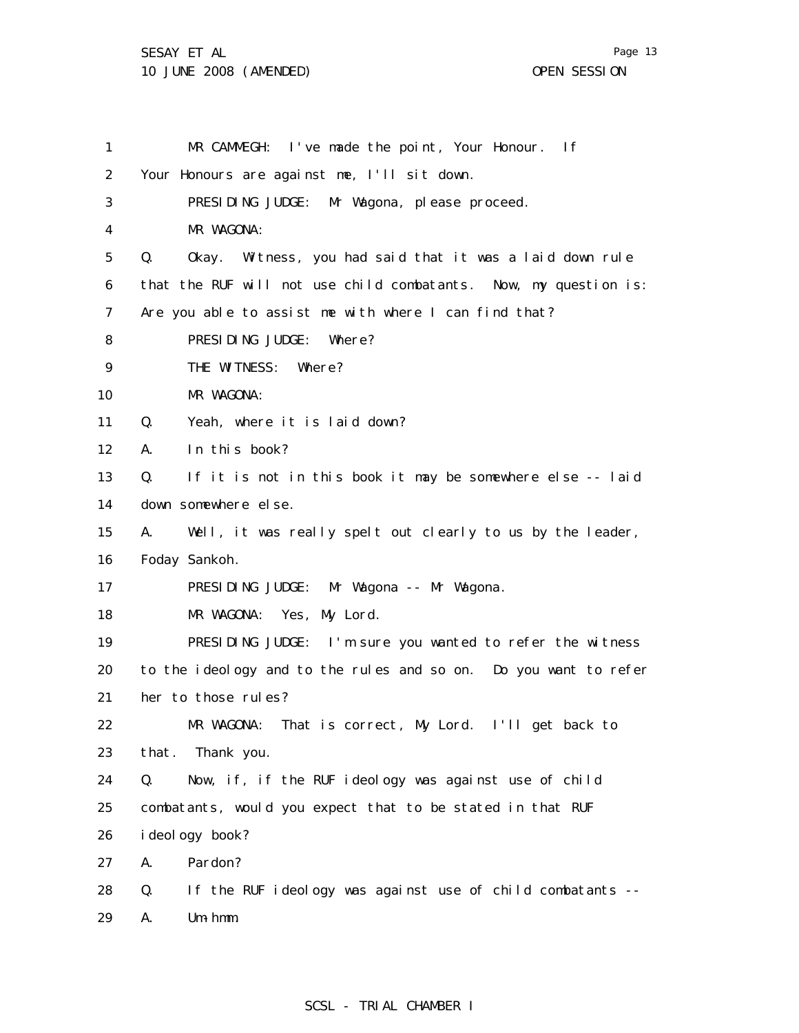1 MR CAMMEGH: I've made the point, Your Honour. If
2 Your Honours are against me, I'll sit down.
3 PRESIDING JUDGE: Mr Wagona, please proceed.
4 MR WAGONA:
5 Q. Okay. Witness, you had said that it was a laid down rule
6 that the RUF will not use child combatants. Now, my question is:
7 Are you able to assist me with where I can find that?
8 PRESIDING JUDGE: Where?
9 THE WITNESS: Where?
10 MR WAGONA:
11 Q. Yeah, where it is laid down?
12 A. In this book?
13 Q. If it is not in this book it may be somewhere else -- laid
14 down somewhere else.
15 A. Well, it was really spelt out clearly to us by the leader,
16 Foday Sankoh.
17 PRESIDING JUDGE: Mr Wagona -- Mr Wagona.
18 MR WAGONA: Yes, My Lord.
19 PRESIDING JUDGE: I'm sure you wanted to refer the witness
20 to the ideology and to the rules and so on. Do you want to refer
21 her to those rules?
22 MR WAGONA: That is correct, My Lord. I'll get back to
23 that. Thank you.
24 Q. Now, if, if the RUF ideology was against use of child
25 combatants, would you expect that to be stated in that RUF
26 ideology book?
27 A. Pardon?
28 Q. If the RUF ideology was against use of child combatants --
29 A. Um-hmm.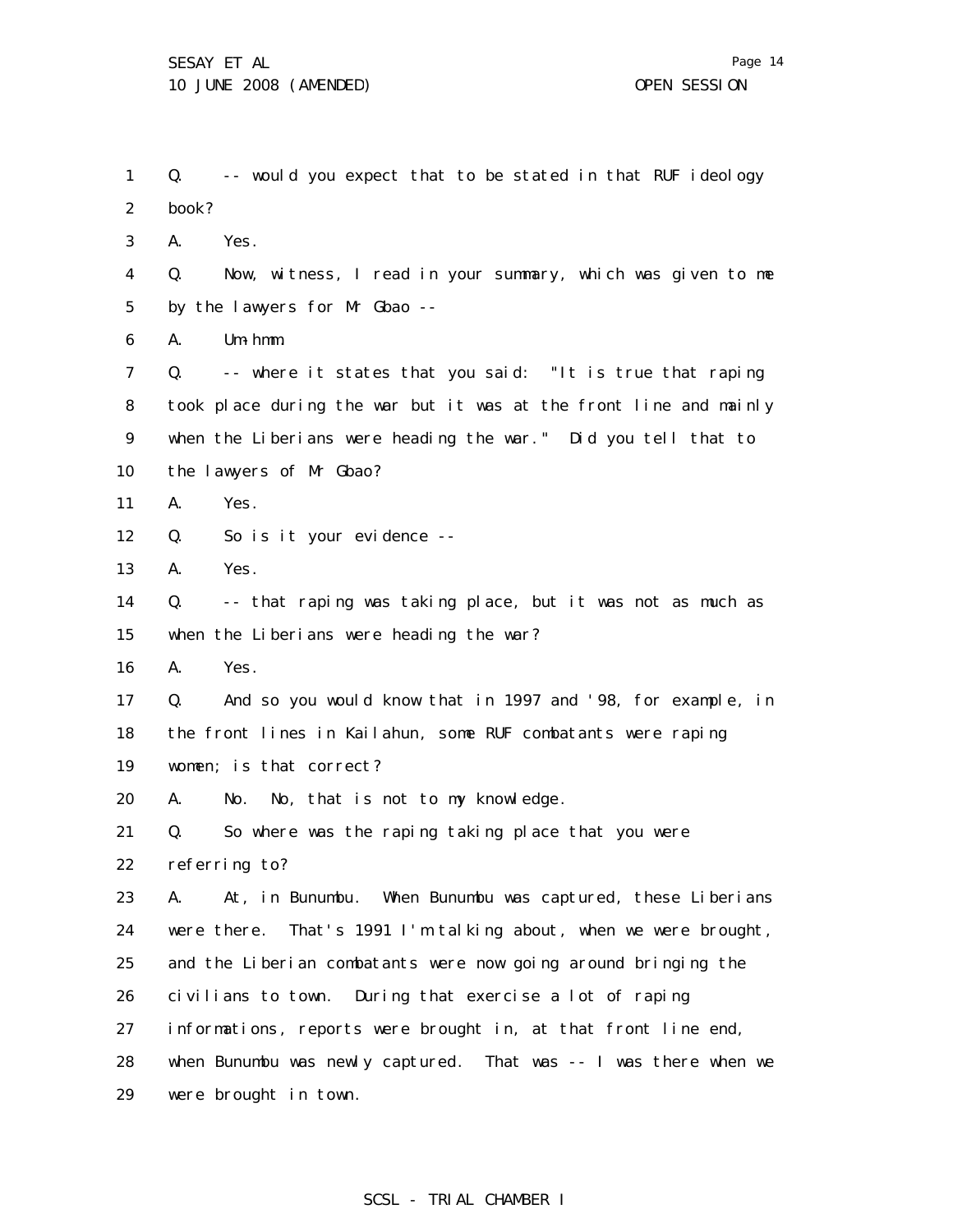1 Q. -- would you expect that to be stated in that RUF ideology
2 book?
3 A. Yes.
4 Q. Now, witness, I read in your summary, which was given to me
5 by the lawyers for Mr Gbao --
6 A. Um-hmm.
7 Q. -- where it states that you said: "It is true that raping
8 took place during the war but it was at the front line and mainly
9 when the Liberians were heading the war." Did you tell that to
10 the lawyers of Mr Gbao?
11 A. Yes.
12 Q. So is it your evidence --
13 A. Yes.
14 Q. -- that raping was taking place, but it was not as much as
15 when the Liberians were heading the war?
16 A. Yes.
17 Q. And so you would know that in 1997 and '98, for example, in
18 the front lines in Kailahun, some RUF combatants were raping
19 women; is that correct?
20 A. No. No, that is not to my knowledge.
21 Q. So where was the raping taking place that you were
22 referring to?
23 A. At, in Bunumbu. When Bunumbu was captured, these Liberians
24 were there. That's 1991 I'm talking about, when we were brought,
25 and the Liberian combatants were now going around bringing the
26 civilians to town. During that exercise a lot of raping
27 informations, reports were brought in, at that front line end,
28 when Bunumbu was newly captured. That was -- I was there when we
29 were brought in town.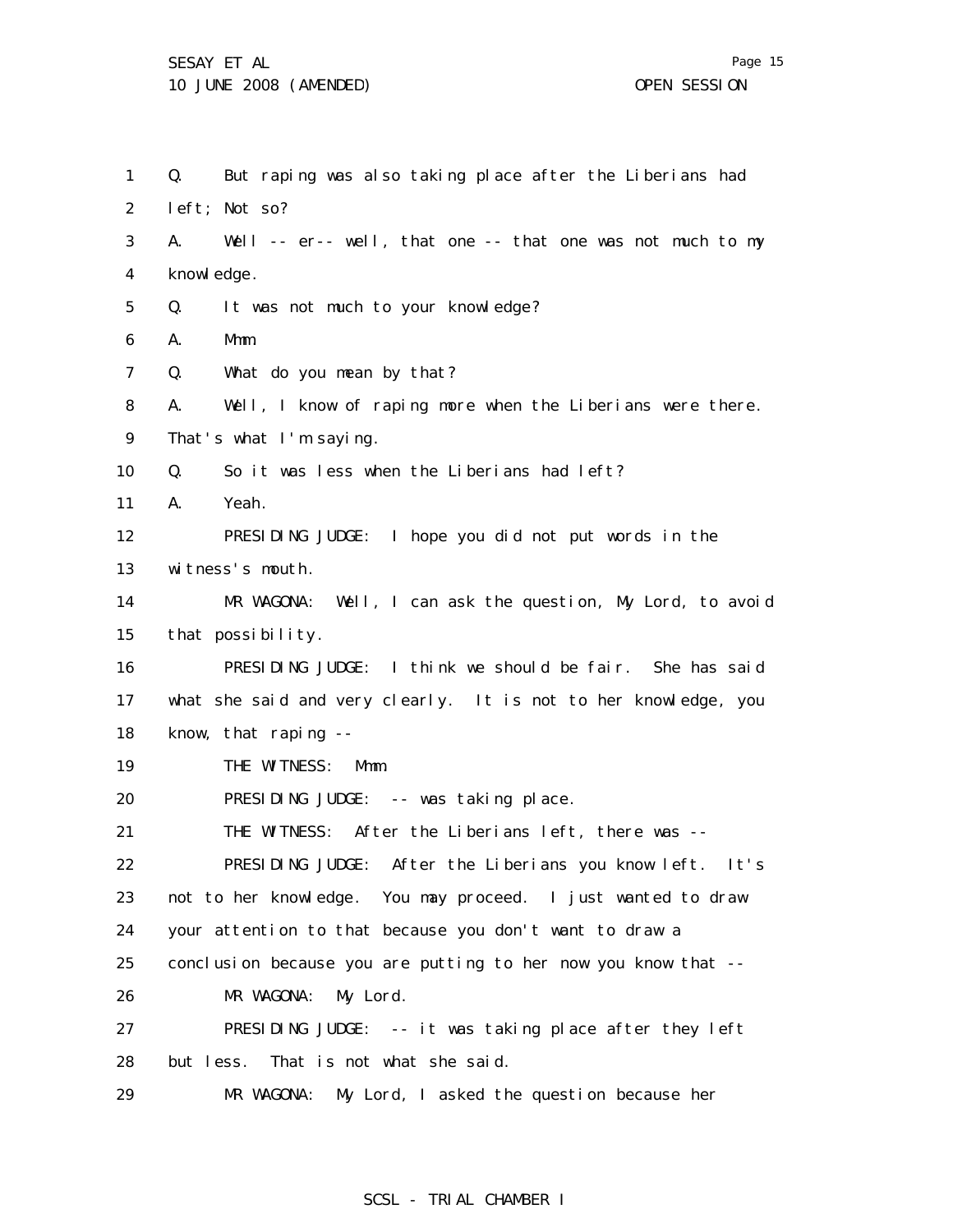1 Q. But raping was also taking place after the Liberians had
2 left; Not so?
3 A. Well -- er-- well, that one -- that one was not much to my
4 knowledge.
5 Q. It was not much to your knowledge?
6 A. Mmm.
7 Q. What do you mean by that?
8 A. Well, I know of raping more when the Liberians were there.
9 That's what I'm saying.
10 Q. So it was less when the Liberians had left?
11 A. Yeah.
12 PRESIDING JUDGE: I hope you did not put words in the
13 witness's mouth.
14 MR WAGONA: Well, I can ask the question, My Lord, to avoid
15 that possibility.
16 PRESIDING JUDGE: I think we should be fair. She has said
17 what she said and very clearly. It is not to her knowledge, you
18 know, that raping --
19 THE WITNESS: Mmm.
20 PRESIDING JUDGE: -- was taking place.
21 THE WITNESS: After the Liberians left, there was --
22 PRESIDING JUDGE: After the Liberians you know left. It's
23 not to her knowledge. You may proceed. I just wanted to draw
24 your attention to that because you don't want to draw a
25 conclusion because you are putting to her now you know that --
26 MR WAGONA: My Lord.
27 PRESIDING JUDGE: -- it was taking place after they left
28 but less. That is not what she said.
29 MR WAGONA: My Lord, I asked the question because her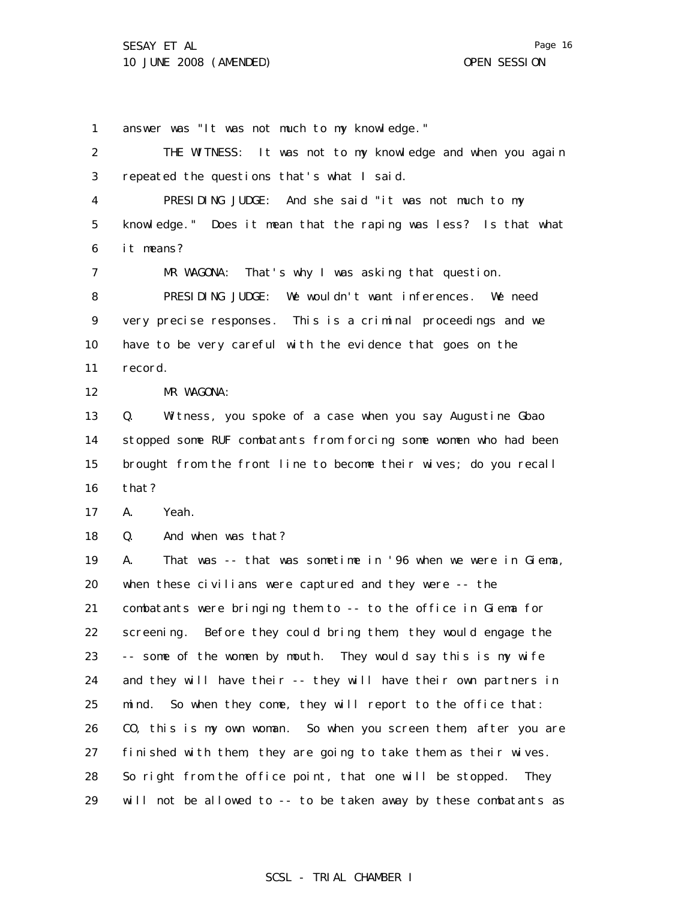answer was "It was not much to my knowledge."

THE WITNESS: It was not to my knowledge and when you again repeated the questions that's what I said.

PRESIDING JUDGE: And she said "it was not much to my knowledge." Does it mean that the raping was less? Is that what it means?

MR WAGONA: That's why I was asking that question.

PRESIDING JUDGE: We wouldn't want inferences. We need very precise responses. This is a criminal proceedings and we have to be very careful with the evidence that goes on the record.

MR WAGONA:

Q. Witness, you spoke of a case when you say Augustine Gbao stopped some RUF combatants from forcing some women who had been brought from the front line to become their wives; do you recall that?

A. Yeah.

Q. And when was that?

A. That was -- that was sometime in '96 when we were in Giema, when these civilians were captured and they were -- the combatants were bringing them to -- to the office in Giema for screening. Before they could bring them, they would engage the -- some of the women by mouth. They would say this is my wife and they will have their -- they will have their own partners in mind. So when they come, they will report to the office that: CO, this is my own woman. So when you screen them, after you are finished with them, they are going to take them as their wives. So right from the office point, that one will be stopped. They will not be allowed to -- to be taken away by these combatants as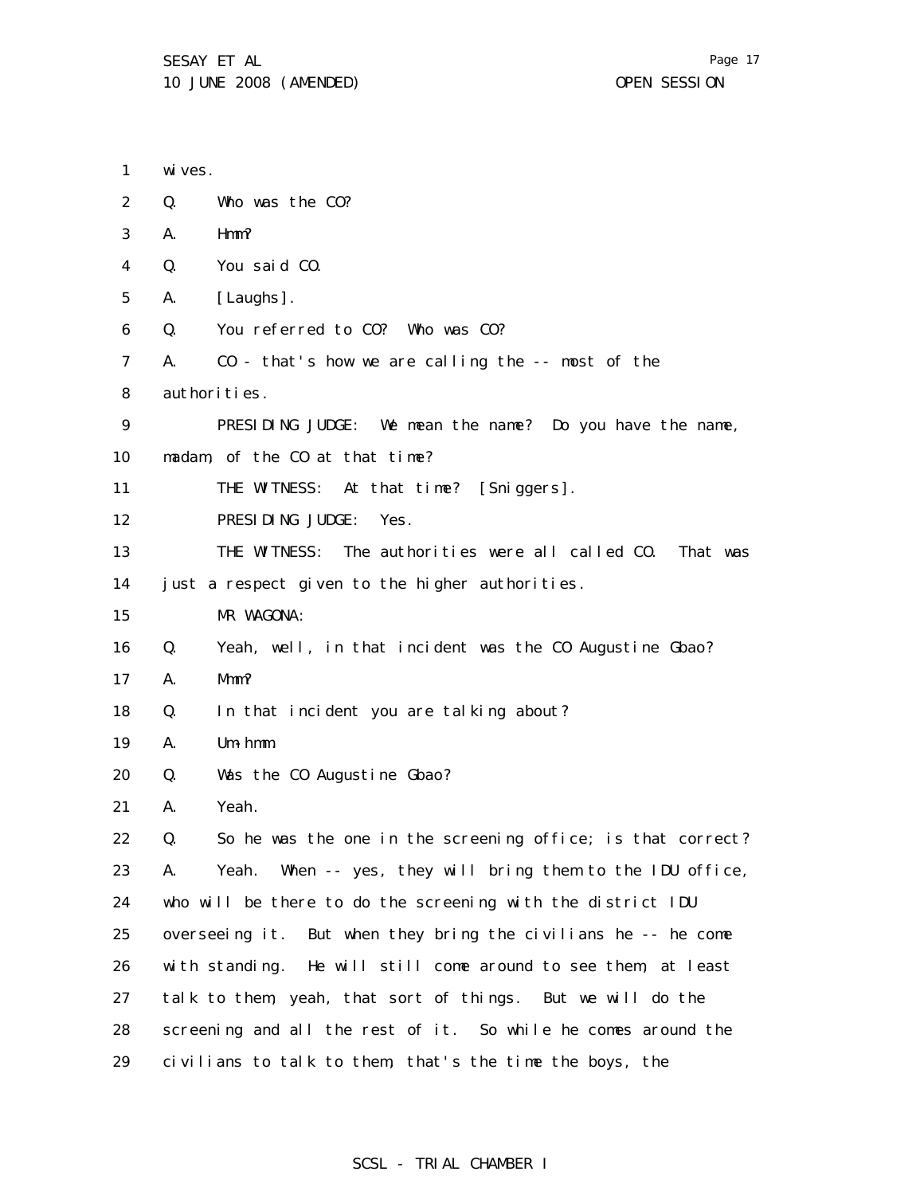wives.

Q. Who was the CO?

A. Hmm?

Q. You said CO.

A. [Laughs].

Q. You referred to CO? Who was CO?

A. CO - that's how we are calling the -- most of the authorities.

PRESIDING JUDGE: We mean the name? Do you have the name, madam, of the CO at that time?

THE WITNESS: At that time? [Sniggers].

PRESIDING JUDGE: Yes.

THE WITNESS: The authorities were all called CO. That was just a respect given to the higher authorities.

MR WAGONA:

Q. Yeah, well, in that incident was the CO Augustine Gbao?

A. Mmm?

Q. In that incident you are talking about?

A. Um-hmm.

Q. Was the CO Augustine Gbao?

A. Yeah.

Q. So he was the one in the screening office; is that correct?

A. Yeah. When -- yes, they will bring them to the IDU office, who will be there to do the screening with the district IDU overseeing it. But when they bring the civilians he -- he come with standing. He will still come around to see them, at least talk to them, yeah, that sort of things. But we will do the screening and all the rest of it. So while he comes around the civilians to talk to them, that's the time the boys, the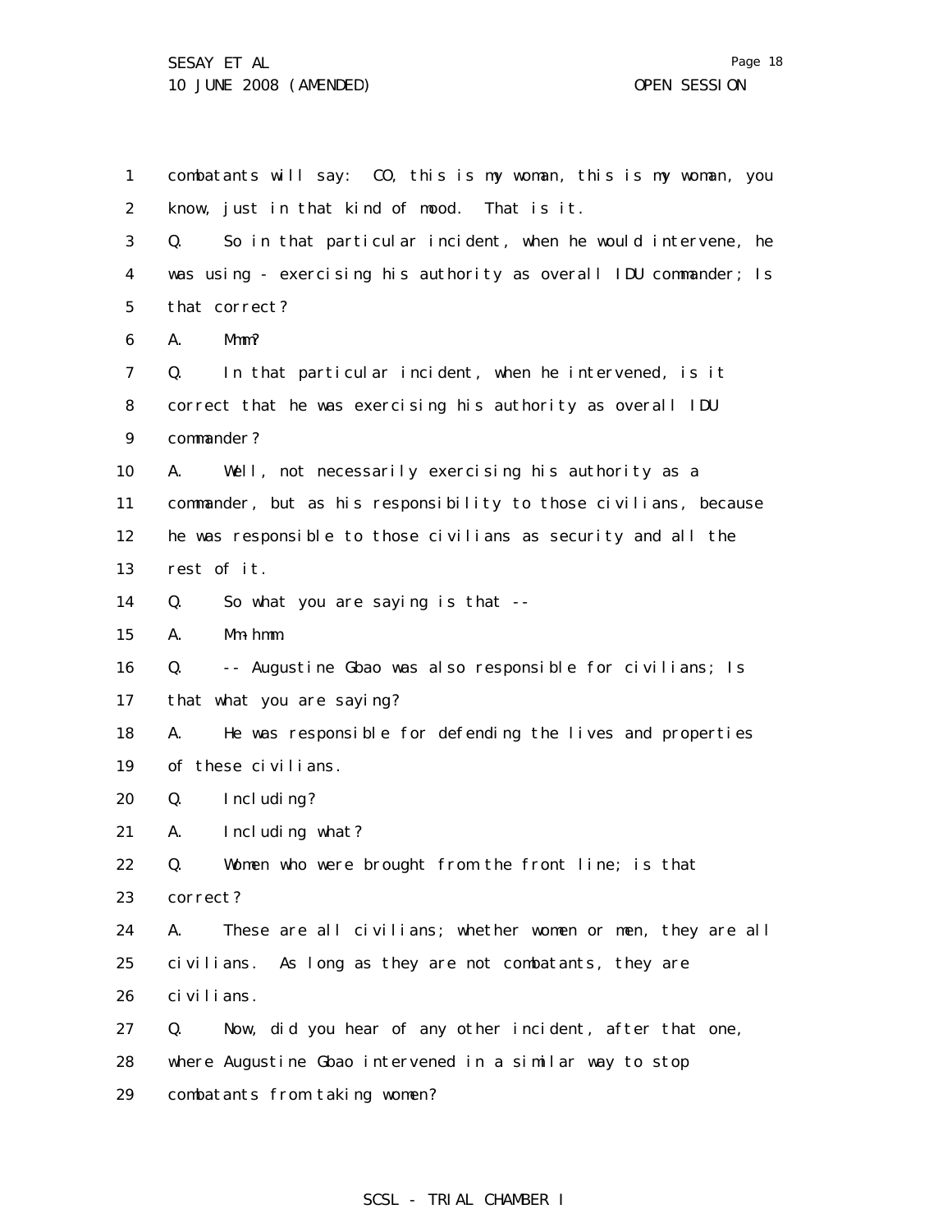combatants will say: CO, this is my woman, this is my woman, you know, just in that kind of mood. That is it.

Q. So in that particular incident, when he would intervene, he was using - exercising his authority as overall IDU commander; Is that correct?

A. Mmm?

Q. In that particular incident, when he intervened, is it correct that he was exercising his authority as overall IDU commander?

A. Well, not necessarily exercising his authority as a commander, but as his responsibility to those civilians, because he was responsible to those civilians as security and all the rest of it.

Q. So what you are saying is that --

A. Mm-hmm.

Q. -- Augustine Gbao was also responsible for civilians; Is that what you are saying?

A. He was responsible for defending the lives and properties of these civilians.

Q. Including?

A. Including what?

Q. Women who were brought from the front line; is that correct?

A. These are all civilians; whether women or men, they are all civilians. As long as they are not combatants, they are civilians.

Q. Now, did you hear of any other incident, after that one, where Augustine Gbao intervened in a similar way to stop combatants from taking women?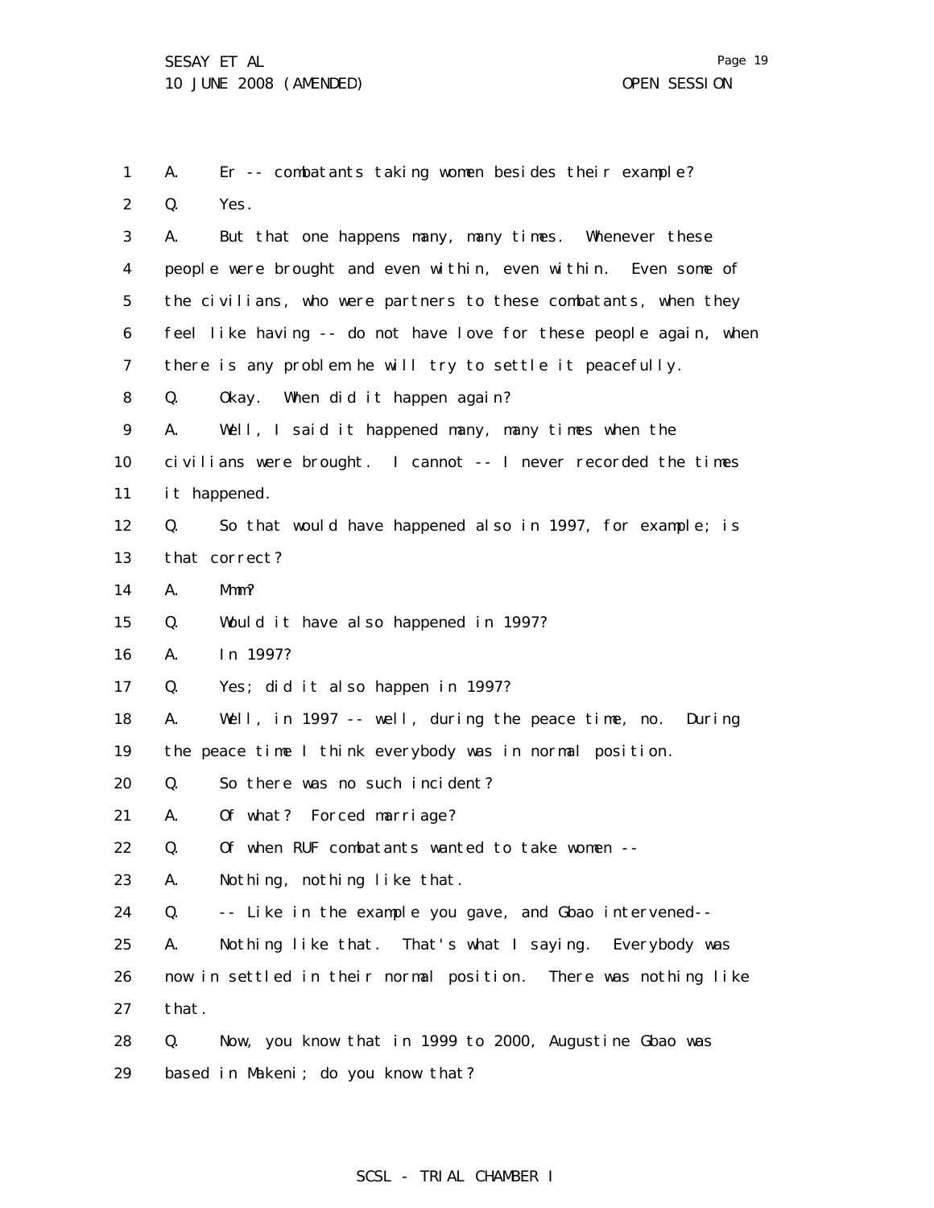1 A. Er -- combatants taking women besides their example?

2 Q. Yes.

3 A. But that one happens many, many times. Whenever these
4 people were brought and even within, even within. Even some of
5 the civilians, who were partners to these combatants, when they
6 feel like having -- do not have love for these people again, when
7 there is any problem he will try to settle it peacefully.

8 Q. Okay. When did it happen again?

9 A. Well, I said it happened many, many times when the
10 civilians were brought. I cannot -- I never recorded the times
11 it happened.

12 Q. So that would have happened also in 1997, for example; is
13 that correct?

14 A. Mmm?

15 Q. Would it have also happened in 1997?

16 A. In 1997?

17 Q. Yes; did it also happen in 1997?

18 A. Well, in 1997 -- well, during the peace time, no. During
19 the peace time I think everybody was in normal position.

20 Q. So there was no such incident?

21 A. Of what? Forced marriage?

22 Q. Of when RUF combatants wanted to take women --

23 A. Nothing, nothing like that.

24 Q. -- Like in the example you gave, and Gbao intervened--

25 A. Nothing like that. That's what I saying. Everybody was
26 now in settled in their normal position. There was nothing like
27 that.

28 Q. Now, you know that in 1999 to 2000, Augustine Gbao was
29 based in Makeni; do you know that?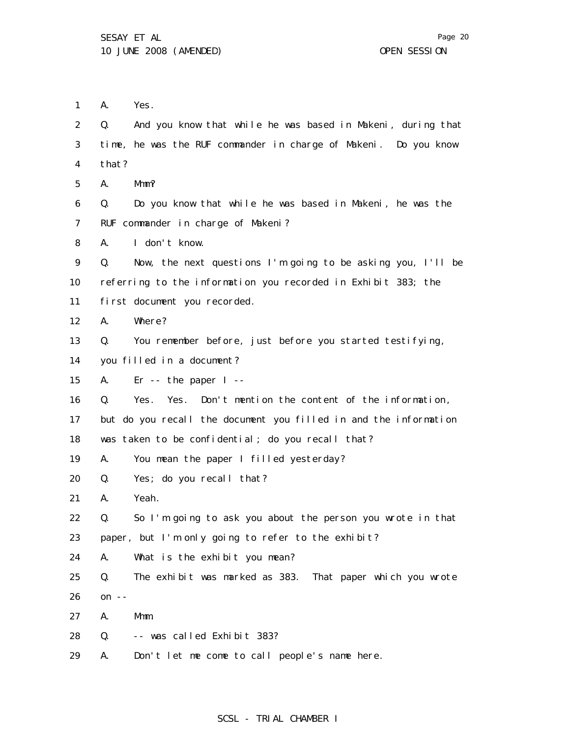1 A. Yes.

2 Q. And you know that while he was based in Makeni, during that

3 time, he was the RUF commander in charge of Makeni. Do you know

4 that?

5 A. Mmm?

6 Q. Do you know that while he was based in Makeni, he was the

7 RUF commander in charge of Makeni?

8 A. I don't know.

9 Q. Now, the next questions I'm going to be asking you, I'll be

10 referring to the information you recorded in Exhibit 383; the

11 first document you recorded.

12 A. Where?

13 Q. You remember before, just before you started testifying,

14 you filled in a document?

15 A. Er -- the paper I --

16 Q. Yes. Yes. Don't mention the content of the information,

17 but do you recall the document you filled in and the information

18 was taken to be confidential; do you recall that?

19 A. You mean the paper I filled yesterday?

20 Q. Yes; do you recall that?

21 A. Yeah.

22 Q. So I'm going to ask you about the person you wrote in that

23 paper, but I'm only going to refer to the exhibit?

24 A. What is the exhibit you mean?

25 Q. The exhibit was marked as 383. That paper which you wrote

26 on --

27 A. Mmm.

28 Q. -- was called Exhibit 383?

29 A. Don't let me come to call people's name here.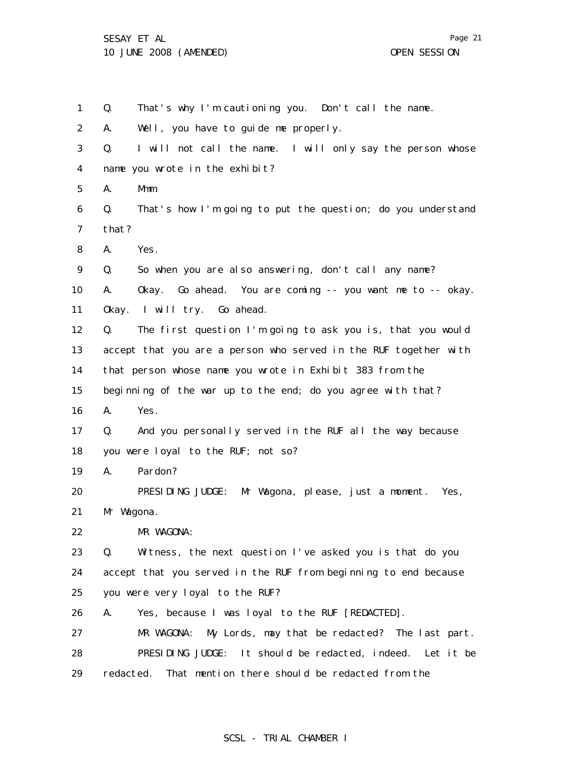1 Q. That's why I'm cautioning you. Don't call the name.
2 A. Well, you have to guide me properly.
3 Q. I will not call the name. I will only say the person whose
4 name you wrote in the exhibit?
5 A. Mmm.
6 Q. That's how I'm going to put the question; do you understand
7 that?
8 A. Yes.
9 Q. So when you are also answering, don't call any name?
10 A. Okay. Go ahead. You are coming -- you want me to -- okay.
11 Okay. I will try. Go ahead.
12 Q. The first question I'm going to ask you is, that you would
13 accept that you are a person who served in the RUF together with
14 that person whose name you wrote in Exhibit 383 from the
15 beginning of the war up to the end; do you agree with that?
16 A. Yes.
17 Q. And you personally served in the RUF all the way because
18 you were loyal to the RUF; not so?
19 A. Pardon?
20 PRESIDING JUDGE: Mr Wagona, please, just a moment. Yes,
21 Mr Wagona.
22 MR WAGONA:
23 Q. Witness, the next question I've asked you is that do you
24 accept that you served in the RUF from beginning to end because
25 you were very loyal to the RUF?
26 A. Yes, because I was loyal to the RUF [REDACTED].
27 MR WAGONA: My Lords, may that be redacted? The last part.
28 PRESIDING JUDGE: It should be redacted, indeed. Let it be
29 redacted. That mention there should be redacted from the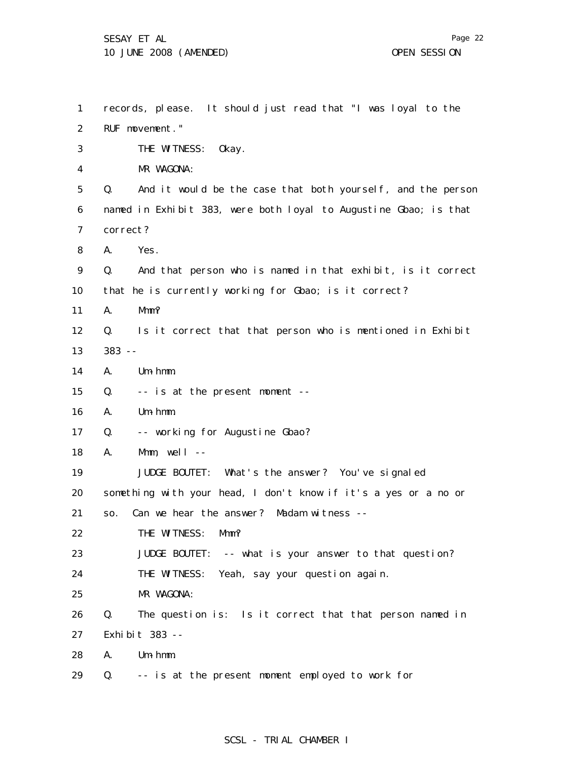1 records, please. It should just read that "I was loyal to the

2 RUF movement."

3 THE WITNESS: Okay.

4 MR WAGONA:

5 Q. And it would be the case that both yourself, and the person

6 named in Exhibit 383, were both loyal to Augustine Gbao; is that

7 correct?

8 A. Yes.

9 Q. And that person who is named in that exhibit, is it correct

10 that he is currently working for Gbao; is it correct?

11 A. Mmm?

12 Q. Is it correct that that person who is mentioned in Exhibit

13 383 --

14 A. Um-hmm.

15 Q. -- is at the present moment --

16 A. Um-hmm.

17 Q. -- working for Augustine Gbao?

18 A. Mmm, well --

19 JUDGE BOUTET: What's the answer? You've signaled

20 something with your head, I don't know if it's a yes or a no or

21 so. Can we hear the answer? Madam witness --

22 THE WITNESS: Mmm?

23 JUDGE BOUTET: -- what is your answer to that question?

24 THE WITNESS: Yeah, say your question again.

25 MR WAGONA:

26 Q. The question is: Is it correct that that person named in

27 Exhibit 383 --

28 A. Um-hmm.

29 Q. -- is at the present moment employed to work for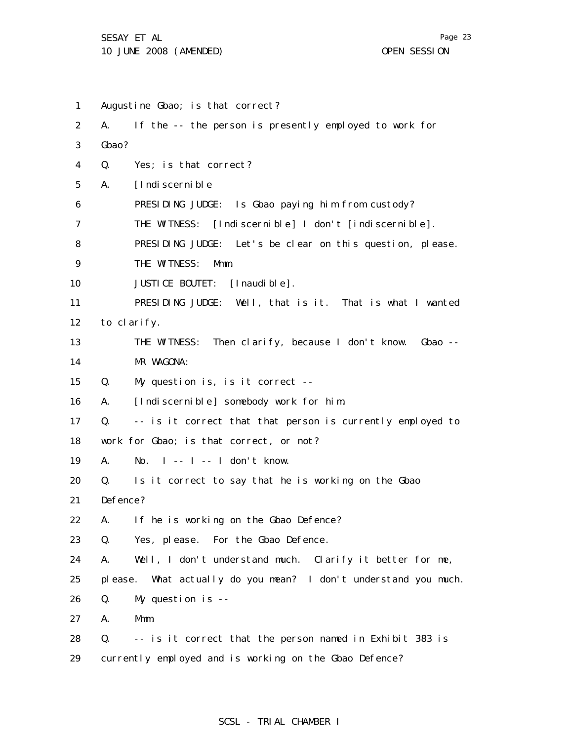1 Augustine Gbao; is that correct?

2 A. If the -- the person is presently employed to work for

3 Gbao?

4 Q. Yes; is that correct?

5 A. [Indiscernible

6 PRESIDING JUDGE: Is Gbao paying him from custody?

7 THE WITNESS: [Indiscernible] I don't [indiscernible].

8 PRESIDING JUDGE: Let's be clear on this question, please.

9 THE WITNESS: Mmm.

10 JUSTICE BOUTET: [Inaudible].

11 PRESIDING JUDGE: Well, that is it. That is what I wanted

12 to clarify.

13 THE WITNESS: Then clarify, because I don't know. Gbao --

14 MR WAGONA:

15 Q. My question is, is it correct --

16 A. [Indiscernible] somebody work for him.

17 Q. -- is it correct that that person is currently employed to

18 work for Gbao; is that correct, or not?

19 A. No. I -- I -- I don't know.

20 Q. Is it correct to say that he is working on the Gbao

21 Defence?

22 A. If he is working on the Gbao Defence?

23 Q. Yes, please. For the Gbao Defence.

24 A. Well, I don't understand much. Clarify it better for me,

25 please. What actually do you mean? I don't understand you much.

26 Q. My question is --

27 A. Mmm.

28 Q. -- is it correct that the person named in Exhibit 383 is

29 currently employed and is working on the Gbao Defence?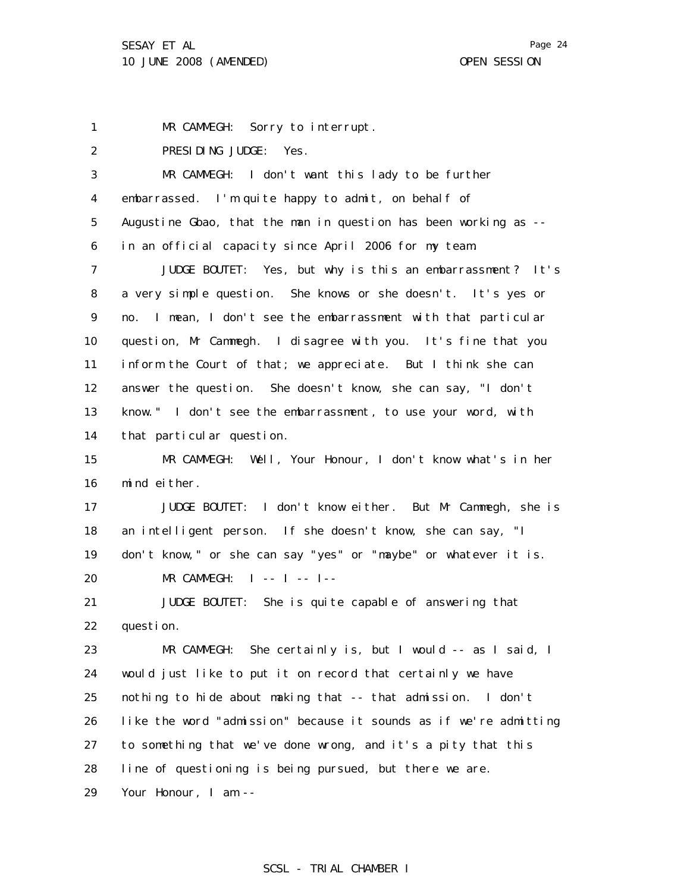MR CAMMEGH: Sorry to interrupt.

PRESIDING JUDGE: Yes.

MR CAMMEGH: I don't want this lady to be further embarrassed. I'm quite happy to admit, on behalf of Augustine Gbao, that the man in question has been working as -- in an official capacity since April 2006 for my team.

JUDGE BOUTET: Yes, but why is this an embarrassment? It's a very simple question. She knows or she doesn't. It's yes or no. I mean, I don't see the embarrassment with that particular question, Mr Cammegh. I disagree with you. It's fine that you inform the Court of that; we appreciate. But I think she can answer the question. She doesn't know, she can say, "I don't know." I don't see the embarrassment, to use your word, with that particular question.

MR CAMMEGH: Well, Your Honour, I don't know what's in her mind either.

JUDGE BOUTET: I don't know either. But Mr Cammegh, she is an intelligent person. If she doesn't know, she can say, "I don't know," or she can say "yes" or "maybe" or whatever it is.

MR CAMMEGH: I -- I -- I--

JUDGE BOUTET: She is quite capable of answering that question.

MR CAMMEGH: She certainly is, but I would -- as I said, I would just like to put it on record that certainly we have nothing to hide about making that -- that admission. I don't like the word "admission" because it sounds as if we're admitting to something that we've done wrong, and it's a pity that this line of questioning is being pursued, but there we are. Your Honour, I am --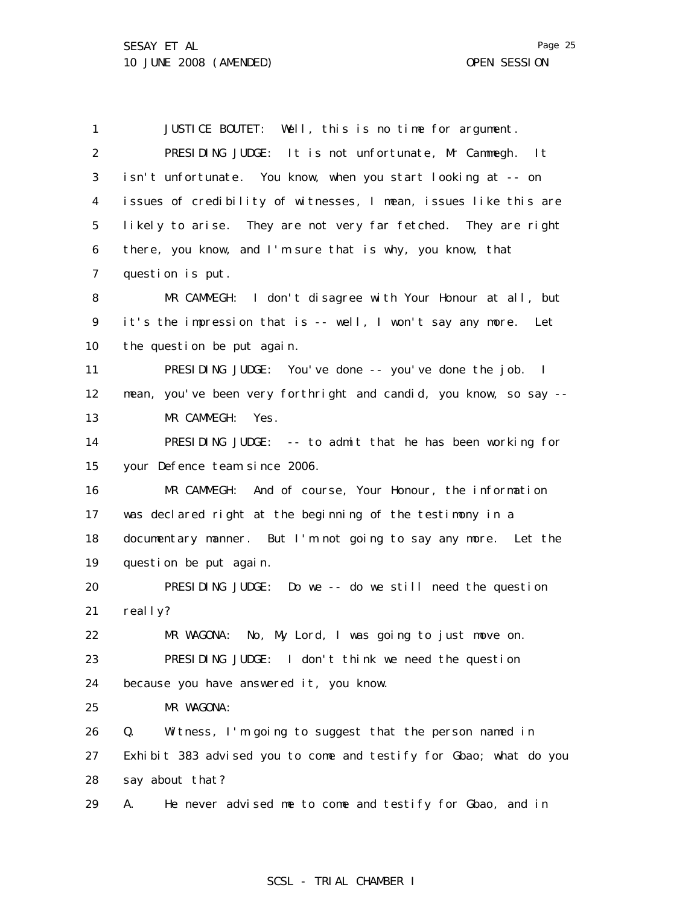JUSTICE BOUTET: Well, this is no time for argument.

PRESIDING JUDGE: It is not unfortunate, Mr Cammegh. It isn't unfortunate. You know, when you start looking at -- on issues of credibility of witnesses, I mean, issues like this are likely to arise. They are not very far fetched. They are right there, you know, and I'm sure that is why, you know, that question is put.

MR CAMMEGH: I don't disagree with Your Honour at all, but it's the impression that is -- well, I won't say any more. Let the question be put again.

PRESIDING JUDGE: You've done -- you've done the job. I mean, you've been very forthright and candid, you know, so say --

MR CAMMEGH: Yes.

PRESIDING JUDGE: -- to admit that he has been working for your Defence team since 2006.

MR CAMMEGH: And of course, Your Honour, the information was declared right at the beginning of the testimony in a documentary manner. But I'm not going to say any more. Let the question be put again.

PRESIDING JUDGE: Do we -- do we still need the question really?

MR WAGONA: No, My Lord, I was going to just move on.

PRESIDING JUDGE: I don't think we need the question because you have answered it, you know.

MR WAGONA:

Q. Witness, I'm going to suggest that the person named in Exhibit 383 advised you to come and testify for Gbao; what do you say about that?

A. He never advised me to come and testify for Gbao, and in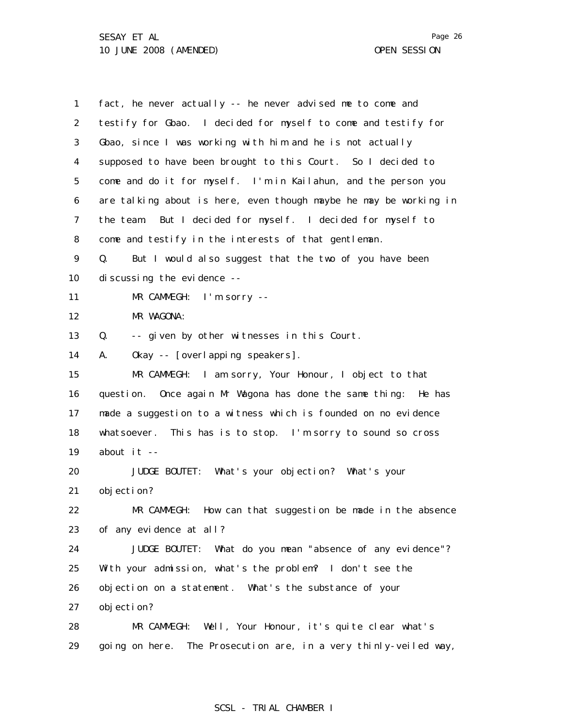fact, he never actually -- he never advised me to come and testify for Gbao. I decided for myself to come and testify for Gbao, since I was working with him and he is not actually supposed to have been brought to this Court. So I decided to come and do it for myself. I'm in Kailahun, and the person you are talking about is here, even though maybe he may be working in the team. But I decided for myself. I decided for myself to come and testify in the interests of that gentleman.

Q. But I would also suggest that the two of you have been discussing the evidence --

MR CAMMEGH: I'm sorry --

MR WAGONA:

Q. -- given by other witnesses in this Court.

A. Okay -- [overlapping speakers].

MR CAMMEGH: I am sorry, Your Honour, I object to that question. Once again Mr Wagona has done the same thing: He has made a suggestion to a witness which is founded on no evidence whatsoever. This has is to stop. I'm sorry to sound so cross about it --

JUDGE BOUTET: What's your objection? What's your objection?

MR CAMMEGH: How can that suggestion be made in the absence of any evidence at all?

JUDGE BOUTET: What do you mean "absence of any evidence"? With your admission, what's the problem? I don't see the objection on a statement. What's the substance of your objection?

MR CAMMEGH: Well, Your Honour, it's quite clear what's going on here. The Prosecution are, in a very thinly-veiled way,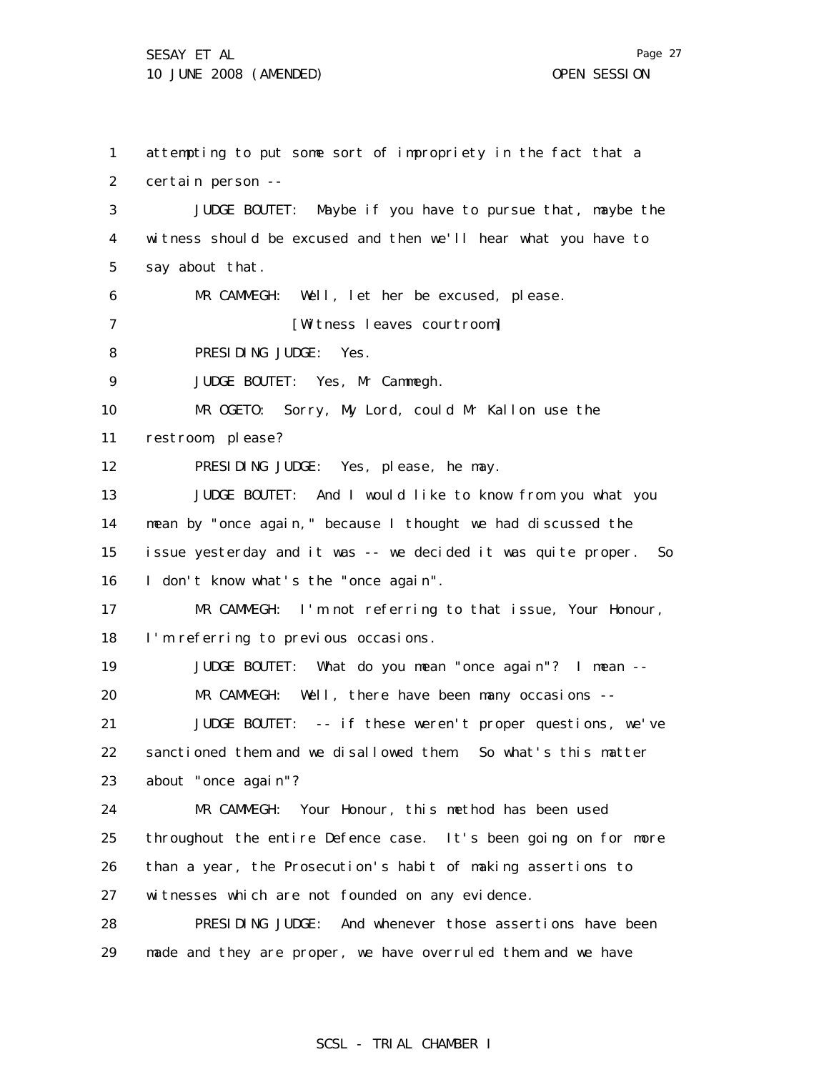attempting to put some sort of impropriety in the fact that a certain person --

JUDGE BOUTET: Maybe if you have to pursue that, maybe the witness should be excused and then we'll hear what you have to say about that.

MR CAMMEGH: Well, let her be excused, please.

[Witness leaves courtroom]

PRESIDING JUDGE: Yes.

JUDGE BOUTET: Yes, Mr Cammegh.

MR OGETO: Sorry, My Lord, could Mr Kallon use the restroom, please?

PRESIDING JUDGE: Yes, please, he may.

JUDGE BOUTET: And I would like to know from you what you mean by "once again," because I thought we had discussed the issue yesterday and it was -- we decided it was quite proper. So I don't know what's the "once again".

MR CAMMEGH: I'm not referring to that issue, Your Honour, I'm referring to previous occasions.

JUDGE BOUTET: What do you mean "once again"? I mean --

MR CAMMEGH: Well, there have been many occasions --

JUDGE BOUTET: -- if these weren't proper questions, we've sanctioned them and we disallowed them. So what's this matter about "once again"?

MR CAMMEGH: Your Honour, this method has been used throughout the entire Defence case. It's been going on for more than a year, the Prosecution's habit of making assertions to witnesses which are not founded on any evidence.

PRESIDING JUDGE: And whenever those assertions have been made and they are proper, we have overruled them and we have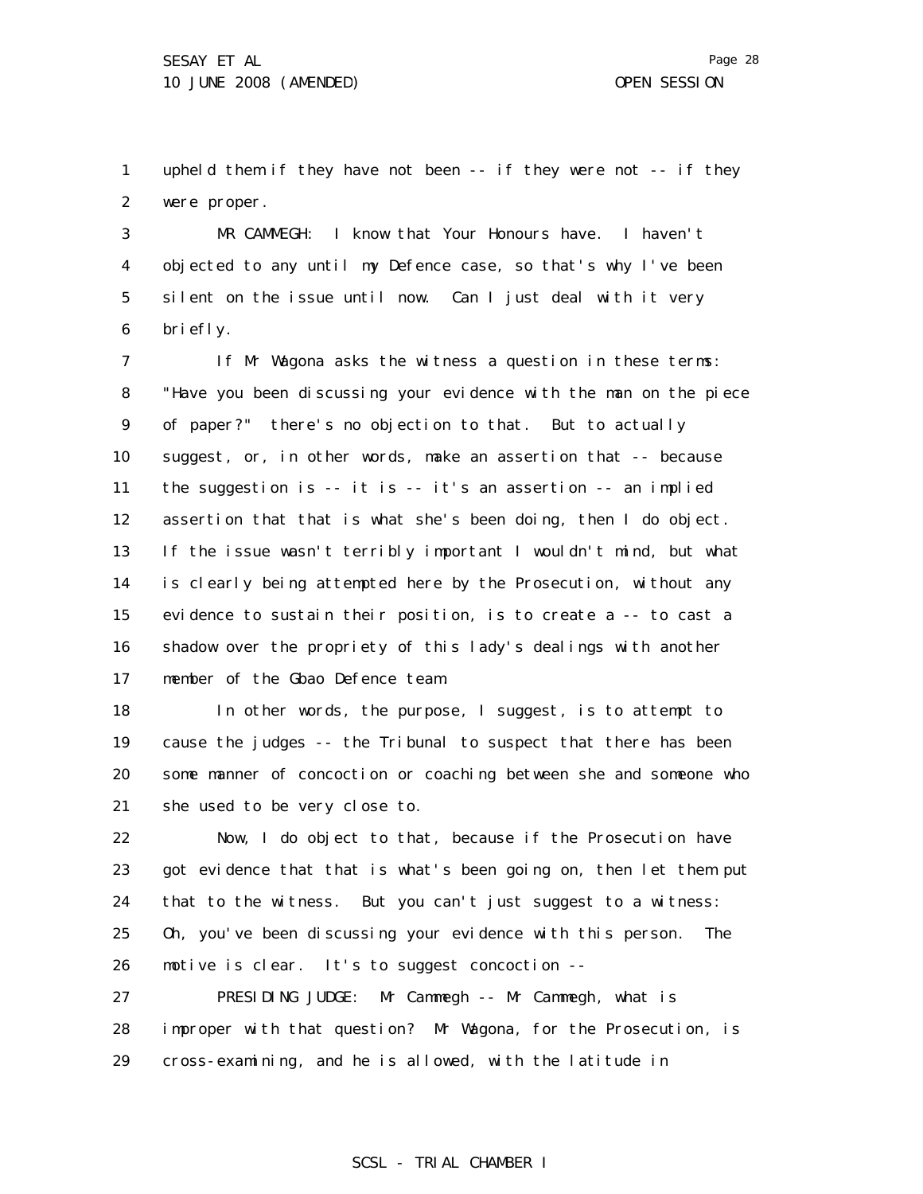upheld them if they have not been -- if they were not -- if they were proper.

MR CAMMEGH: I know that Your Honours have. I haven't objected to any until my Defence case, so that's why I've been silent on the issue until now. Can I just deal with it very briefly.

If Mr Wagona asks the witness a question in these terms: "Have you been discussing your evidence with the man on the piece of paper?" there's no objection to that. But to actually suggest, or, in other words, make an assertion that -- because the suggestion is -- it is -- it's an assertion -- an implied assertion that that is what she's been doing, then I do object. If the issue wasn't terribly important I wouldn't mind, but what is clearly being attempted here by the Prosecution, without any evidence to sustain their position, is to create a -- to cast a shadow over the propriety of this lady's dealings with another member of the Gbao Defence team.

In other words, the purpose, I suggest, is to attempt to cause the judges -- the Tribunal to suspect that there has been some manner of concoction or coaching between she and someone who she used to be very close to.

Now, I do object to that, because if the Prosecution have got evidence that that is what's been going on, then let them put that to the witness. But you can't just suggest to a witness: Oh, you've been discussing your evidence with this person. The motive is clear. It's to suggest concoction --

PRESIDING JUDGE: Mr Cammegh -- Mr Cammegh, what is improper with that question? Mr Wagona, for the Prosecution, is cross-examining, and he is allowed, with the latitude in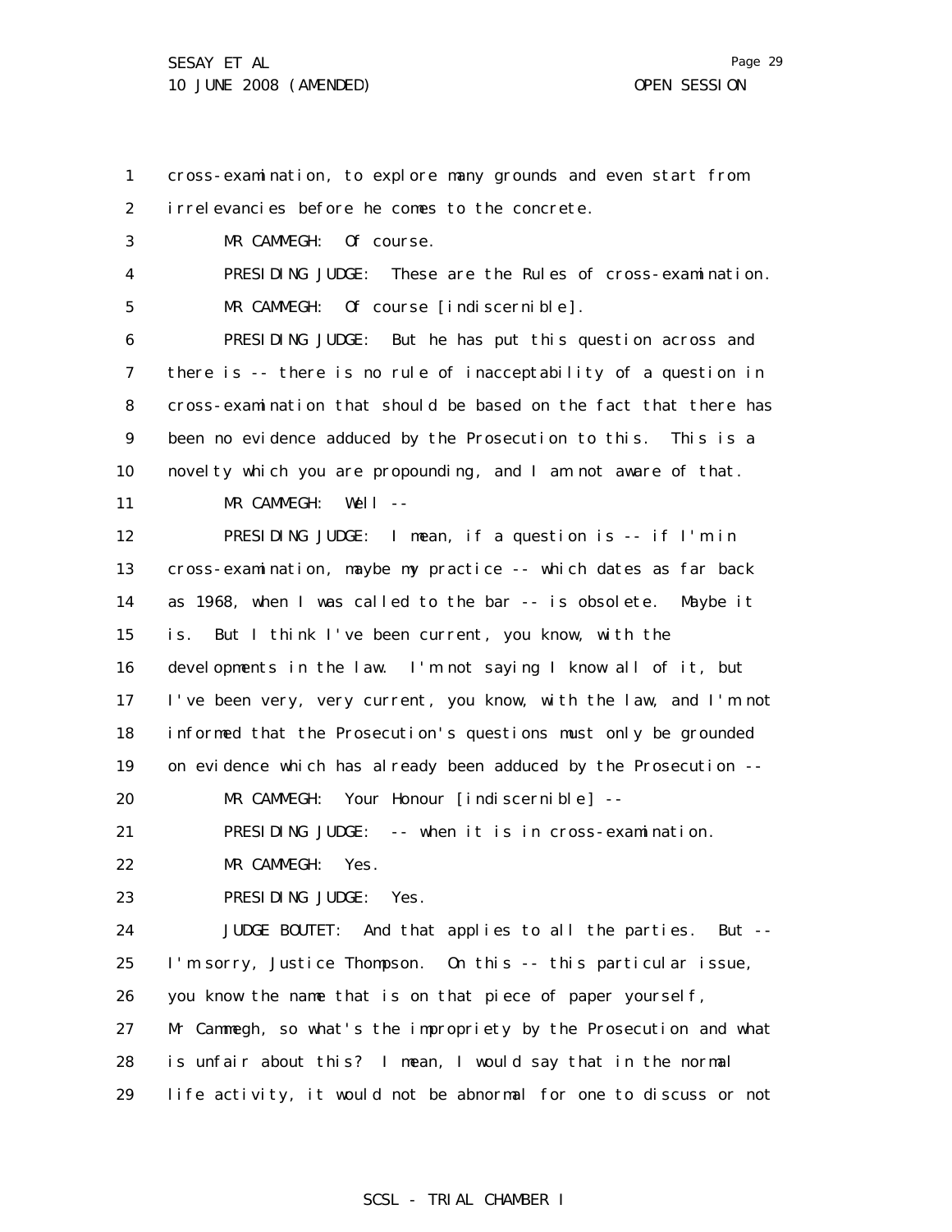1 cross-examination, to explore many grounds and even start from
2 irrelevancies before he comes to the concrete.
3 MR CAMMEGH: Of course.
4 PRESIDING JUDGE: These are the Rules of cross-examination.
5 MR CAMMEGH: Of course [indiscernible].
6 PRESIDING JUDGE: But he has put this question across and
7 there is -- there is no rule of inacceptability of a question in
8 cross-examination that should be based on the fact that there has
9 been no evidence adduced by the Prosecution to this. This is a
10 novelty which you are propounding, and I am not aware of that.
11 MR CAMMEGH: Well --
12 PRESIDING JUDGE: I mean, if a question is -- if I'm in
13 cross-examination, maybe my practice -- which dates as far back
14 as 1968, when I was called to the bar -- is obsolete. Maybe it
15 is. But I think I've been current, you know, with the
16 developments in the law. I'm not saying I know all of it, but
17 I've been very, very current, you know, with the law, and I'm not
18 informed that the Prosecution's questions must only be grounded
19 on evidence which has already been adduced by the Prosecution --
20 MR CAMMEGH: Your Honour [indiscernible] --
21 PRESIDING JUDGE: -- when it is in cross-examination.
22 MR CAMMEGH: Yes.
23 PRESIDING JUDGE: Yes.
24 JUDGE BOUTET: And that applies to all the parties. But --
25 I'm sorry, Justice Thompson. On this -- this particular issue,
26 you know the name that is on that piece of paper yourself,
27 Mr Cammegh, so what's the impropriety by the Prosecution and what
28 is unfair about this? I mean, I would say that in the normal
29 life activity, it would not be abnormal for one to discuss or not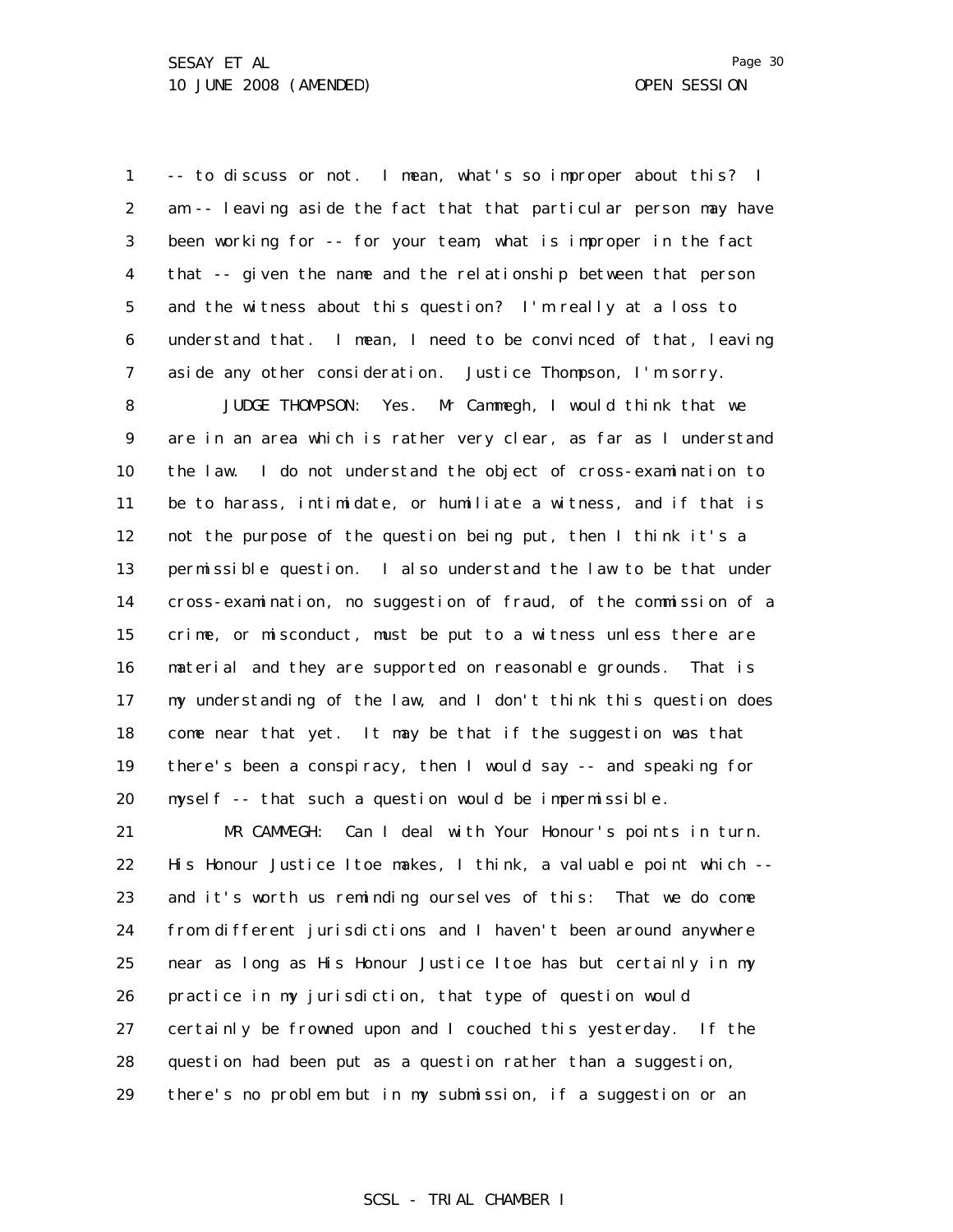-- to discuss or not. I mean, what's so improper about this? I am -- leaving aside the fact that that particular person may have been working for -- for your team, what is improper in the fact that -- given the name and the relationship between that person and the witness about this question? I'm really at a loss to understand that. I mean, I need to be convinced of that, leaving aside any other consideration. Justice Thompson, I'm sorry.

JUDGE THOMPSON: Yes. Mr Cammegh, I would think that we are in an area which is rather very clear, as far as I understand the law. I do not understand the object of cross-examination to be to harass, intimidate, or humiliate a witness, and if that is not the purpose of the question being put, then I think it's a permissible question. I also understand the law to be that under cross-examination, no suggestion of fraud, of the commission of a crime, or misconduct, must be put to a witness unless there are material and they are supported on reasonable grounds. That is my understanding of the law, and I don't think this question does come near that yet. It may be that if the suggestion was that there's been a conspiracy, then I would say -- and speaking for myself -- that such a question would be impermissible.

MR CAMMEGH: Can I deal with Your Honour's points in turn. His Honour Justice Itoe makes, I think, a valuable point which -- and it's worth us reminding ourselves of this: That we do come from different jurisdictions and I haven't been around anywhere near as long as His Honour Justice Itoe has but certainly in my practice in my jurisdiction, that type of question would certainly be frowned upon and I couched this yesterday. If the question had been put as a question rather than a suggestion, there's no problem but in my submission, if a suggestion or an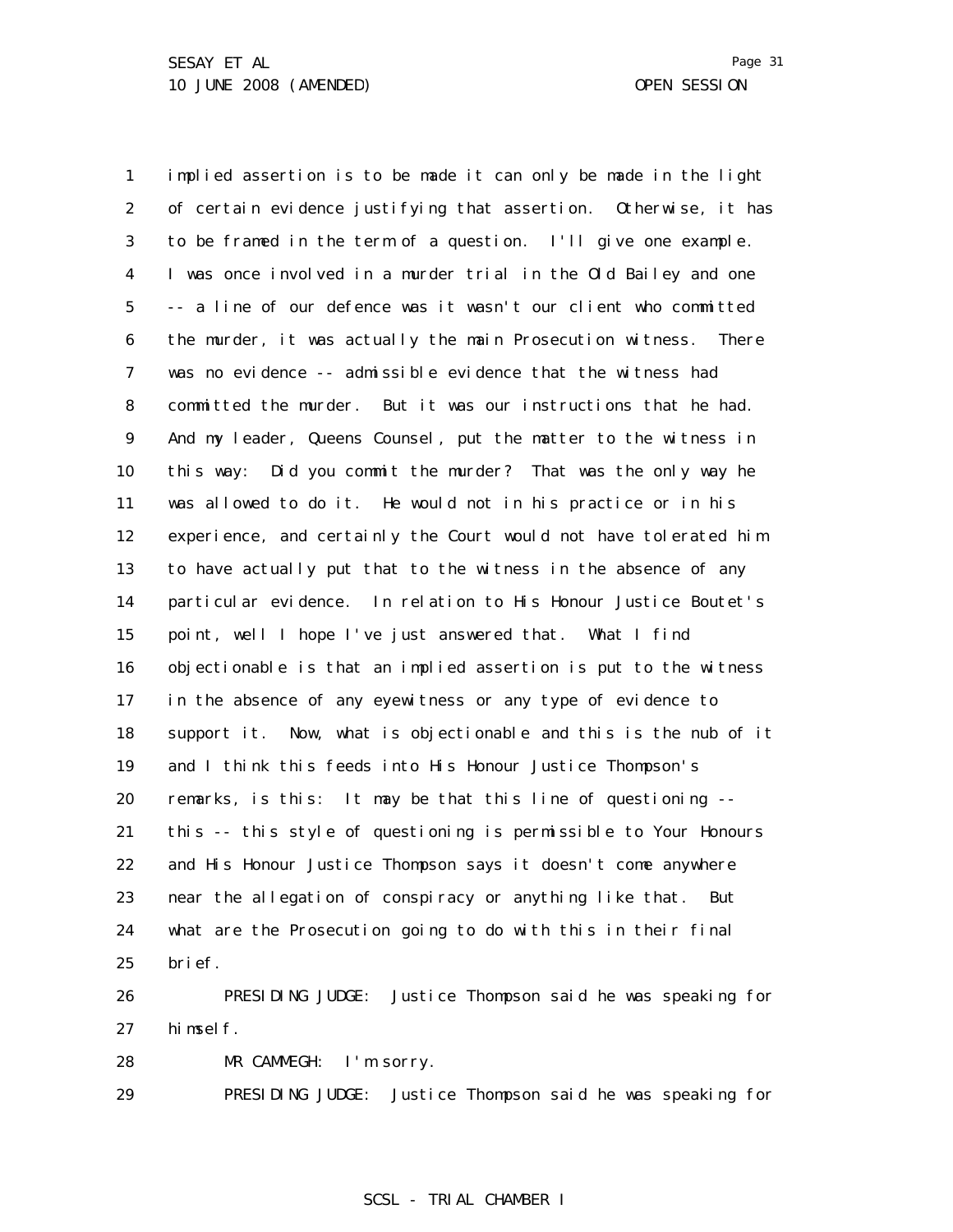implied assertion is to be made it can only be made in the light of certain evidence justifying that assertion. Otherwise, it has to be framed in the term of a question. I'll give one example. I was once involved in a murder trial in the Old Bailey and one -- a line of our defence was it wasn't our client who committed the murder, it was actually the main Prosecution witness. There was no evidence -- admissible evidence that the witness had committed the murder. But it was our instructions that he had. And my leader, Queens Counsel, put the matter to the witness in this way: Did you commit the murder? That was the only way he was allowed to do it. He would not in his practice or in his experience, and certainly the Court would not have tolerated him to have actually put that to the witness in the absence of any particular evidence. In relation to His Honour Justice Boutet's point, well I hope I've just answered that. What I find objectionable is that an implied assertion is put to the witness in the absence of any eyewitness or any type of evidence to support it. Now, what is objectionable and this is the nub of it and I think this feeds into His Honour Justice Thompson's remarks, is this: It may be that this line of questioning -- this -- this style of questioning is permissible to Your Honours and His Honour Justice Thompson says it doesn't come anywhere near the allegation of conspiracy or anything like that. But what are the Prosecution going to do with this in their final brief.

PRESIDING JUDGE: Justice Thompson said he was speaking for himself.

MR CAMMEGH: I'm sorry.

PRESIDING JUDGE: Justice Thompson said he was speaking for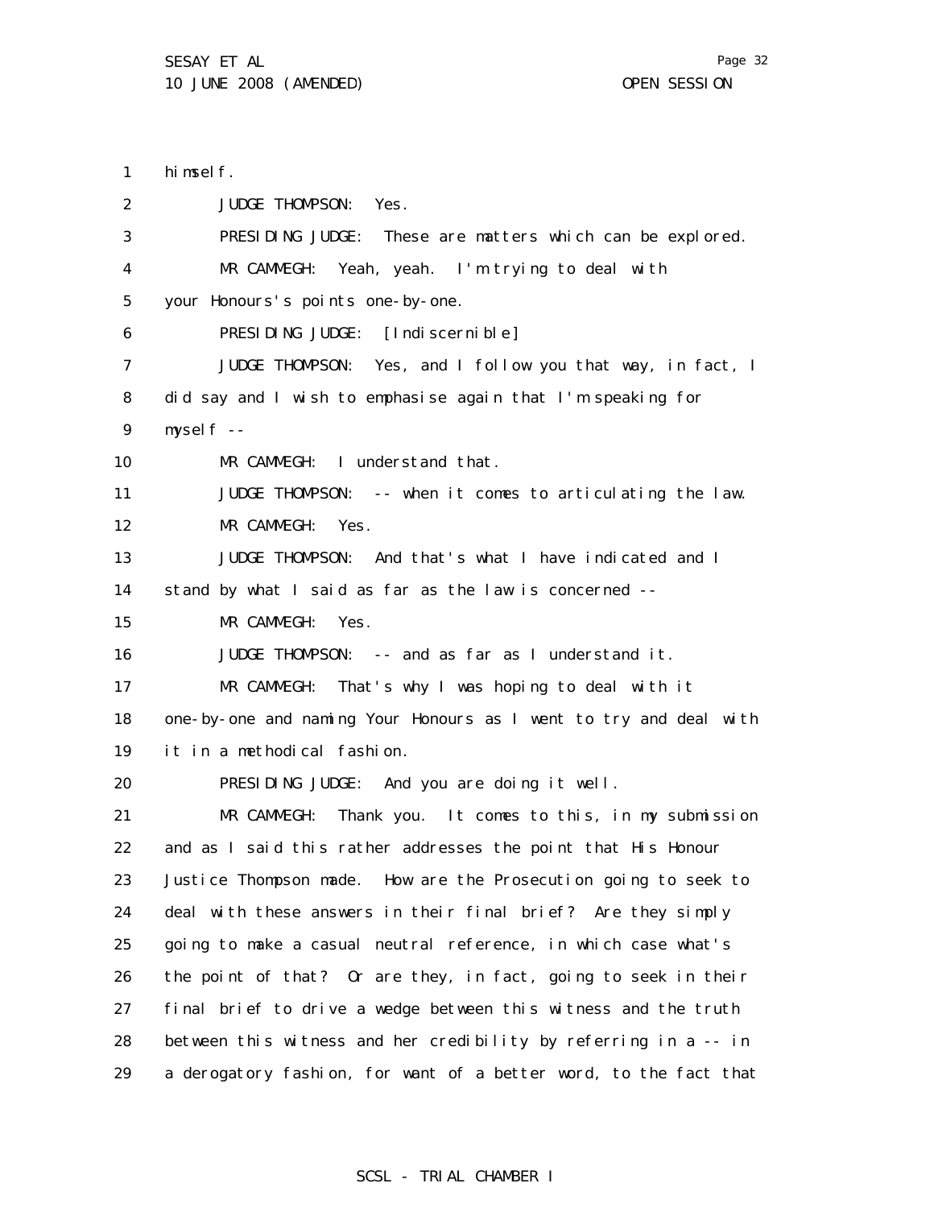himself.

JUDGE THOMPSON: Yes.

PRESIDING JUDGE: These are matters which can be explored.

MR CAMMEGH: Yeah, yeah. I'm trying to deal with your Honours's points one-by-one.

PRESIDING JUDGE: [Indiscernible]

JUDGE THOMPSON: Yes, and I follow you that way, in fact, I did say and I wish to emphasise again that I'm speaking for myself --

MR CAMMEGH: I understand that.

JUDGE THOMPSON: -- when it comes to articulating the law.

MR CAMMEGH: Yes.

JUDGE THOMPSON: And that's what I have indicated and I stand by what I said as far as the law is concerned --

MR CAMMEGH: Yes.

JUDGE THOMPSON: -- and as far as I understand it.

MR CAMMEGH: That's why I was hoping to deal with it one-by-one and naming Your Honours as I went to try and deal with it in a methodical fashion.

PRESIDING JUDGE: And you are doing it well.

MR CAMMEGH: Thank you. It comes to this, in my submission and as I said this rather addresses the point that His Honour Justice Thompson made. How are the Prosecution going to seek to deal with these answers in their final brief? Are they simply going to make a casual neutral reference, in which case what's the point of that? Or are they, in fact, going to seek in their final brief to drive a wedge between this witness and the truth between this witness and her credibility by referring in a -- in a derogatory fashion, for want of a better word, to the fact that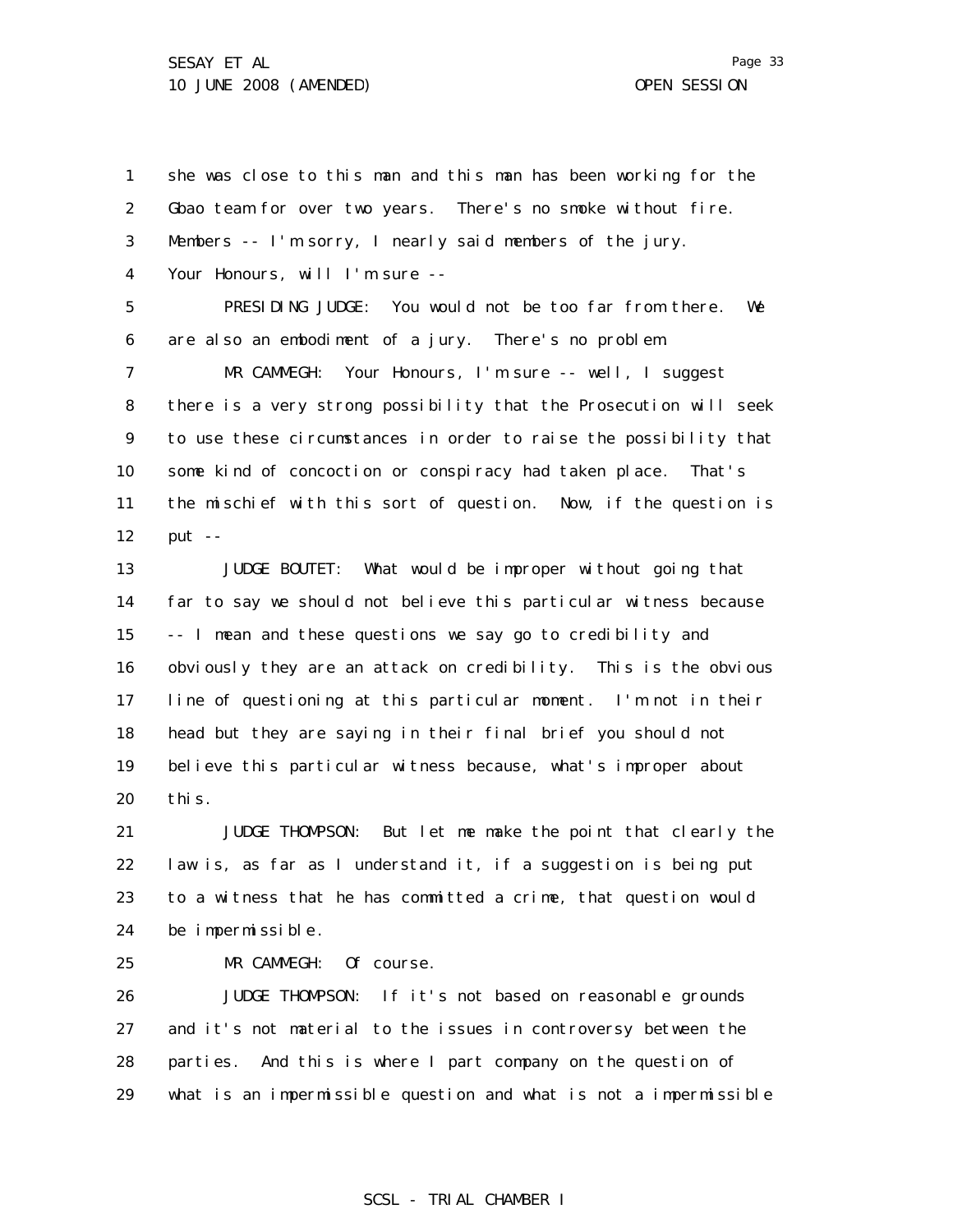she was close to this man and this man has been working for the Gbao team for over two years. There's no smoke without fire. Members -- I'm sorry, I nearly said members of the jury. Your Honours, will I'm sure --

PRESIDING JUDGE: You would not be too far from there. We are also an embodiment of a jury. There's no problem.

MR CAMMEGH: Your Honours, I'm sure -- well, I suggest there is a very strong possibility that the Prosecution will seek to use these circumstances in order to raise the possibility that some kind of concoction or conspiracy had taken place. That's the mischief with this sort of question. Now, if the question is put --

JUDGE BOUTET: What would be improper without going that far to say we should not believe this particular witness because -- I mean and these questions we say go to credibility and obviously they are an attack on credibility. This is the obvious line of questioning at this particular moment. I'm not in their head but they are saying in their final brief you should not believe this particular witness because, what's improper about this.

JUDGE THOMPSON: But let me make the point that clearly the law is, as far as I understand it, if a suggestion is being put to a witness that he has committed a crime, that question would be impermissible.

MR CAMMEGH: Of course.

JUDGE THOMPSON: If it's not based on reasonable grounds and it's not material to the issues in controversy between the parties. And this is where I part company on the question of what is an impermissible question and what is not a impermissible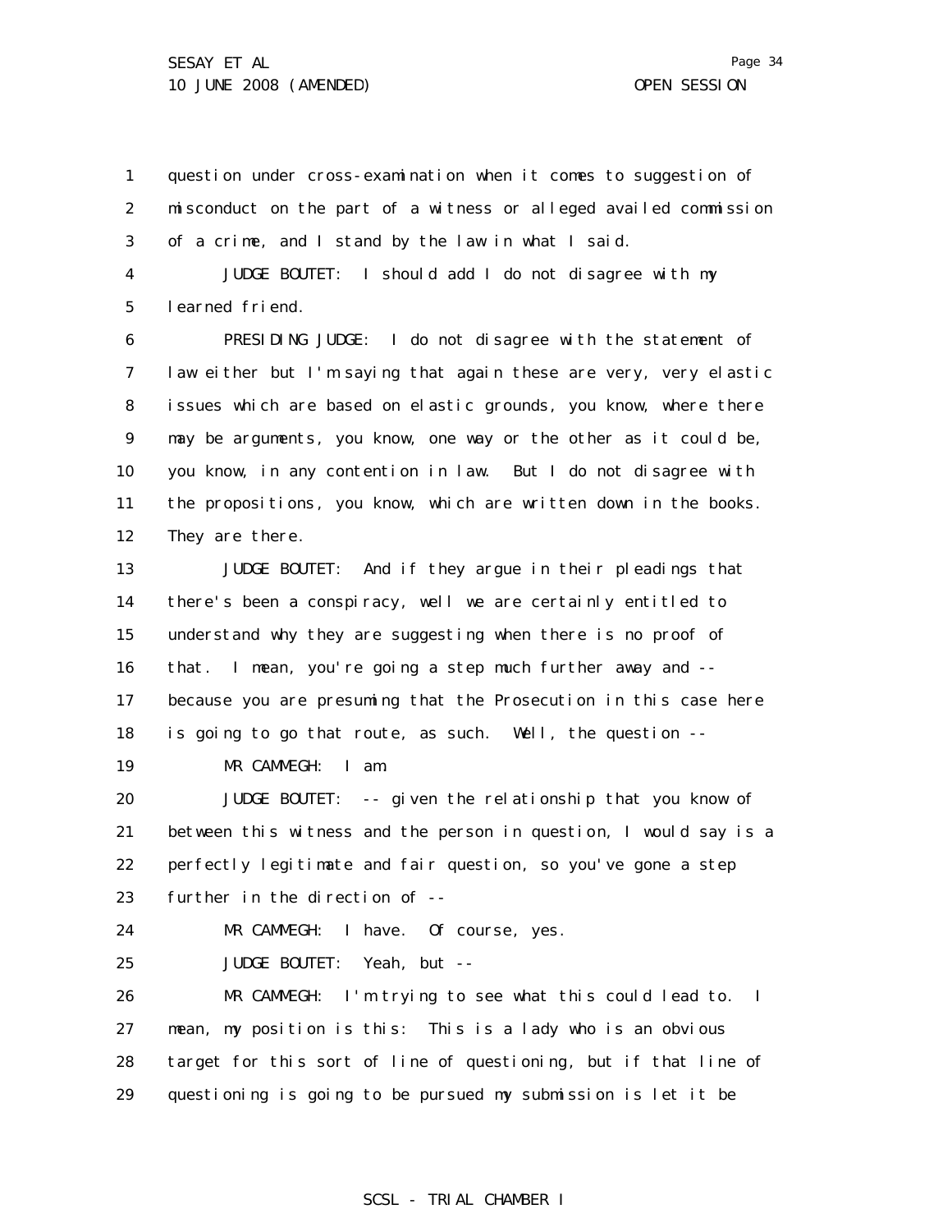question under cross-examination when it comes to suggestion of misconduct on the part of a witness or alleged availed commission of a crime, and I stand by the law in what I said.

JUDGE BOUTET: I should add I do not disagree with my learned friend.

PRESIDING JUDGE: I do not disagree with the statement of law either but I'm saying that again these are very, very elastic issues which are based on elastic grounds, you know, where there may be arguments, you know, one way or the other as it could be, you know, in any contention in law. But I do not disagree with the propositions, you know, which are written down in the books. They are there.

JUDGE BOUTET: And if they argue in their pleadings that there's been a conspiracy, well we are certainly entitled to understand why they are suggesting when there is no proof of that. I mean, you're going a step much further away and -- because you are presuming that the Prosecution in this case here is going to go that route, as such. Well, the question --

MR CAMMEGH: I am.

JUDGE BOUTET: -- given the relationship that you know of between this witness and the person in question, I would say is a perfectly legitimate and fair question, so you've gone a step further in the direction of --

MR CAMMEGH: I have. Of course, yes.

JUDGE BOUTET: Yeah, but --

MR CAMMEGH: I'm trying to see what this could lead to. I mean, my position is this: This is a lady who is an obvious target for this sort of line of questioning, but if that line of questioning is going to be pursued my submission is let it be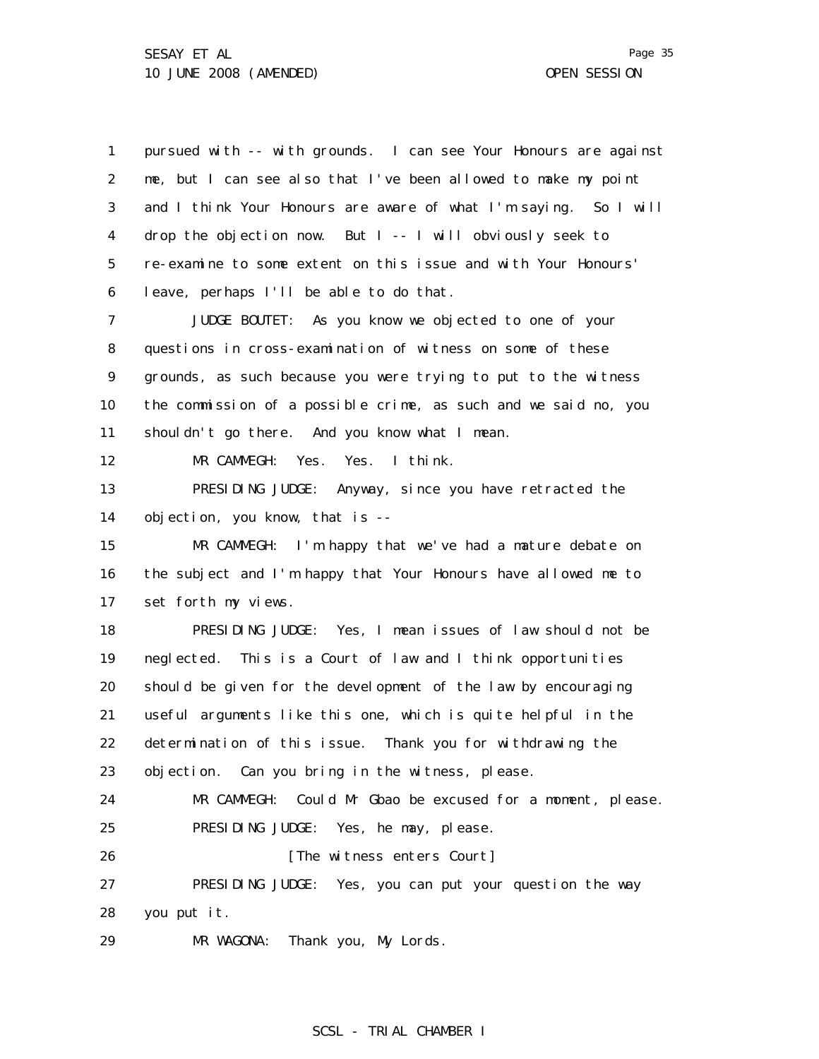1 pursued with -- with grounds. I can see Your Honours are against
2 me, but I can see also that I've been allowed to make my point
3 and I think Your Honours are aware of what I'm saying. So I will
4 drop the objection now. But I -- I will obviously seek to
5 re-examine to some extent on this issue and with Your Honours'
6 leave, perhaps I'll be able to do that.

7 JUDGE BOUTET: As you know we objected to one of your
8 questions in cross-examination of witness on some of these
9 grounds, as such because you were trying to put to the witness
10 the commission of a possible crime, as such and we said no, you
11 shouldn't go there. And you know what I mean.

12 MR CAMMEGH: Yes. Yes. I think.

13 PRESIDING JUDGE: Anyway, since you have retracted the
14 objection, you know, that is --

15 MR CAMMEGH: I'm happy that we've had a mature debate on
16 the subject and I'm happy that Your Honours have allowed me to
17 set forth my views.

18 PRESIDING JUDGE: Yes, I mean issues of law should not be
19 neglected. This is a Court of law and I think opportunities
20 should be given for the development of the law by encouraging
21 useful arguments like this one, which is quite helpful in the
22 determination of this issue. Thank you for withdrawing the
23 objection. Can you bring in the witness, please.

24 MR CAMMEGH: Could Mr Gbao be excused for a moment, please.

25 PRESIDING JUDGE: Yes, he may, please.

26 [The witness enters Court]

27 PRESIDING JUDGE: Yes, you can put your question the way
28 you put it.

29 MR WAGONA: Thank you, My Lords.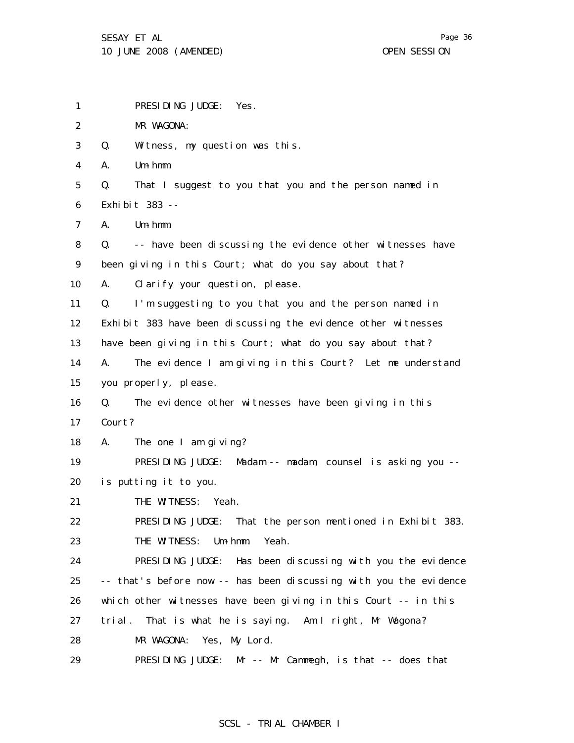PRESIDING JUDGE: Yes.

MR WAGONA:

Q. Witness, my question was this.

A. Um-hmm.

Q. That I suggest to you that you and the person named in Exhibit 383 --

A. Um-hmm.

Q. -- have been discussing the evidence other witnesses have been giving in this Court; what do you say about that?

A. Clarify your question, please.

Q. I'm suggesting to you that you and the person named in Exhibit 383 have been discussing the evidence other witnesses have been giving in this Court; what do you say about that?

A. The evidence I am giving in this Court? Let me understand you properly, please.

Q. The evidence other witnesses have been giving in this Court?

A. The one I am giving?

PRESIDING JUDGE: Madam -- madam, counsel is asking you -- is putting it to you.

THE WITNESS: Yeah.

PRESIDING JUDGE: That the person mentioned in Exhibit 383.

THE WITNESS: Um-hmm. Yeah.

PRESIDING JUDGE: Has been discussing with you the evidence -- that's before now -- has been discussing with you the evidence which other witnesses have been giving in this Court -- in this trial. That is what he is saying. Am I right, Mr Wagona?

MR WAGONA: Yes, My Lord.

PRESIDING JUDGE: Mr -- Mr Cammegh, is that -- does that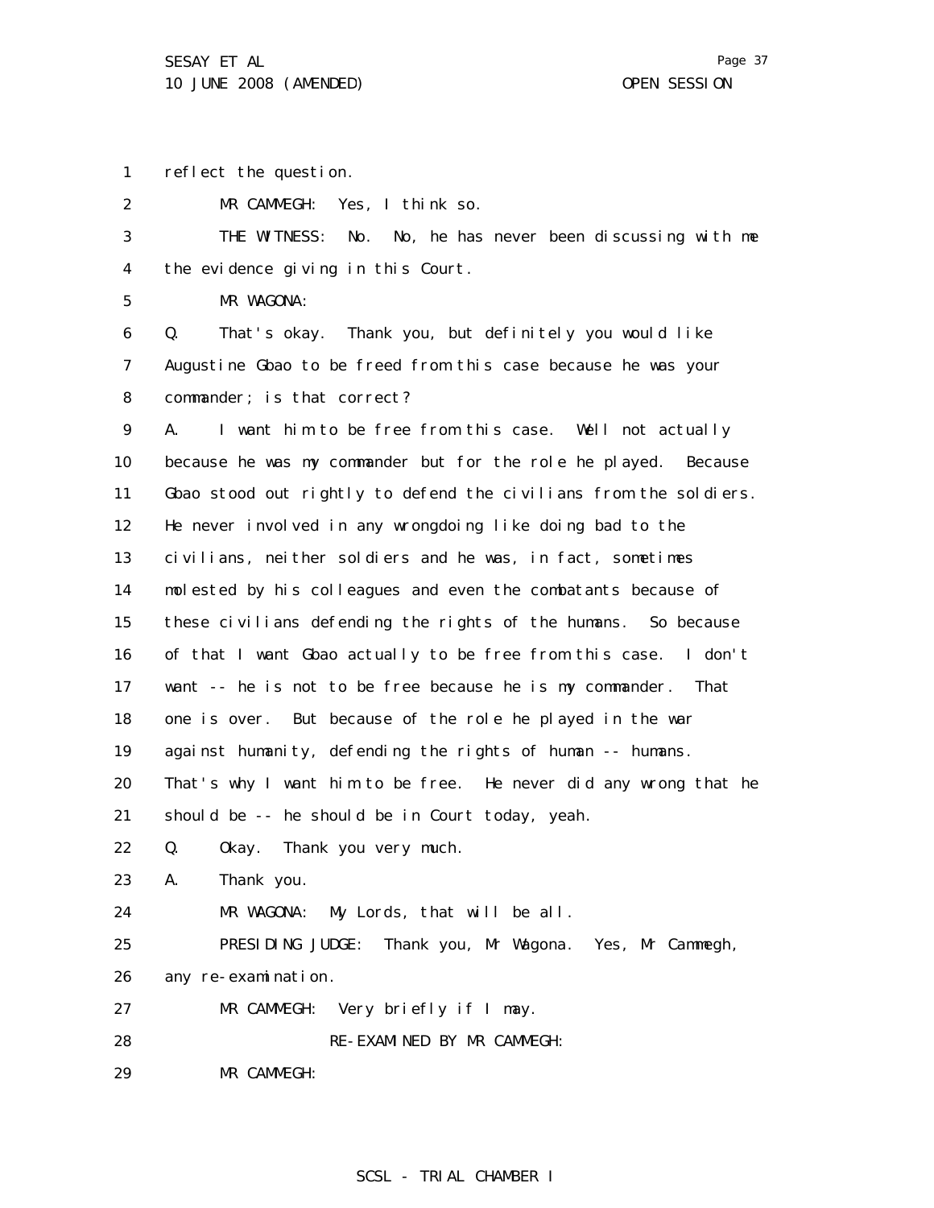reflect the question.

MR CAMMEGH: Yes, I think so.

THE WITNESS: No. No, he has never been discussing with me the evidence giving in this Court.

MR WAGONA:

Q. That's okay. Thank you, but definitely you would like Augustine Gbao to be freed from this case because he was your commander; is that correct?

A. I want him to be free from this case. Well not actually because he was my commander but for the role he played. Because Gbao stood out rightly to defend the civilians from the soldiers. He never involved in any wrongdoing like doing bad to the civilians, neither soldiers and he was, in fact, sometimes molested by his colleagues and even the combatants because of these civilians defending the rights of the humans. So because of that I want Gbao actually to be free from this case. I don't want -- he is not to be free because he is my commander. That one is over. But because of the role he played in the war against humanity, defending the rights of human -- humans. That's why I want him to be free. He never did any wrong that he should be -- he should be in Court today, yeah.

Q. Okay. Thank you very much.

A. Thank you.

MR WAGONA: My Lords, that will be all.

PRESIDING JUDGE: Thank you, Mr Wagona. Yes, Mr Cammegh, any re-examination.

MR CAMMEGH: Very briefly if I may.

RE-EXAMINED BY MR CAMMEGH:

MR CAMMEGH: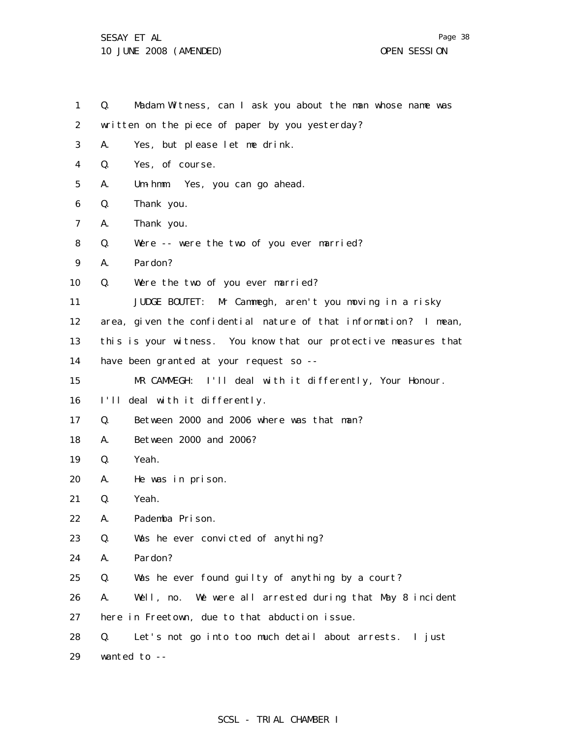1 Q. Madam Witness, can I ask you about the man whose name was
2 written on the piece of paper by you yesterday?
3 A. Yes, but please let me drink.
4 Q. Yes, of course.
5 A. Um-hmm. Yes, you can go ahead.
6 Q. Thank you.
7 A. Thank you.
8 Q. Were -- were the two of you ever married?
9 A. Pardon?
10 Q. Were the two of you ever married?
11 JUDGE BOUTET: Mr Cammegh, aren't you moving in a risky
12 area, given the confidential nature of that information? I mean,
13 this is your witness. You know that our protective measures that
14 have been granted at your request so --
15 MR CAMMEGH: I'll deal with it differently, Your Honour.
16 I'll deal with it differently.
17 Q. Between 2000 and 2006 where was that man?
18 A. Between 2000 and 2006?
19 Q. Yeah.
20 A. He was in prison.
21 Q. Yeah.
22 A. Pademba Prison.
23 Q. Was he ever convicted of anything?
24 A. Pardon?
25 Q. Was he ever found guilty of anything by a court?
26 A. Well, no. We were all arrested during that May 8 incident
27 here in Freetown, due to that abduction issue.
28 Q. Let's not go into too much detail about arrests. I just
29 wanted to --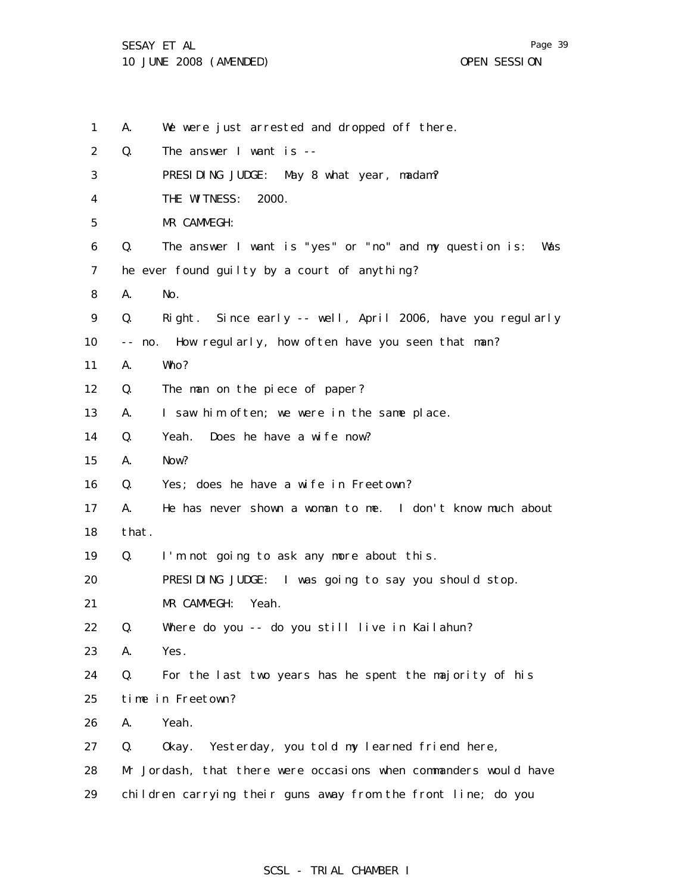A. We were just arrested and dropped off there.

Q. The answer I want is --

PRESIDING JUDGE: May 8 what year, madam?

THE WITNESS: 2000.

MR CAMMEGH:

Q. The answer I want is "yes" or "no" and my question is: Was he ever found guilty by a court of anything?

A. No.

Q. Right. Since early -- well, April 2006, have you regularly -- no. How regularly, how often have you seen that man?

A. Who?

Q. The man on the piece of paper?

A. I saw him often; we were in the same place.

Q. Yeah. Does he have a wife now?

A. Now?

Q. Yes; does he have a wife in Freetown?

A. He has never shown a woman to me. I don't know much about that.

Q. I'm not going to ask any more about this.

PRESIDING JUDGE: I was going to say you should stop.

MR CAMMEGH: Yeah.

Q. Where do you -- do you still live in Kailahun?

A. Yes.

Q. For the last two years has he spent the majority of his time in Freetown?

A. Yeah.

Q. Okay. Yesterday, you told my learned friend here, Mr Jordash, that there were occasions when commanders would have children carrying their guns away from the front line; do you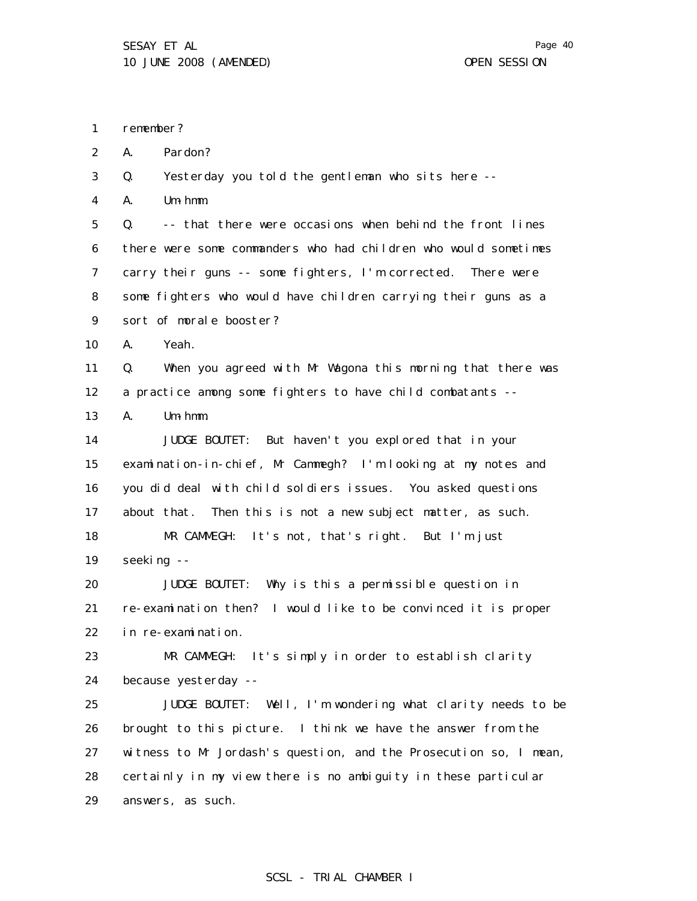remember?

A. Pardon?

Q. Yesterday you told the gentleman who sits here --

A. Um-hmm.

Q. -- that there were occasions when behind the front lines there were some commanders who had children who would sometimes carry their guns -- some fighters, I'm corrected. There were some fighters who would have children carrying their guns as a sort of morale booster?

A. Yeah.

Q. When you agreed with Mr Wagona this morning that there was a practice among some fighters to have child combatants --

A. Um-hmm.

JUDGE BOUTET: But haven't you explored that in your examination-in-chief, Mr Cammegh? I'm looking at my notes and you did deal with child soldiers issues. You asked questions about that. Then this is not a new subject matter, as such.

MR CAMMEGH: It's not, that's right. But I'm just seeking --

JUDGE BOUTET: Why is this a permissible question in re-examination then? I would like to be convinced it is proper in re-examination.

MR CAMMEGH: It's simply in order to establish clarity because yesterday --

JUDGE BOUTET: Well, I'm wondering what clarity needs to be brought to this picture. I think we have the answer from the witness to Mr Jordash's question, and the Prosecution so, I mean, certainly in my view there is no ambiguity in these particular answers, as such.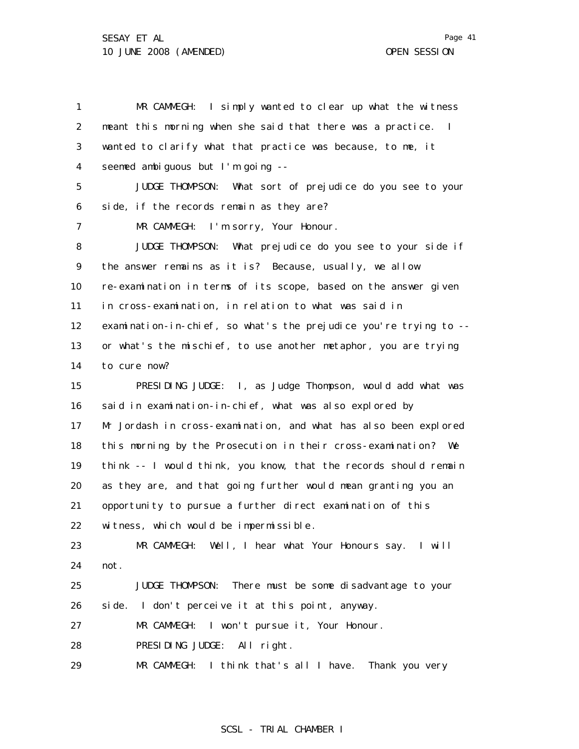MR CAMMEGH: I simply wanted to clear up what the witness meant this morning when she said that there was a practice. I wanted to clarify what that practice was because, to me, it seemed ambiguous but I'm going --

JUDGE THOMPSON: What sort of prejudice do you see to your side, if the records remain as they are?

MR CAMMEGH: I'm sorry, Your Honour.

JUDGE THOMPSON: What prejudice do you see to your side if the answer remains as it is? Because, usually, we allow re-examination in terms of its scope, based on the answer given in cross-examination, in relation to what was said in examination-in-chief, so what's the prejudice you're trying to -- or what's the mischief, to use another metaphor, you are trying to cure now?

PRESIDING JUDGE: I, as Judge Thompson, would add what was said in examination-in-chief, what was also explored by Mr Jordash in cross-examination, and what has also been explored this morning by the Prosecution in their cross-examination? We think -- I would think, you know, that the records should remain as they are, and that going further would mean granting you an opportunity to pursue a further direct examination of this witness, which would be impermissible.

MR CAMMEGH: Well, I hear what Your Honours say. I will not.

JUDGE THOMPSON: There must be some disadvantage to your side. I don't perceive it at this point, anyway.

MR CAMMEGH: I won't pursue it, Your Honour.

PRESIDING JUDGE: All right.

MR CAMMEGH: I think that's all I have. Thank you very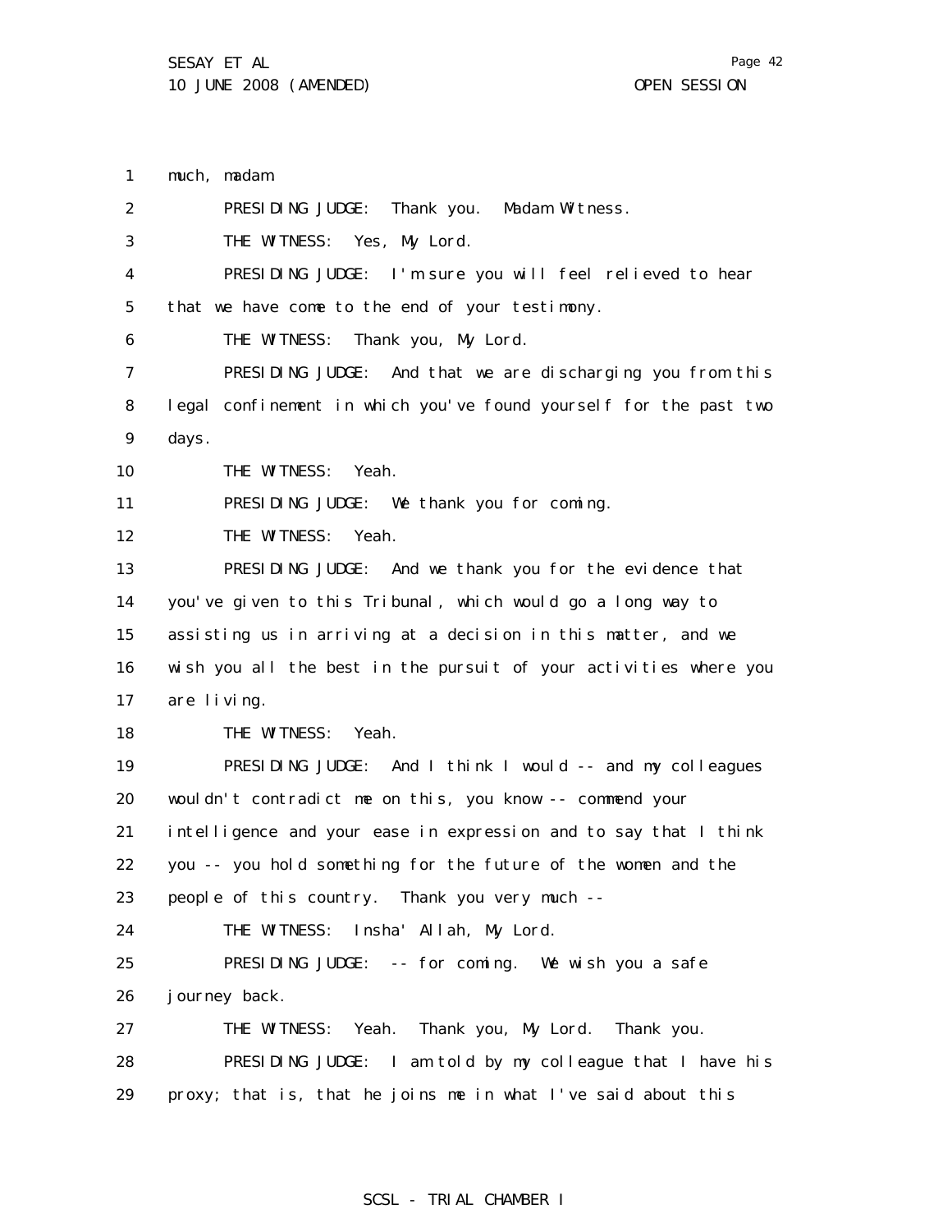1 much, madam.

2 PRESIDING JUDGE: Thank you. Madam Witness.

3 THE WITNESS: Yes, My Lord.

4 PRESIDING JUDGE: I'm sure you will feel relieved to hear

5 that we have come to the end of your testimony.

6 THE WITNESS: Thank you, My Lord.

7 PRESIDING JUDGE: And that we are discharging you from this

8 legal confinement in which you've found yourself for the past two

9 days.

10 THE WITNESS: Yeah.

11 PRESIDING JUDGE: We thank you for coming.

12 THE WITNESS: Yeah.

13 PRESIDING JUDGE: And we thank you for the evidence that

14 you've given to this Tribunal, which would go a long way to

15 assisting us in arriving at a decision in this matter, and we

16 wish you all the best in the pursuit of your activities where you

17 are living.

18 THE WITNESS: Yeah.

19 PRESIDING JUDGE: And I think I would -- and my colleagues

20 wouldn't contradict me on this, you know -- commend your

21 intelligence and your ease in expression and to say that I think

22 you -- you hold something for the future of the women and the

23 people of this country. Thank you very much --

24 THE WITNESS: Insha' Allah, My Lord.

25 PRESIDING JUDGE: -- for coming. We wish you a safe

26 journey back.

27 THE WITNESS: Yeah. Thank you, My Lord. Thank you.

28 PRESIDING JUDGE: I am told by my colleague that I have his

29 proxy; that is, that he joins me in what I've said about this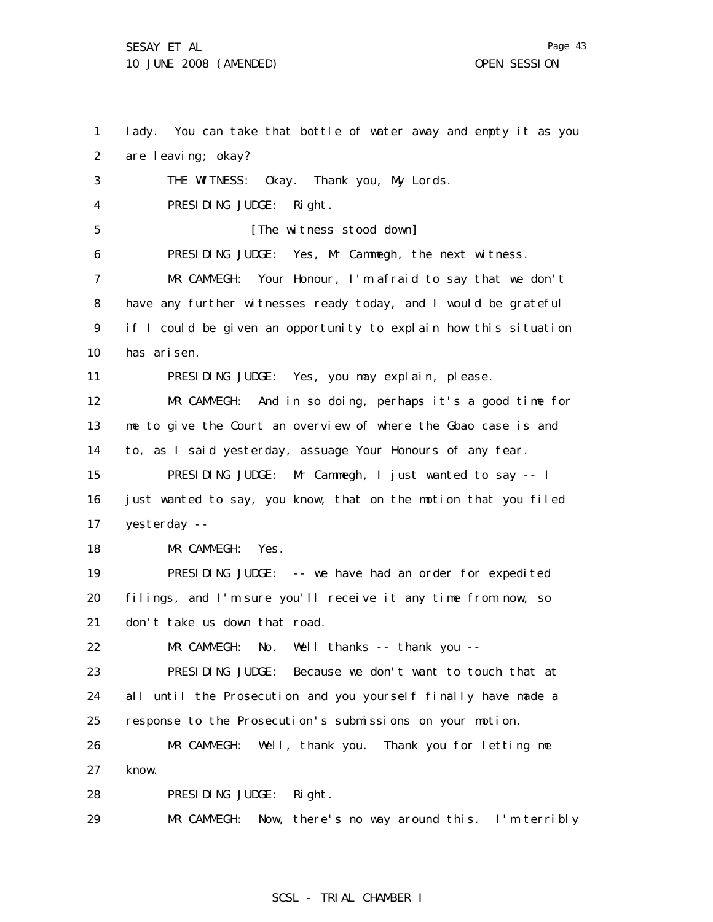lady. You can take that bottle of water away and empty it as you are leaving; okay?

THE WITNESS: Okay. Thank you, My Lords.

PRESIDING JUDGE: Right.

[The witness stood down]

PRESIDING JUDGE: Yes, Mr Cammegh, the next witness.

MR CAMMEGH: Your Honour, I'm afraid to say that we don't have any further witnesses ready today, and I would be grateful if I could be given an opportunity to explain how this situation has arisen.

PRESIDING JUDGE: Yes, you may explain, please.

MR CAMMEGH: And in so doing, perhaps it's a good time for me to give the Court an overview of where the Gbao case is and to, as I said yesterday, assuage Your Honours of any fear.

PRESIDING JUDGE: Mr Cammegh, I just wanted to say -- I just wanted to say, you know, that on the motion that you filed yesterday --

MR CAMMEGH: Yes.

PRESIDING JUDGE: -- we have had an order for expedited filings, and I'm sure you'll receive it any time from now, so don't take us down that road.

MR CAMMEGH: No. Well thanks -- thank you --

PRESIDING JUDGE: Because we don't want to touch that at all until the Prosecution and you yourself finally have made a response to the Prosecution's submissions on your motion.

MR CAMMEGH: Well, thank you. Thank you for letting me know.

PRESIDING JUDGE: Right.

MR CAMMEGH: Now, there's no way around this. I'm terribly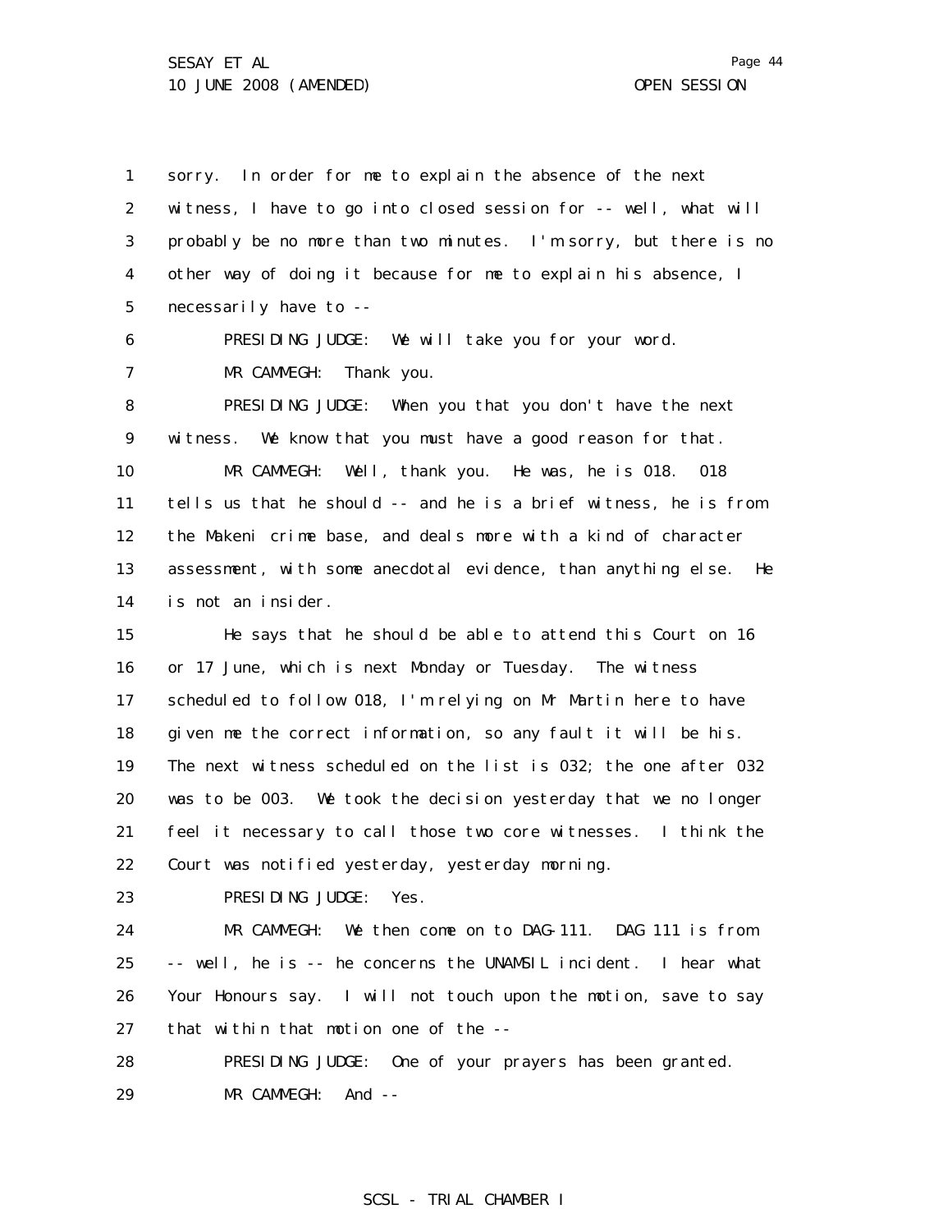1 sorry. In order for me to explain the absence of the next
2 witness, I have to go into closed session for -- well, what will
3 probably be no more than two minutes. I'm sorry, but there is no
4 other way of doing it because for me to explain his absence, I
5 necessarily have to --

6 PRESIDING JUDGE: We will take you for your word.

7 MR CAMMEGH: Thank you.

8 PRESIDING JUDGE: When you that you don't have the next
9 witness. We know that you must have a good reason for that.

10 MR CAMMEGH: Well, thank you. He was, he is 018. 018
11 tells us that he should -- and he is a brief witness, he is from
12 the Makeni crime base, and deals more with a kind of character
13 assessment, with some anecdotal evidence, than anything else. He
14 is not an insider.

15 He says that he should be able to attend this Court on 16
16 or 17 June, which is next Monday or Tuesday. The witness
17 scheduled to follow 018, I'm relying on Mr Martin here to have
18 given me the correct information, so any fault it will be his.
19 The next witness scheduled on the list is 032; the one after 032
20 was to be 003. We took the decision yesterday that we no longer
21 feel it necessary to call those two core witnesses. I think the
22 Court was notified yesterday, yesterday morning.

23 PRESIDING JUDGE: Yes.

24 MR CAMMEGH: We then come on to DAG-111. DAG 111 is from
25 -- well, he is -- he concerns the UNAMSIL incident. I hear what
26 Your Honours say. I will not touch upon the motion, save to say
27 that within that motion one of the --

28 PRESIDING JUDGE: One of your prayers has been granted.

29 MR CAMMEGH: And --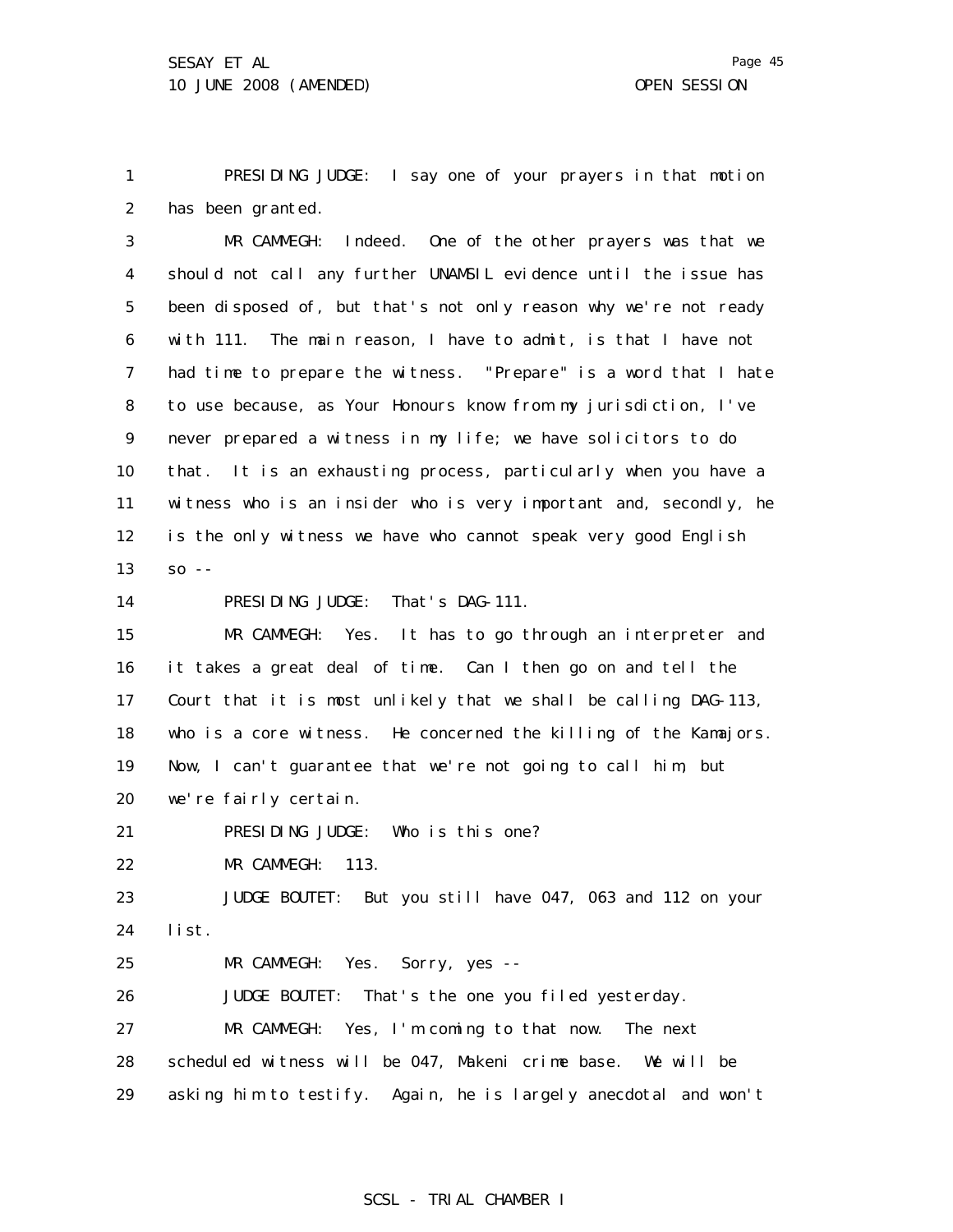PRESIDING JUDGE: I say one of your prayers in that motion has been granted.

MR CAMMEGH: Indeed. One of the other prayers was that we should not call any further UNAMSIL evidence until the issue has been disposed of, but that's not only reason why we're not ready with 111. The main reason, I have to admit, is that I have not had time to prepare the witness. "Prepare" is a word that I hate to use because, as Your Honours know from my jurisdiction, I've never prepared a witness in my life; we have solicitors to do that. It is an exhausting process, particularly when you have a witness who is an insider who is very important and, secondly, he is the only witness we have who cannot speak very good English so --

PRESIDING JUDGE: That's DAG-111.

MR CAMMEGH: Yes. It has to go through an interpreter and it takes a great deal of time. Can I then go on and tell the Court that it is most unlikely that we shall be calling DAG-113, who is a core witness. He concerned the killing of the Kamajors. Now, I can't guarantee that we're not going to call him, but we're fairly certain.

PRESIDING JUDGE: Who is this one?

MR CAMMEGH: 113.

JUDGE BOUTET: But you still have 047, 063 and 112 on your list.

MR CAMMEGH: Yes. Sorry, yes --

JUDGE BOUTET: That's the one you filed yesterday.

MR CAMMEGH: Yes, I'm coming to that now. The next scheduled witness will be 047, Makeni crime base. We will be asking him to testify. Again, he is largely anecdotal and won't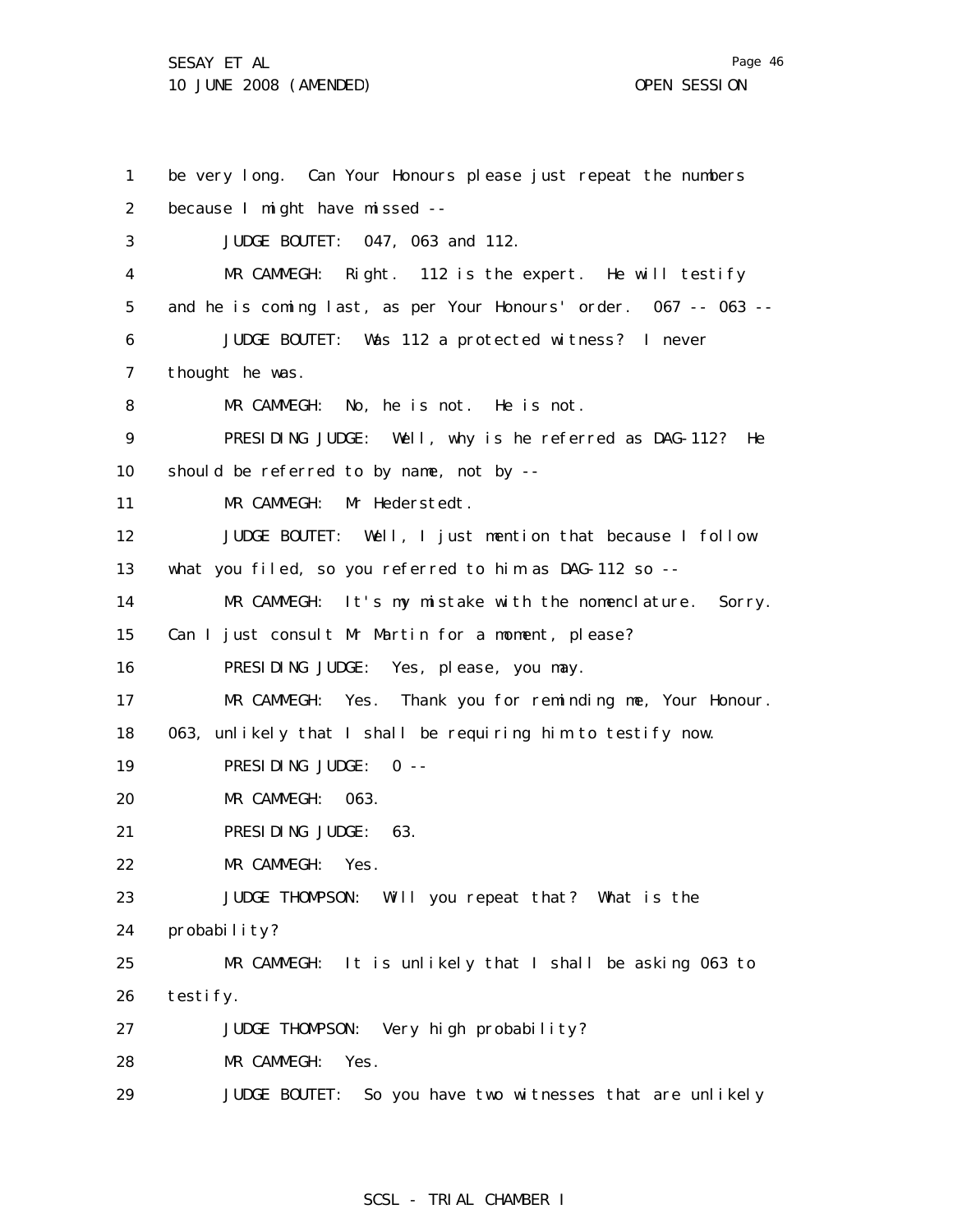1 be very long. Can Your Honours please just repeat the numbers
2 because I might have missed --
3 JUDGE BOUTET: 047, 063 and 112.
4 MR CAMMEGH: Right. 112 is the expert. He will testify
5 and he is coming last, as per Your Honours' order. 067 -- 063 --
6 JUDGE BOUTET: Was 112 a protected witness? I never
7 thought he was.
8 MR CAMMEGH: No, he is not. He is not.
9 PRESIDING JUDGE: Well, why is he referred as DAG-112? He
10 should be referred to by name, not by --
11 MR CAMMEGH: Mr Hederstedt.
12 JUDGE BOUTET: Well, I just mention that because I follow
13 what you filed, so you referred to him as DAG-112 so --
14 MR CAMMEGH: It's my mistake with the nomenclature. Sorry.
15 Can I just consult Mr Martin for a moment, please?
16 PRESIDING JUDGE: Yes, please, you may.
17 MR CAMMEGH: Yes. Thank you for reminding me, Your Honour.
18 063, unlikely that I shall be requiring him to testify now.
19 PRESIDING JUDGE: 0 --
20 MR CAMMEGH: 063.
21 PRESIDING JUDGE: 63.
22 MR CAMMEGH: Yes.
23 JUDGE THOMPSON: Will you repeat that? What is the
24 probability?
25 MR CAMMEGH: It is unlikely that I shall be asking 063 to
26 testify.
27 JUDGE THOMPSON: Very high probability?
28 MR CAMMEGH: Yes.
29 JUDGE BOUTET: So you have two witnesses that are unlikely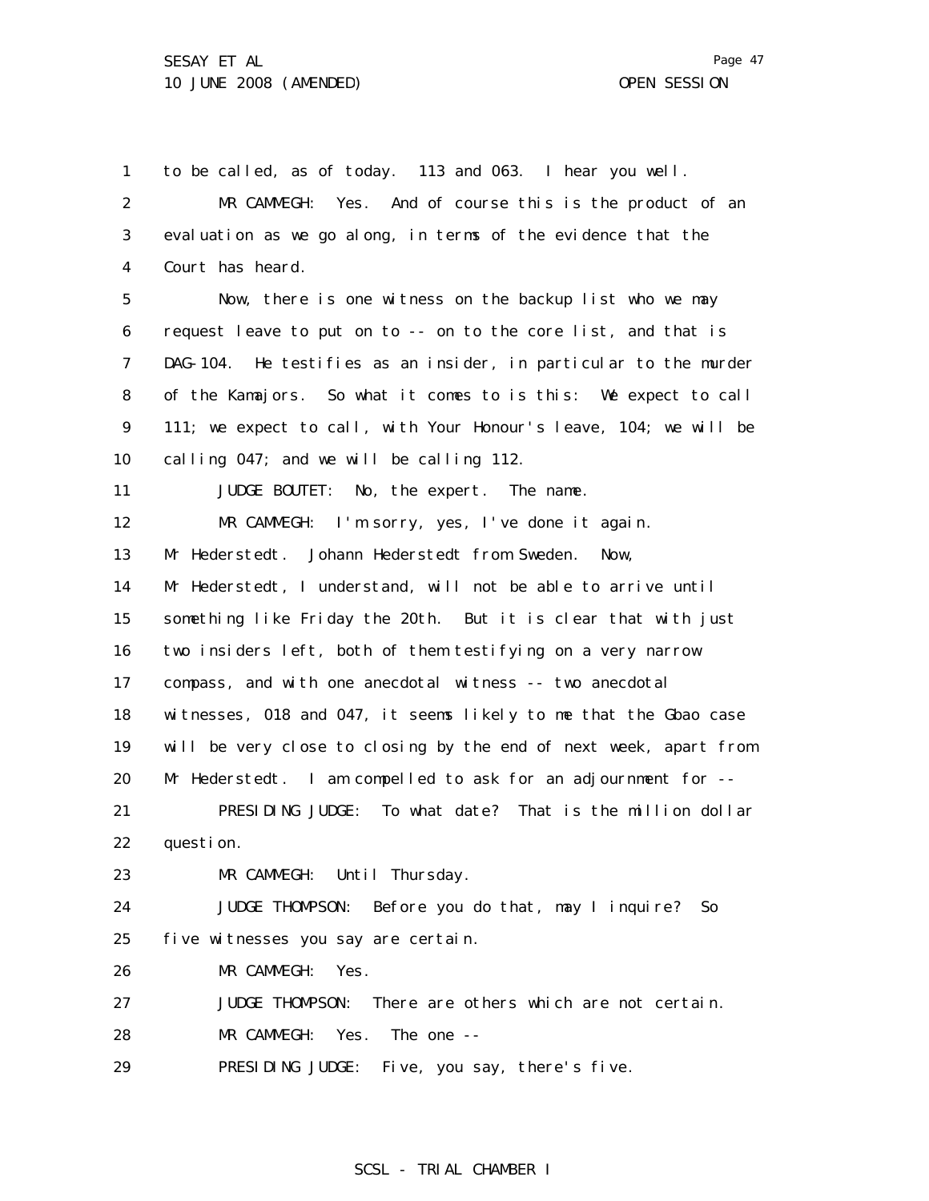to be called, as of today. 113 and 063. I hear you well.

MR CAMMEGH: Yes. And of course this is the product of an evaluation as we go along, in terms of the evidence that the Court has heard.

Now, there is one witness on the backup list who we may request leave to put on to -- on to the core list, and that is DAG-104. He testifies as an insider, in particular to the murder of the Kamajors. So what it comes to is this: We expect to call 111; we expect to call, with Your Honour's leave, 104; we will be calling 047; and we will be calling 112.

JUDGE BOUTET: No, the expert. The name.

MR CAMMEGH: I'm sorry, yes, I've done it again. Mr Hederstedt. Johann Hederstedt from Sweden. Now, Mr Hederstedt, I understand, will not be able to arrive until something like Friday the 20th. But it is clear that with just two insiders left, both of them testifying on a very narrow compass, and with one anecdotal witness -- two anecdotal witnesses, 018 and 047, it seems likely to me that the Gbao case will be very close to closing by the end of next week, apart from Mr Hederstedt. I am compelled to ask for an adjournment for --

PRESIDING JUDGE: To what date? That is the million dollar question.

MR CAMMEGH: Until Thursday.

JUDGE THOMPSON: Before you do that, may I inquire? So five witnesses you say are certain.

MR CAMMEGH: Yes.

JUDGE THOMPSON: There are others which are not certain.

MR CAMMEGH: Yes. The one --

PRESIDING JUDGE: Five, you say, there's five.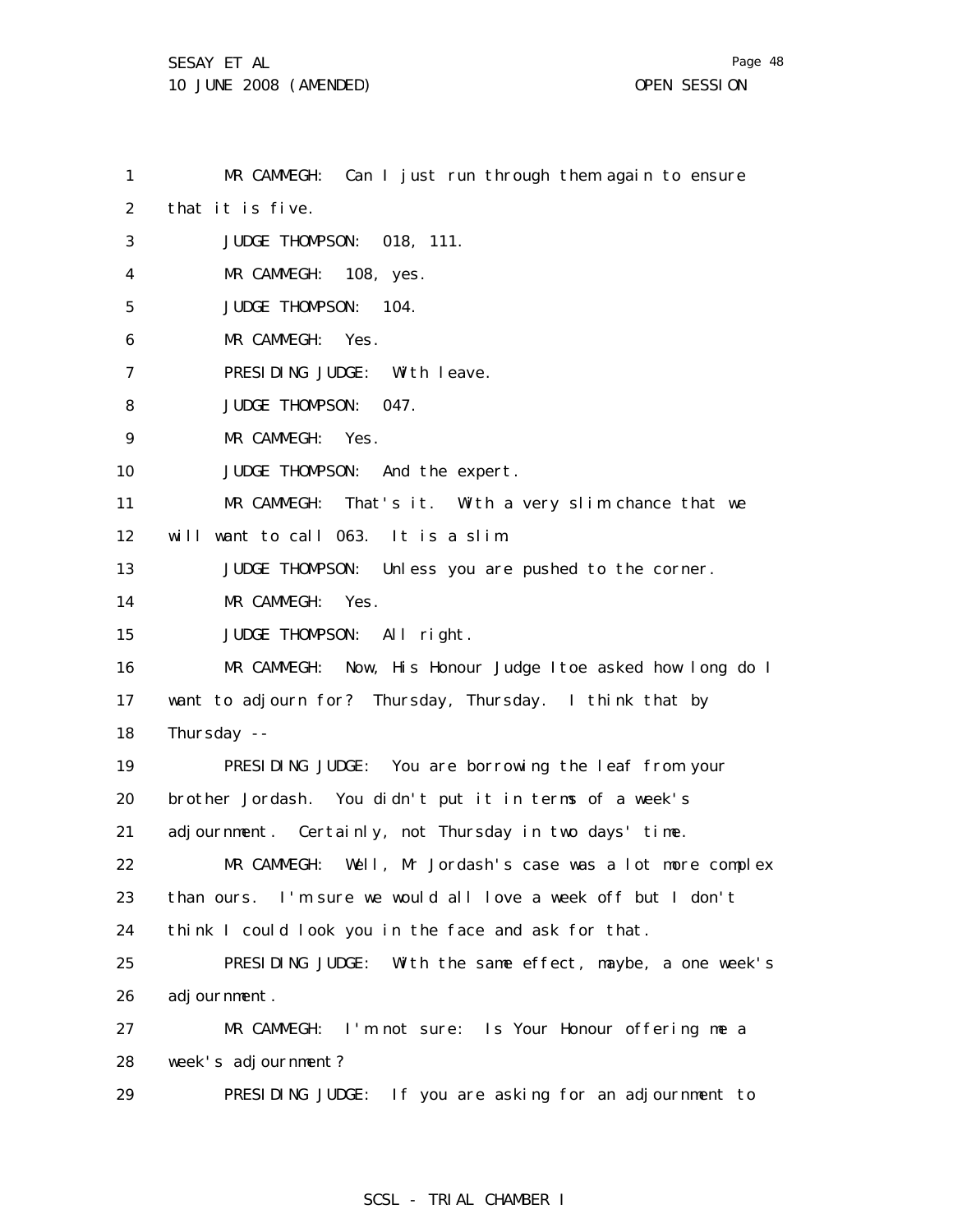1 MR CAMMEGH: Can I just run through them again to ensure
2 that it is five.
3 JUDGE THOMPSON: 018, 111.
4 MR CAMMEGH: 108, yes.
5 JUDGE THOMPSON: 104.
6 MR CAMMEGH: Yes.
7 PRESIDING JUDGE: With leave.
8 JUDGE THOMPSON: 047.
9 MR CAMMEGH: Yes.
10 JUDGE THOMPSON: And the expert.
11 MR CAMMEGH: That's it. With a very slim chance that we
12 will want to call 063. It is a slim.
13 JUDGE THOMPSON: Unless you are pushed to the corner.
14 MR CAMMEGH: Yes.
15 JUDGE THOMPSON: All right.
16 MR CAMMEGH: Now, His Honour Judge Itoe asked how long do I
17 want to adjourn for? Thursday, Thursday. I think that by
18 Thursday --
19 PRESIDING JUDGE: You are borrowing the leaf from your
20 brother Jordash. You didn't put it in terms of a week's
21 adjournment. Certainly, not Thursday in two days' time.
22 MR CAMMEGH: Well, Mr Jordash's case was a lot more complex
23 than ours. I'm sure we would all love a week off but I don't
24 think I could look you in the face and ask for that.
25 PRESIDING JUDGE: With the same effect, maybe, a one week's
26 adjournment.
27 MR CAMMEGH: I'm not sure: Is Your Honour offering me a
28 week's adjournment?
29 PRESIDING JUDGE: If you are asking for an adjournment to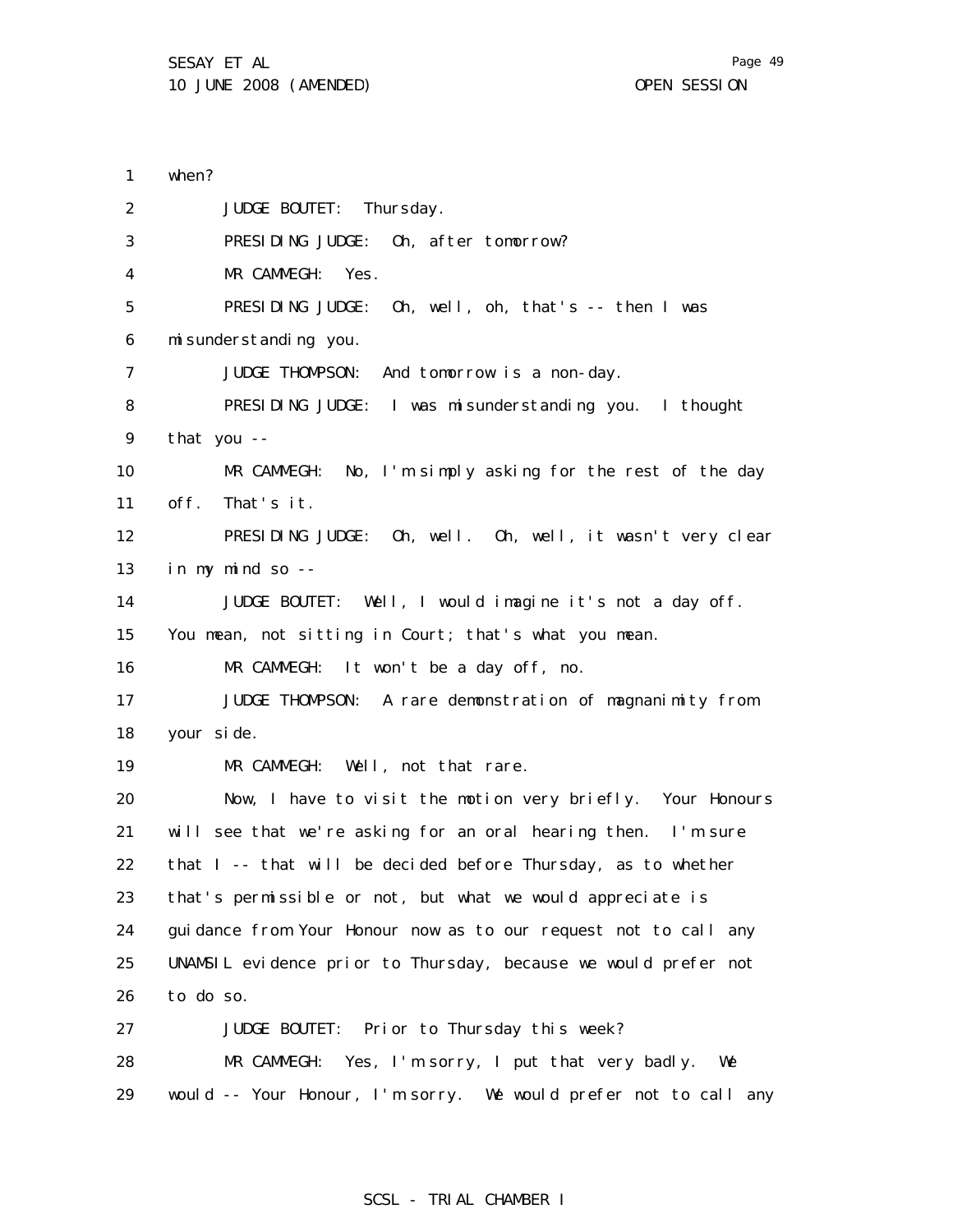when?

JUDGE BOUTET: Thursday.

PRESIDING JUDGE: Oh, after tomorrow?

MR CAMMEGH: Yes.

PRESIDING JUDGE: Oh, well, oh, that's -- then I was misunderstanding you.

JUDGE THOMPSON: And tomorrow is a non-day.

PRESIDING JUDGE: I was misunderstanding you. I thought that you --

MR CAMMEGH: No, I'm simply asking for the rest of the day off. That's it.

PRESIDING JUDGE: Oh, well. Oh, well, it wasn't very clear in my mind so --

JUDGE BOUTET: Well, I would imagine it's not a day off. You mean, not sitting in Court; that's what you mean.

MR CAMMEGH: It won't be a day off, no.

JUDGE THOMPSON: A rare demonstration of magnanimity from your side.

MR CAMMEGH: Well, not that rare.

Now, I have to visit the motion very briefly. Your Honours will see that we're asking for an oral hearing then. I'm sure that I -- that will be decided before Thursday, as to whether that's permissible or not, but what we would appreciate is guidance from Your Honour now as to our request not to call any UNAMSIL evidence prior to Thursday, because we would prefer not to do so.

JUDGE BOUTET: Prior to Thursday this week?

MR CAMMEGH: Yes, I'm sorry, I put that very badly. We would -- Your Honour, I'm sorry. We would prefer not to call any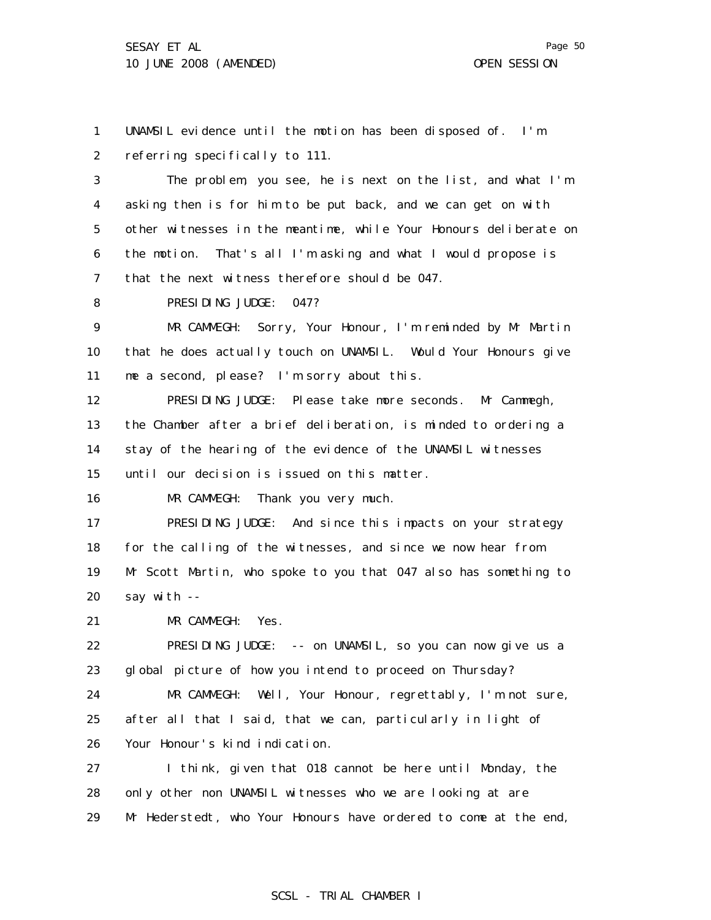UNAMSIL evidence until the motion has been disposed of. I'm referring specifically to 111.

The problem, you see, he is next on the list, and what I'm asking then is for him to be put back, and we can get on with other witnesses in the meantime, while Your Honours deliberate on the motion. That's all I'm asking and what I would propose is that the next witness therefore should be 047.

PRESIDING JUDGE: 047?

MR CAMMEGH: Sorry, Your Honour, I'm reminded by Mr Martin that he does actually touch on UNAMSIL. Would Your Honours give me a second, please? I'm sorry about this.

PRESIDING JUDGE: Please take more seconds. Mr Cammegh, the Chamber after a brief deliberation, is minded to ordering a stay of the hearing of the evidence of the UNAMSIL witnesses until our decision is issued on this matter.

MR CAMMEGH: Thank you very much.

PRESIDING JUDGE: And since this impacts on your strategy for the calling of the witnesses, and since we now hear from Mr Scott Martin, who spoke to you that 047 also has something to say with --

MR CAMMEGH: Yes.

PRESIDING JUDGE: -- on UNAMSIL, so you can now give us a global picture of how you intend to proceed on Thursday?

MR CAMMEGH: Well, Your Honour, regrettably, I'm not sure, after all that I said, that we can, particularly in light of Your Honour's kind indication.

I think, given that 018 cannot be here until Monday, the only other non UNAMSIL witnesses who we are looking at are Mr Hederstedt, who Your Honours have ordered to come at the end,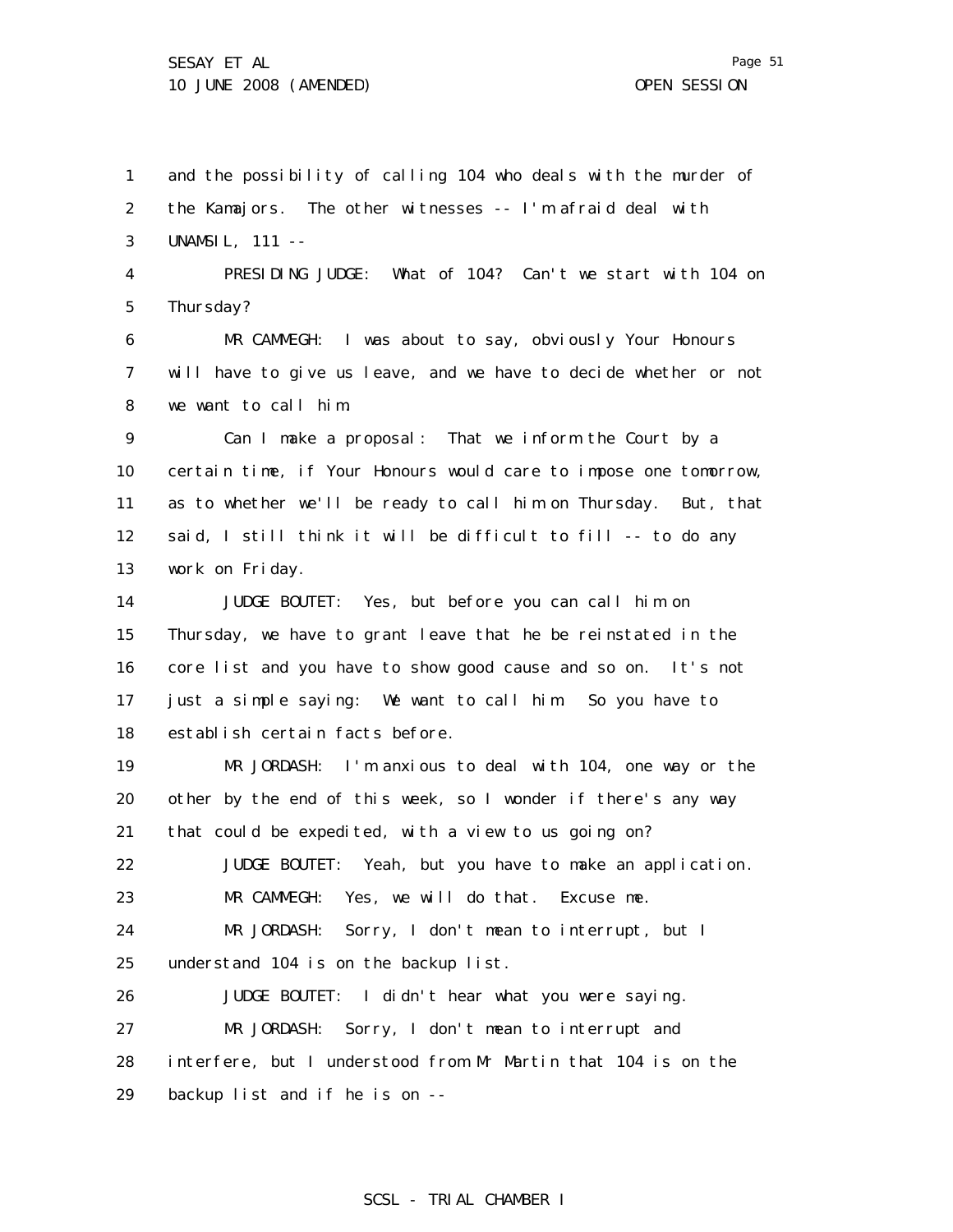1 and the possibility of calling 104 who deals with the murder of
2 the Kamajors. The other witnesses -- I'm afraid deal with
3 UNAMSIL, 111 --

4 PRESIDING JUDGE: What of 104? Can't we start with 104 on
5 Thursday?

6 MR CAMMEGH: I was about to say, obviously Your Honours
7 will have to give us leave, and we have to decide whether or not
8 we want to call him.

9 Can I make a proposal: That we inform the Court by a
10 certain time, if Your Honours would care to impose one tomorrow,
11 as to whether we'll be ready to call him on Thursday. But, that
12 said, I still think it will be difficult to fill -- to do any
13 work on Friday.

14 JUDGE BOUTET: Yes, but before you can call him on
15 Thursday, we have to grant leave that he be reinstated in the
16 core list and you have to show good cause and so on. It's not
17 just a simple saying: We want to call him. So you have to
18 establish certain facts before.

19 MR JORDASH: I'm anxious to deal with 104, one way or the
20 other by the end of this week, so I wonder if there's any way
21 that could be expedited, with a view to us going on?

22 JUDGE BOUTET: Yeah, but you have to make an application.

23 MR CAMMEGH: Yes, we will do that. Excuse me.

24 MR JORDASH: Sorry, I don't mean to interrupt, but I
25 understand 104 is on the backup list.

26 JUDGE BOUTET: I didn't hear what you were saying.

27 MR JORDASH: Sorry, I don't mean to interrupt and
28 interfere, but I understood from Mr Martin that 104 is on the
29 backup list and if he is on --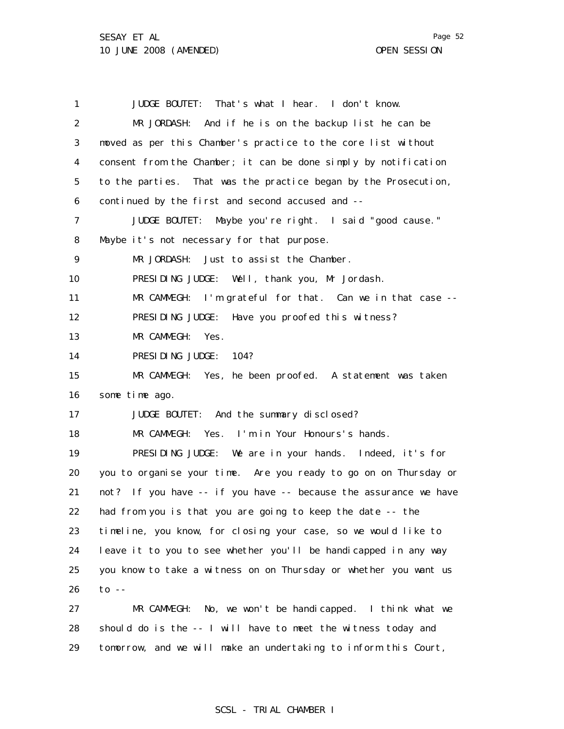JUDGE BOUTET: That's what I hear. I don't know.

MR JORDASH: And if he is on the backup list he can be moved as per this Chamber's practice to the core list without consent from the Chamber; it can be done simply by notification to the parties. That was the practice began by the Prosecution, continued by the first and second accused and --

JUDGE BOUTET: Maybe you're right. I said "good cause." Maybe it's not necessary for that purpose.

MR JORDASH: Just to assist the Chamber.

PRESIDING JUDGE: Well, thank you, Mr Jordash.

MR CAMMEGH: I'm grateful for that. Can we in that case --

PRESIDING JUDGE: Have you proofed this witness?

MR CAMMEGH: Yes.

PRESIDING JUDGE: 104?

MR CAMMEGH: Yes, he been proofed. A statement was taken some time ago.

JUDGE BOUTET: And the summary disclosed?

MR CAMMEGH: Yes. I'm in Your Honours's hands.

PRESIDING JUDGE: We are in your hands. Indeed, it's for you to organise your time. Are you ready to go on on Thursday or not? If you have -- if you have -- because the assurance we have had from you is that you are going to keep the date -- the timeline, you know, for closing your case, so we would like to leave it to you to see whether you'll be handicapped in any way you know to take a witness on on Thursday or whether you want us to --

MR CAMMEGH: No, we won't be handicapped. I think what we should do is the -- I will have to meet the witness today and tomorrow, and we will make an undertaking to inform this Court,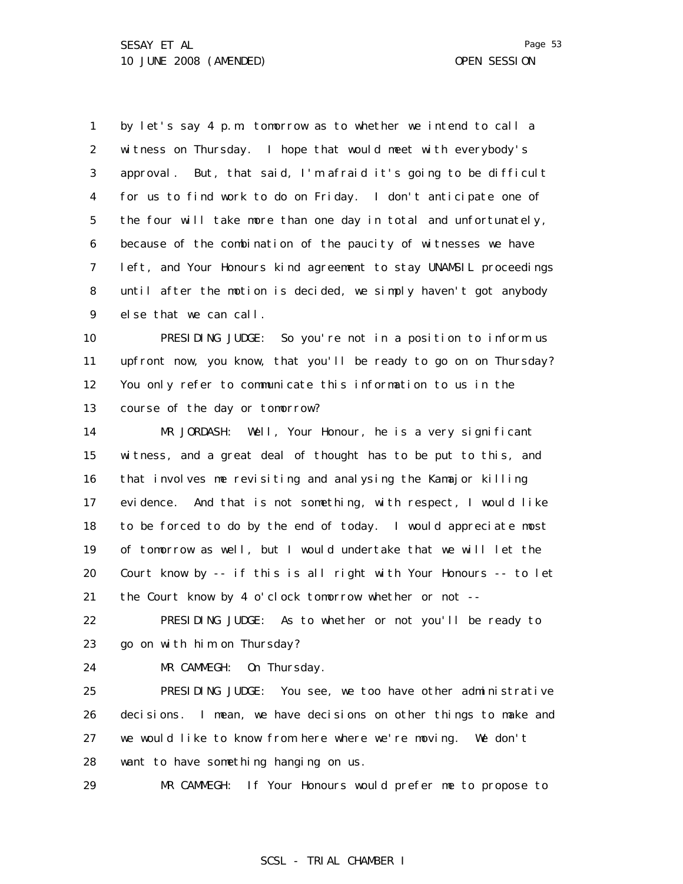by let's say 4 p.m. tomorrow as to whether we intend to call a witness on Thursday. I hope that would meet with everybody's approval. But, that said, I'm afraid it's going to be difficult for us to find work to do on Friday. I don't anticipate one of the four will take more than one day in total and unfortunately, because of the combination of the paucity of witnesses we have left, and Your Honours kind agreement to stay UNAMSIL proceedings until after the motion is decided, we simply haven't got anybody else that we can call.

PRESIDING JUDGE: So you're not in a position to inform us upfront now, you know, that you'll be ready to go on on Thursday? You only refer to communicate this information to us in the course of the day or tomorrow?

MR JORDASH: Well, Your Honour, he is a very significant witness, and a great deal of thought has to be put to this, and that involves me revisiting and analysing the Kamajor killing evidence. And that is not something, with respect, I would like to be forced to do by the end of today. I would appreciate most of tomorrow as well, but I would undertake that we will let the Court know by -- if this is all right with Your Honours -- to let the Court know by 4 o'clock tomorrow whether or not --

PRESIDING JUDGE: As to whether or not you'll be ready to go on with him on Thursday?

MR CAMMEGH: On Thursday.

PRESIDING JUDGE: You see, we too have other administrative decisions. I mean, we have decisions on other things to make and we would like to know from here where we're moving. We don't want to have something hanging on us.

MR CAMMEGH: If Your Honours would prefer me to propose to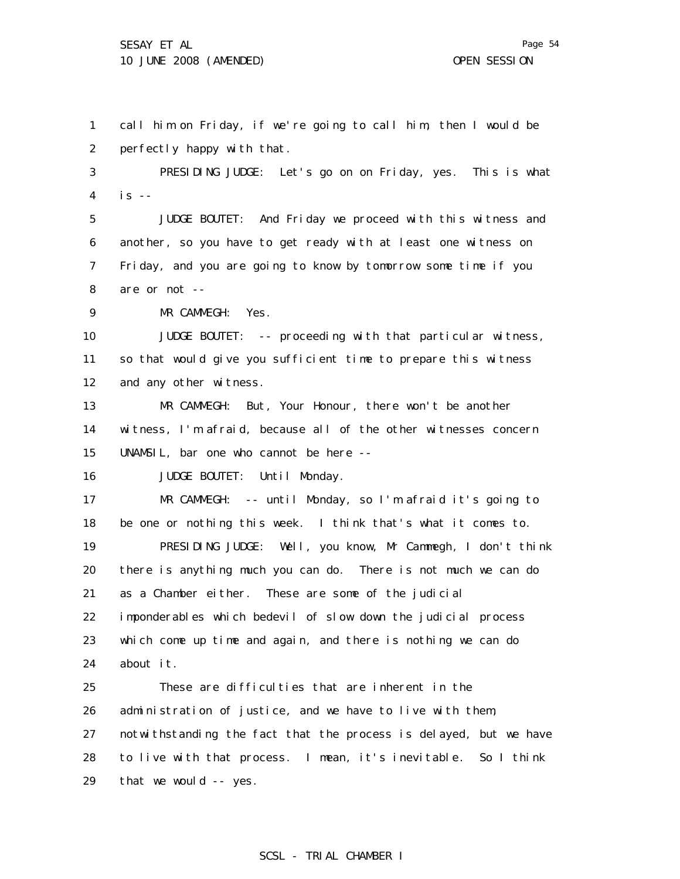call him on Friday, if we're going to call him, then I would be perfectly happy with that.

PRESIDING JUDGE: Let's go on on Friday, yes. This is what is --

JUDGE BOUTET: And Friday we proceed with this witness and another, so you have to get ready with at least one witness on Friday, and you are going to know by tomorrow some time if you are or not --

MR CAMMEGH: Yes.

JUDGE BOUTET: -- proceeding with that particular witness, so that would give you sufficient time to prepare this witness and any other witness.

MR CAMMEGH: But, Your Honour, there won't be another witness, I'm afraid, because all of the other witnesses concern UNAMSIL, bar one who cannot be here --

JUDGE BOUTET: Until Monday.

MR CAMMEGH: -- until Monday, so I'm afraid it's going to be one or nothing this week. I think that's what it comes to.

PRESIDING JUDGE: Well, you know, Mr Cammegh, I don't think there is anything much you can do. There is not much we can do as a Chamber either. These are some of the judicial imponderables which bedevil of slow down the judicial process which come up time and again, and there is nothing we can do about it.

These are difficulties that are inherent in the administration of justice, and we have to live with them, notwithstanding the fact that the process is delayed, but we have to live with that process. I mean, it's inevitable. So I think that we would -- yes.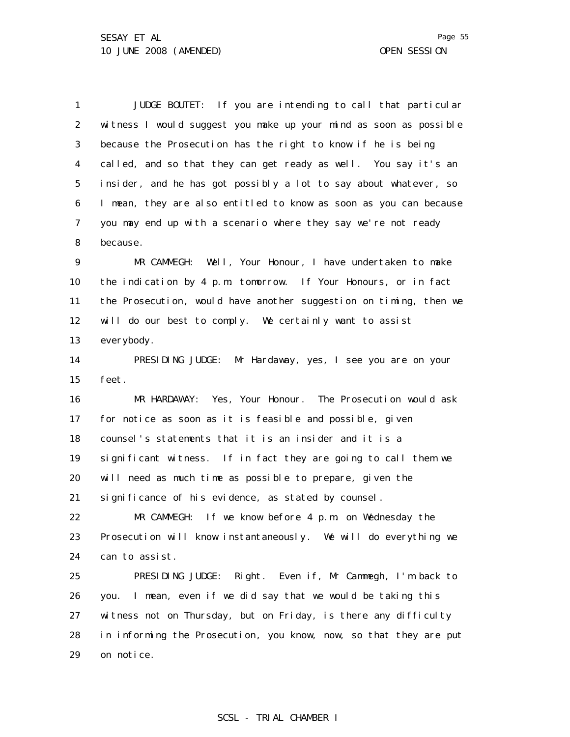JUDGE BOUTET: If you are intending to call that particular witness I would suggest you make up your mind as soon as possible because the Prosecution has the right to know if he is being called, and so that they can get ready as well. You say it's an insider, and he has got possibly a lot to say about whatever, so I mean, they are also entitled to know as soon as you can because you may end up with a scenario where they say we're not ready because.

MR CAMMEGH: Well, Your Honour, I have undertaken to make the indication by 4 p.m. tomorrow. If Your Honours, or in fact the Prosecution, would have another suggestion on timing, then we will do our best to comply. We certainly want to assist everybody.

PRESIDING JUDGE: Mr Hardaway, yes, I see you are on your feet.

MR HARDAWAY: Yes, Your Honour. The Prosecution would ask for notice as soon as it is feasible and possible, given counsel's statements that it is an insider and it is a significant witness. If in fact they are going to call them we will need as much time as possible to prepare, given the significance of his evidence, as stated by counsel.

MR CAMMEGH: If we know before 4 p.m. on Wednesday the Prosecution will know instantaneously. We will do everything we can to assist.

PRESIDING JUDGE: Right. Even if, Mr Cammegh, I'm back to you. I mean, even if we did say that we would be taking this witness not on Thursday, but on Friday, is there any difficulty in informing the Prosecution, you know, now, so that they are put on notice.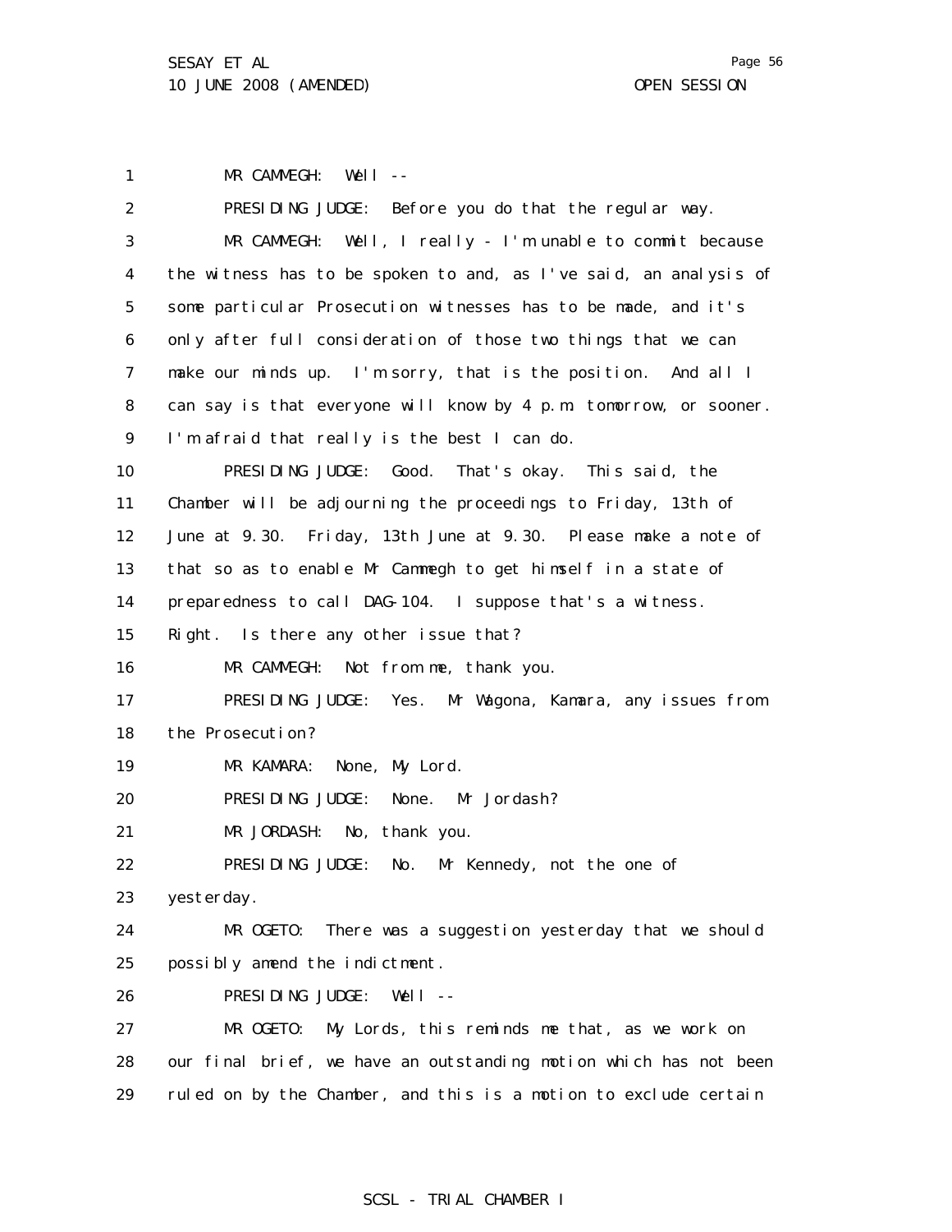1 MR CAMMEGH: Well --

2 PRESIDING JUDGE: Before you do that the regular way.

3 MR CAMMEGH: Well, I really - I'm unable to commit because

4 the witness has to be spoken to and, as I've said, an analysis of

5 some particular Prosecution witnesses has to be made, and it's

6 only after full consideration of those two things that we can

7 make our minds up. I'm sorry, that is the position. And all I

8 can say is that everyone will know by 4 p.m. tomorrow, or sooner.

9 I'm afraid that really is the best I can do.

10 PRESIDING JUDGE: Good. That's okay. This said, the

11 Chamber will be adjourning the proceedings to Friday, 13th of

12 June at 9.30. Friday, 13th June at 9.30. Please make a note of

13 that so as to enable Mr Cammegh to get himself in a state of

14 preparedness to call DAG-104. I suppose that's a witness.

15 Right. Is there any other issue that?

16 MR CAMMEGH: Not from me, thank you.

17 PRESIDING JUDGE: Yes. Mr Wagona, Kamara, any issues from

18 the Prosecution?

19 MR KAMARA: None, My Lord.

20 PRESIDING JUDGE: None. Mr Jordash?

21 MR JORDASH: No, thank you.

22 PRESIDING JUDGE: No. Mr Kennedy, not the one of

23 yesterday.

24 MR OGETO: There was a suggestion yesterday that we should

25 possibly amend the indictment.

26 PRESIDING JUDGE: Well --

27 MR OGETO: My Lords, this reminds me that, as we work on

28 our final brief, we have an outstanding motion which has not been

29 ruled on by the Chamber, and this is a motion to exclude certain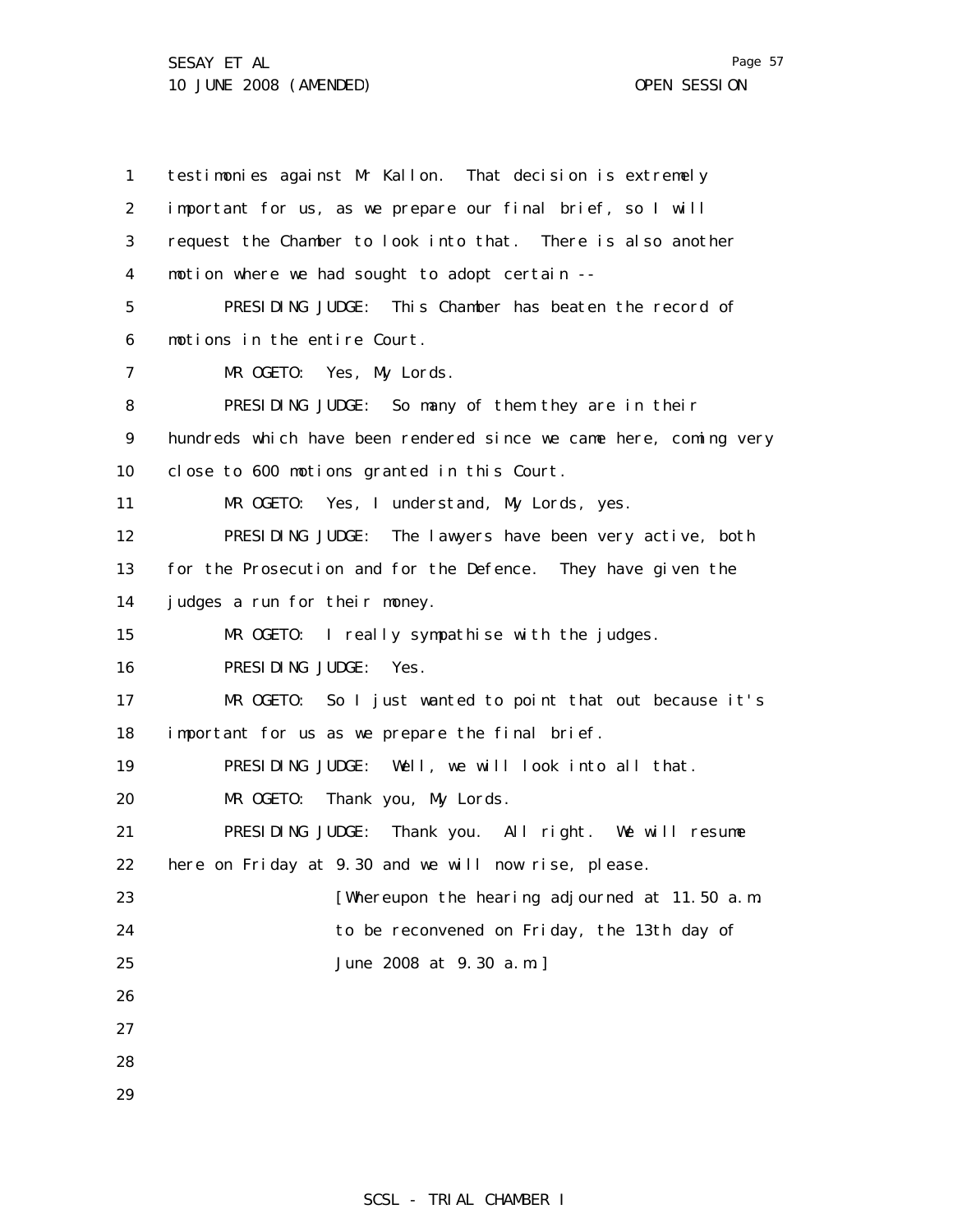testimonies against Mr Kallon. That decision is extremely important for us, as we prepare our final brief, so I will request the Chamber to look into that. There is also another motion where we had sought to adopt certain --

PRESIDING JUDGE: This Chamber has beaten the record of motions in the entire Court.

MR OGETO: Yes, My Lords.

PRESIDING JUDGE: So many of them they are in their hundreds which have been rendered since we came here, coming very close to 600 motions granted in this Court.

MR OGETO: Yes, I understand, My Lords, yes.

PRESIDING JUDGE: The lawyers have been very active, both for the Prosecution and for the Defence. They have given the judges a run for their money.

MR OGETO: I really sympathise with the judges.

PRESIDING JUDGE: Yes.

MR OGETO: So I just wanted to point that out because it's important for us as we prepare the final brief.

PRESIDING JUDGE: Well, we will look into all that.

MR OGETO: Thank you, My Lords.

PRESIDING JUDGE: Thank you. All right. We will resume here on Friday at 9.30 and we will now rise, please.

[Whereupon the hearing adjourned at 11.50 a.m. to be reconvened on Friday, the 13th day of June 2008 at 9.30 a.m.]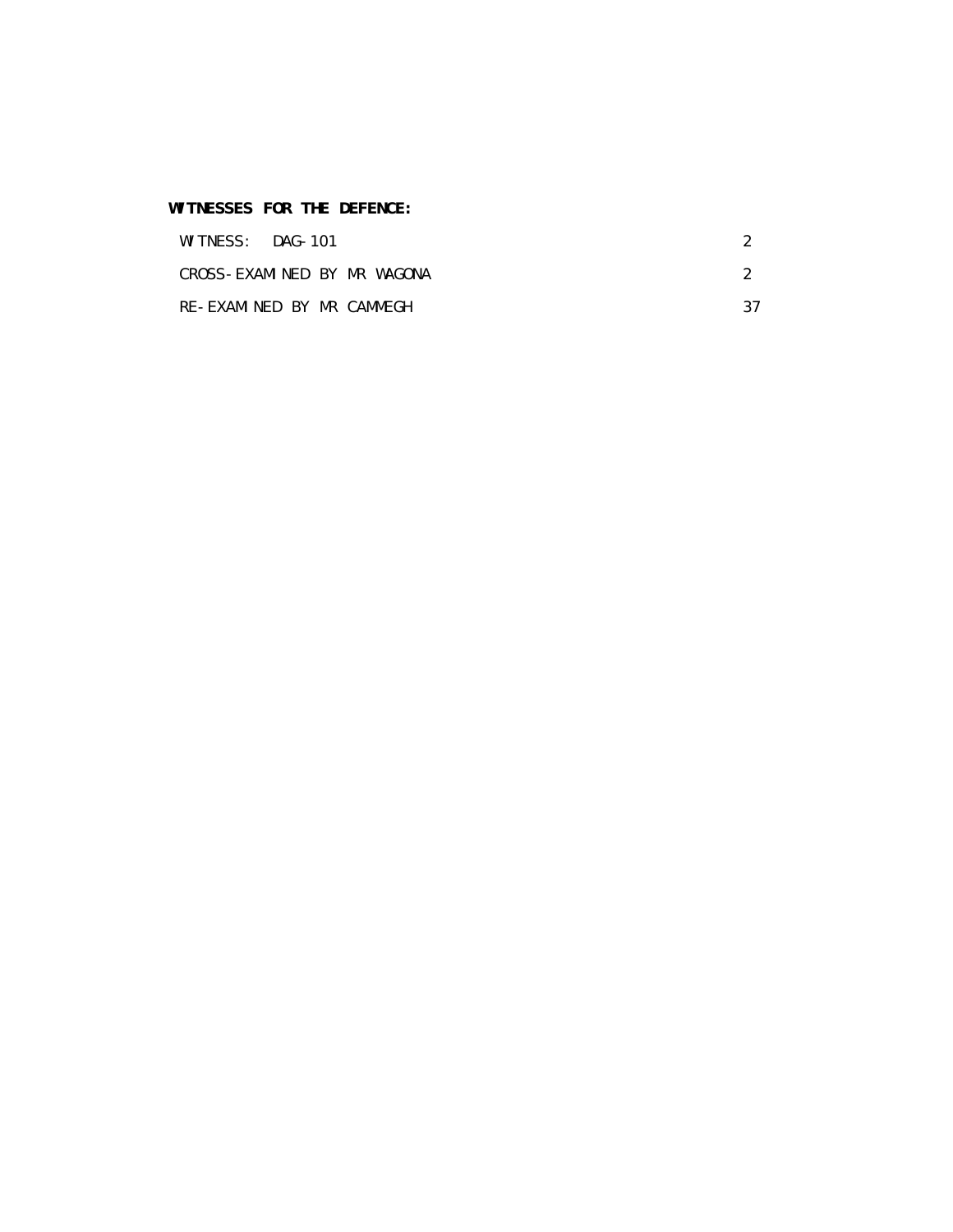**WITNESSES FOR THE DEFENCE:**

| | |
|---|---|
| WITNESS: DAG-101 | 2 |
| CROSS-EXAMINED BY MR WAGONA | 2 |
| RE-EXAMINED BY MR CAMMEGH | 37 |